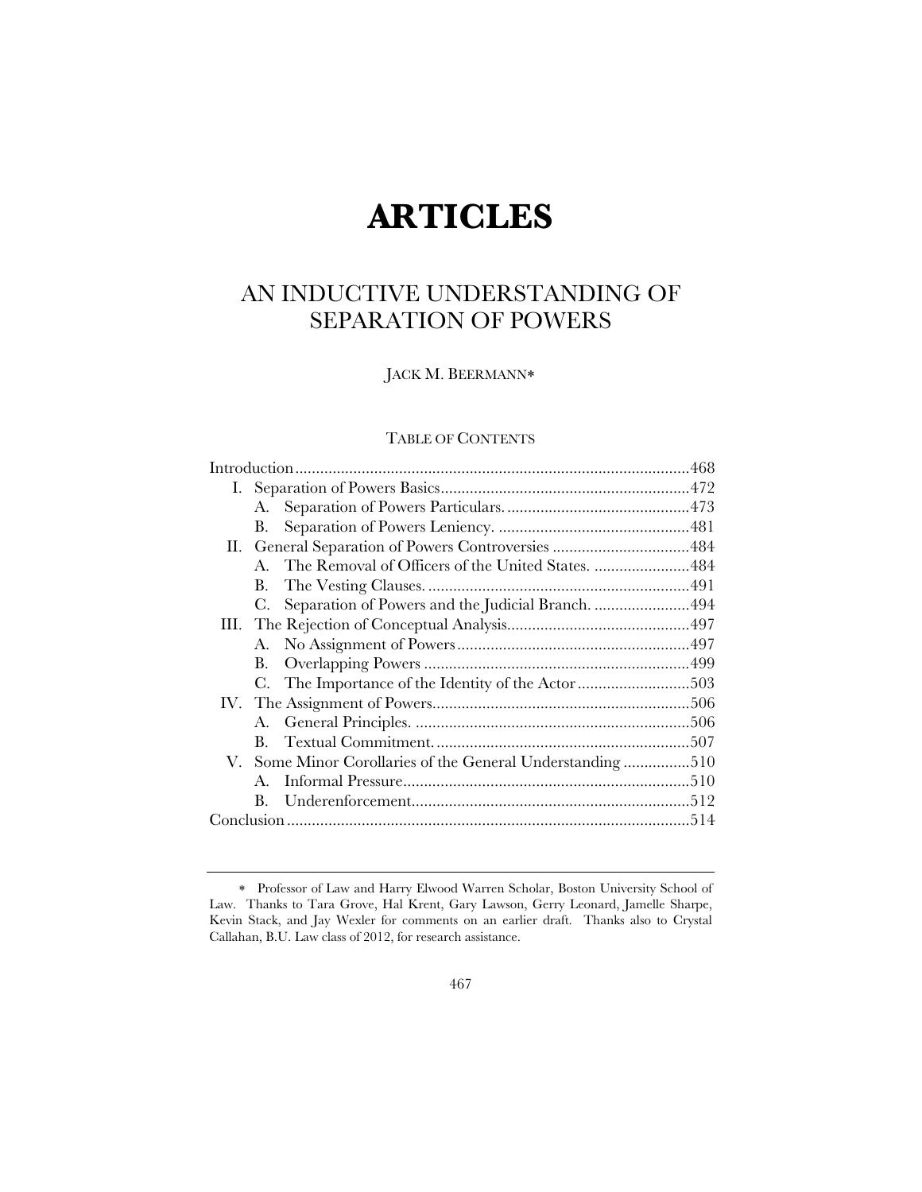# ARTICLES

## AN INDUCTIVE UNDERSTANDING OF SEPARATION OF POWERS

JACK M. BEERMANN*

TABLE OF CONTENTS

| | |
|---|---|
| Introduction | 468 |
| I. Separation of Powers Basics | 472 |
| A. Separation of Powers Particulars. | 473 |
| B. Separation of Powers Leniency. | 481 |
| II. General Separation of Powers Controversies | 484 |
| A. The Removal of Officers of the United States. | 484 |
| B. The Vesting Clauses. | 491 |
| C. Separation of Powers and the Judicial Branch. | 494 |
| III. The Rejection of Conceptual Analysis | 497 |
| A. No Assignment of Powers | 497 |
| B. Overlapping Powers | 499 |
| C. The Importance of the Identity of the Actor | 503 |
| IV. The Assignment of Powers | 506 |
| A. General Principles. | 506 |
| B. Textual Commitment. | 507 |
| V. Some Minor Corollaries of the General Understanding | 510 |
| A. Informal Pressure | 510 |
| B. Underenforcement | 512 |
| Conclusion | 514 |

---

* Professor of Law and Harry Elwood Warren Scholar, Boston University School of Law. Thanks to Tara Grove, Hal Krent, Gary Lawson, Gerry Leonard, Jamelle Sharpe, Kevin Stack, and Jay Wexler for comments on an earlier draft. Thanks also to Crystal Callahan, B.U. Law class of 2012, for research assistance.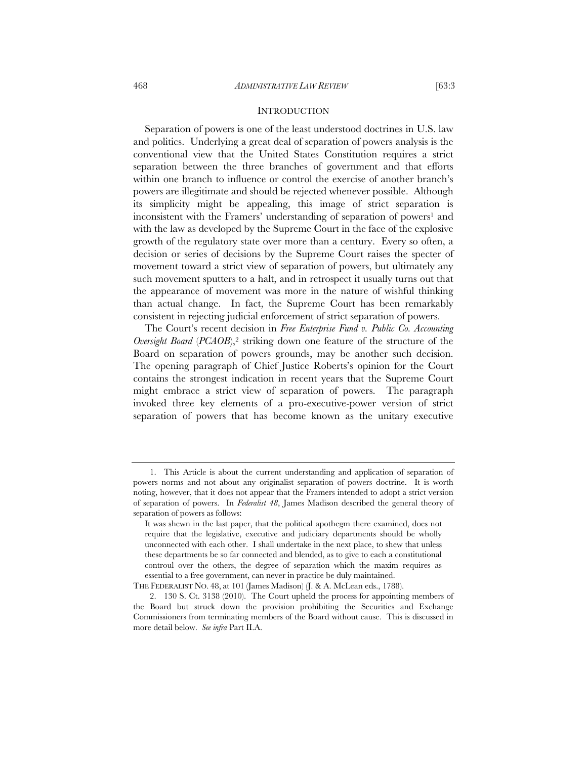## INTRODUCTION

Separation of powers is one of the least understood doctrines in U.S. law and politics. Underlying a great deal of separation of powers analysis is the conventional view that the United States Constitution requires a strict separation between the three branches of government and that efforts within one branch to influence or control the exercise of another branch's powers are illegitimate and should be rejected whenever possible. Although its simplicity might be appealing, this image of strict separation is inconsistent with the Framers' understanding of separation of powers[1] and with the law as developed by the Supreme Court in the face of the explosive growth of the regulatory state over more than a century. Every so often, a decision or series of decisions by the Supreme Court raises the specter of movement toward a strict view of separation of powers, but ultimately any such movement sputters to a halt, and in retrospect it usually turns out that the appearance of movement was more in the nature of wishful thinking than actual change. In fact, the Supreme Court has been remarkably consistent in rejecting judicial enforcement of strict separation of powers.

The Court's recent decision in *Free Enterprise Fund v. Public Co. Accounting Oversight Board* (*PCAOB*),[2] striking down one feature of the structure of the Board on separation of powers grounds, may be another such decision. The opening paragraph of Chief Justice Roberts's opinion for the Court contains the strongest indication in recent years that the Supreme Court might embrace a strict view of separation of powers. The paragraph invoked three key elements of a pro-executive-power version of strict separation of powers that has become known as the unitary executive

---

1. This Article is about the current understanding and application of separation of powers norms and not about any originalist separation of powers doctrine. It is worth noting, however, that it does not appear that the Framers intended to adopt a strict version of separation of powers. In *Federalist 48*, James Madison described the general theory of separation of powers as follows:

> It was shewn in the last paper, that the political apothegm there examined, does not require that the legislative, executive and judiciary departments should be wholly unconnected with each other. I shall undertake in the next place, to shew that unless these departments be so far connected and blended, as to give to each a constitutional controul over the others, the degree of separation which the maxim requires as essential to a free government, can never in practice be duly maintained.

THE FEDERALIST NO. 48, at 101 (James Madison) (J. & A. McLean eds., 1788).

2. 130 S. Ct. 3138 (2010). The Court upheld the process for appointing members of the Board but struck down the provision prohibiting the Securities and Exchange Commissioners from terminating members of the Board without cause. This is discussed in more detail below. *See infra* Part II.A.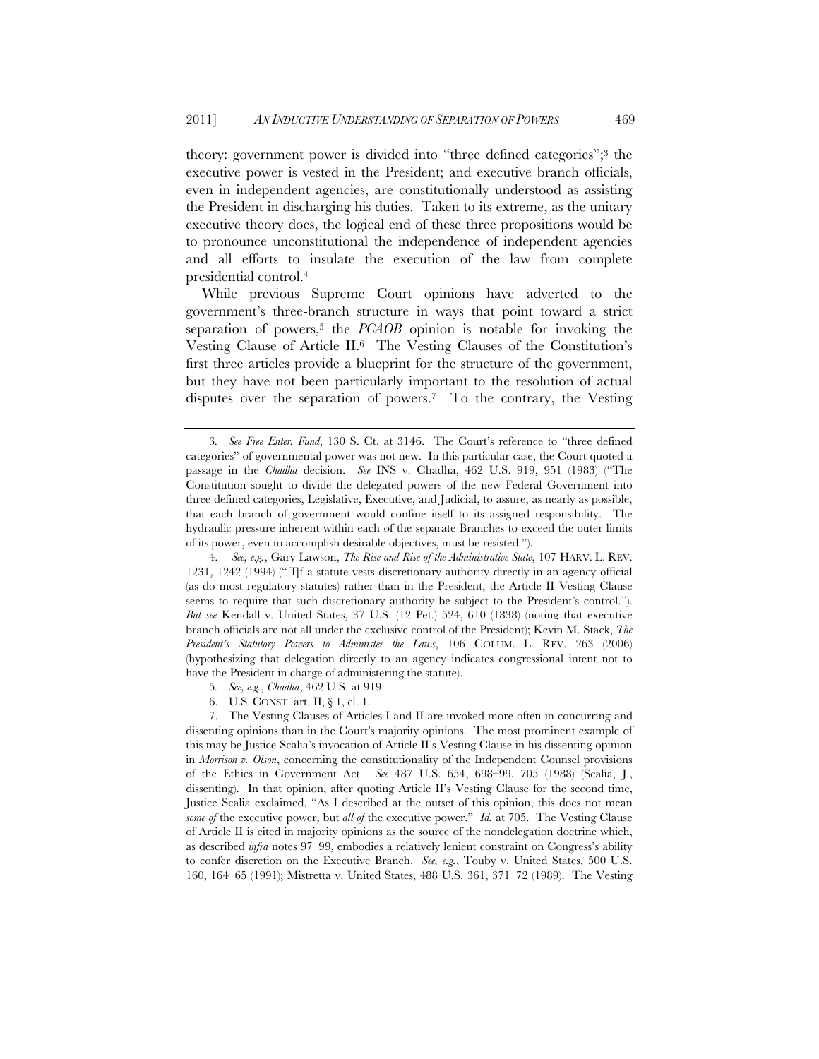theory: government power is divided into "three defined categories";[3] the executive power is vested in the President; and executive branch officials, even in independent agencies, are constitutionally understood as assisting the President in discharging his duties. Taken to its extreme, as the unitary executive theory does, the logical end of these three propositions would be to pronounce unconstitutional the independence of independent agencies and all efforts to insulate the execution of the law from complete presidential control.[4]

While previous Supreme Court opinions have adverted to the government's three-branch structure in ways that point toward a strict separation of powers,[5] the *PCAOB* opinion is notable for invoking the Vesting Clause of Article II.[6] The Vesting Clauses of the Constitution's first three articles provide a blueprint for the structure of the government, but they have not been particularly important to the resolution of actual disputes over the separation of powers.[7] To the contrary, the Vesting

---

3. *See Free Enter. Fund*, 130 S. Ct. at 3146. The Court's reference to "three defined categories" of governmental power was not new. In this particular case, the Court quoted a passage in the *Chadha* decision. *See* INS v. Chadha, 462 U.S. 919, 951 (1983) ("The Constitution sought to divide the delegated powers of the new Federal Government into three defined categories, Legislative, Executive, and Judicial, to assure, as nearly as possible, that each branch of government would confine itself to its assigned responsibility. The hydraulic pressure inherent within each of the separate Branches to exceed the outer limits of its power, even to accomplish desirable objectives, must be resisted.").

4. *See, e.g.*, Gary Lawson, *The Rise and Rise of the Administrative State*, 107 HARV. L. REV. 1231, 1242 (1994) ("[I]f a statute vests discretionary authority directly in an agency official (as do most regulatory statutes) rather than in the President, the Article II Vesting Clause seems to require that such discretionary authority be subject to the President's control."). *But see* Kendall v. United States, 37 U.S. (12 Pet.) 524, 610 (1838) (noting that executive branch officials are not all under the exclusive control of the President); Kevin M. Stack, *The President's Statutory Powers to Administer the Laws*, 106 COLUM. L. REV. 263 (2006) (hypothesizing that delegation directly to an agency indicates congressional intent not to have the President in charge of administering the statute).

5. *See, e.g.*, *Chadha*, 462 U.S. at 919.

6. U.S. CONST. art. II, § 1, cl. 1.

7. The Vesting Clauses of Articles I and II are invoked more often in concurring and dissenting opinions than in the Court's majority opinions. The most prominent example of this may be Justice Scalia's invocation of Article II's Vesting Clause in his dissenting opinion in *Morrison v. Olson*, concerning the constitutionality of the Independent Counsel provisions of the Ethics in Government Act. *See* 487 U.S. 654, 698–99, 705 (1988) (Scalia, J., dissenting). In that opinion, after quoting Article II's Vesting Clause for the second time, Justice Scalia exclaimed, "As I described at the outset of this opinion, this does not mean *some of* the executive power, but *all of* the executive power." *Id.* at 705. The Vesting Clause of Article II is cited in majority opinions as the source of the nondelegation doctrine which, as described *infra* notes 97–99, embodies a relatively lenient constraint on Congress's ability to confer discretion on the Executive Branch. *See, e.g.*, Touby v. United States, 500 U.S. 160, 164–65 (1991); Mistretta v. United States, 488 U.S. 361, 371–72 (1989). The Vesting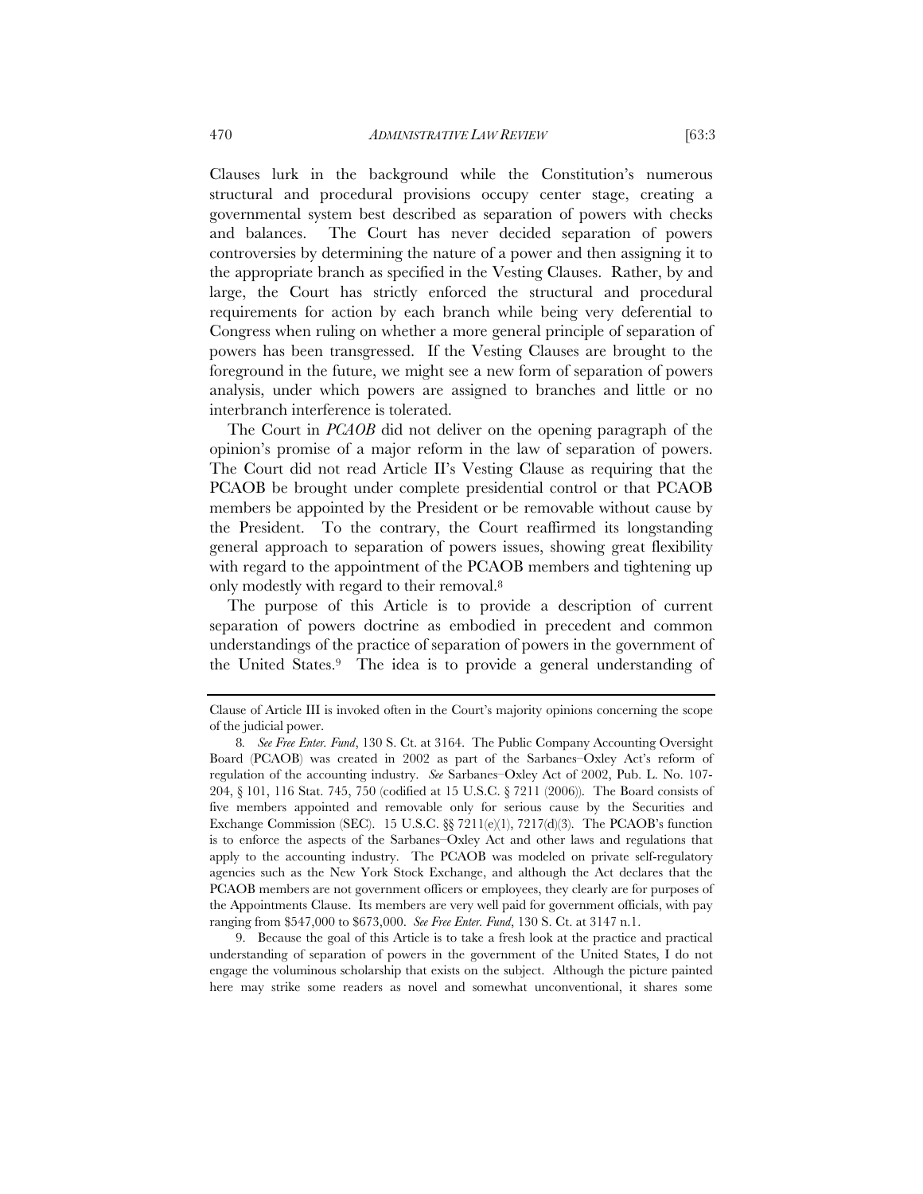Clauses lurk in the background while the Constitution's numerous structural and procedural provisions occupy center stage, creating a governmental system best described as separation of powers with checks and balances. The Court has never decided separation of powers controversies by determining the nature of a power and then assigning it to the appropriate branch as specified in the Vesting Clauses. Rather, by and large, the Court has strictly enforced the structural and procedural requirements for action by each branch while being very deferential to Congress when ruling on whether a more general principle of separation of powers has been transgressed. If the Vesting Clauses are brought to the foreground in the future, we might see a new form of separation of powers analysis, under which powers are assigned to branches and little or no interbranch interference is tolerated.

The Court in *PCAOB* did not deliver on the opening paragraph of the opinion's promise of a major reform in the law of separation of powers. The Court did not read Article II's Vesting Clause as requiring that the PCAOB be brought under complete presidential control or that PCAOB members be appointed by the President or be removable without cause by the President. To the contrary, the Court reaffirmed its longstanding general approach to separation of powers issues, showing great flexibility with regard to the appointment of the PCAOB members and tightening up only modestly with regard to their removal.[8]

The purpose of this Article is to provide a description of current separation of powers doctrine as embodied in precedent and common understandings of the practice of separation of powers in the government of the United States.[9] The idea is to provide a general understanding of

---

Clause of Article III is invoked often in the Court's majority opinions concerning the scope of the judicial power.

8. *See Free Enter. Fund*, 130 S. Ct. at 3164. The Public Company Accounting Oversight Board (PCAOB) was created in 2002 as part of the Sarbanes–Oxley Act's reform of regulation of the accounting industry. *See* Sarbanes–Oxley Act of 2002, Pub. L. No. 107-204, § 101, 116 Stat. 745, 750 (codified at 15 U.S.C. § 7211 (2006)). The Board consists of five members appointed and removable only for serious cause by the Securities and Exchange Commission (SEC). 15 U.S.C. §§ 7211(e)(1), 7217(d)(3). The PCAOB's function is to enforce the aspects of the Sarbanes–Oxley Act and other laws and regulations that apply to the accounting industry. The PCAOB was modeled on private self-regulatory agencies such as the New York Stock Exchange, and although the Act declares that the PCAOB members are not government officers or employees, they clearly are for purposes of the Appointments Clause. Its members are very well paid for government officials, with pay ranging from $547,000 to $673,000. *See Free Enter. Fund*, 130 S. Ct. at 3147 n.1.

9. Because the goal of this Article is to take a fresh look at the practice and practical understanding of separation of powers in the government of the United States, I do not engage the voluminous scholarship that exists on the subject. Although the picture painted here may strike some readers as novel and somewhat unconventional, it shares some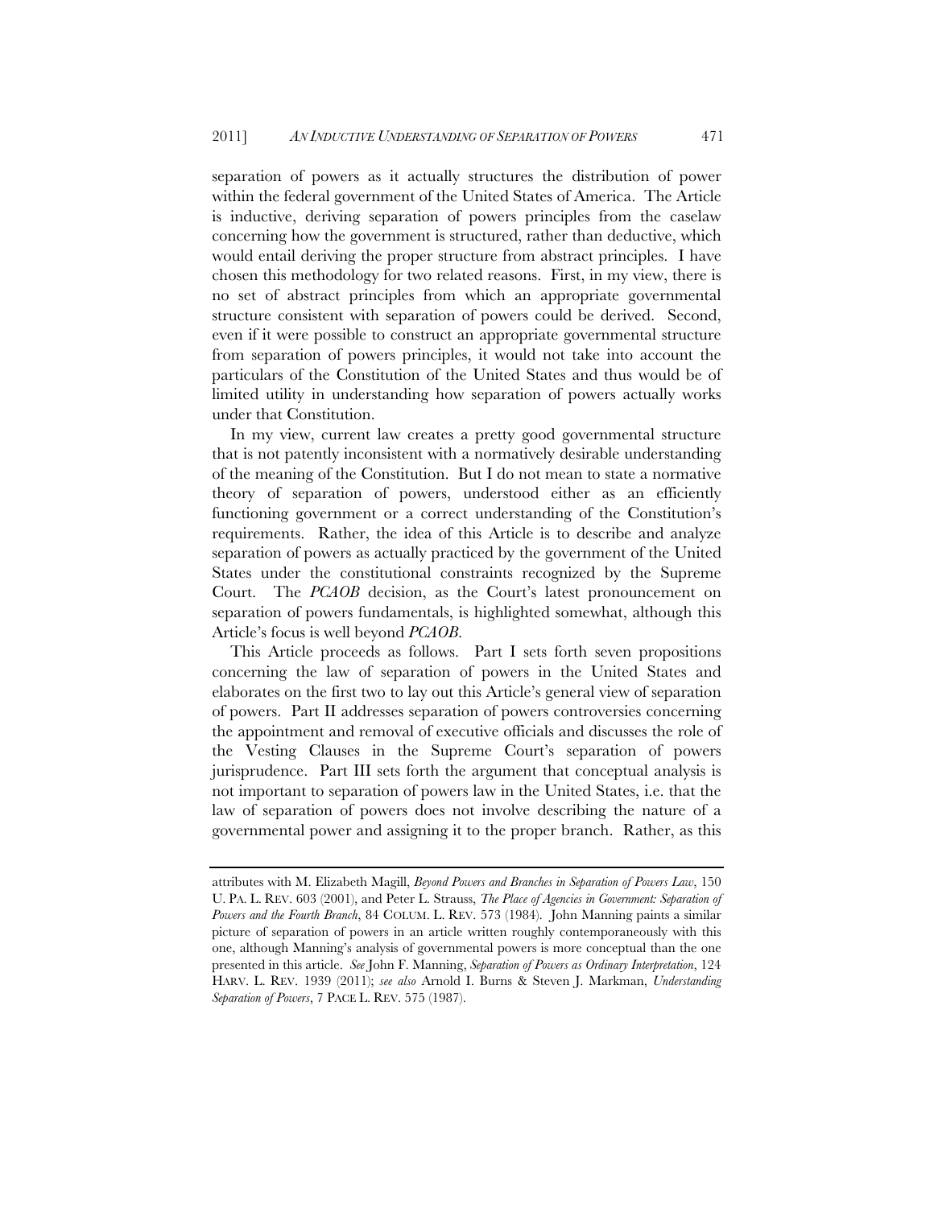separation of powers as it actually structures the distribution of power within the federal government of the United States of America. The Article is inductive, deriving separation of powers principles from the caselaw concerning how the government is structured, rather than deductive, which would entail deriving the proper structure from abstract principles. I have chosen this methodology for two related reasons. First, in my view, there is no set of abstract principles from which an appropriate governmental structure consistent with separation of powers could be derived. Second, even if it were possible to construct an appropriate governmental structure from separation of powers principles, it would not take into account the particulars of the Constitution of the United States and thus would be of limited utility in understanding how separation of powers actually works under that Constitution.

In my view, current law creates a pretty good governmental structure that is not patently inconsistent with a normatively desirable understanding of the meaning of the Constitution. But I do not mean to state a normative theory of separation of powers, understood either as an efficiently functioning government or a correct understanding of the Constitution's requirements. Rather, the idea of this Article is to describe and analyze separation of powers as actually practiced by the government of the United States under the constitutional constraints recognized by the Supreme Court. The *PCAOB* decision, as the Court's latest pronouncement on separation of powers fundamentals, is highlighted somewhat, although this Article's focus is well beyond *PCAOB*.

This Article proceeds as follows. Part I sets forth seven propositions concerning the law of separation of powers in the United States and elaborates on the first two to lay out this Article's general view of separation of powers. Part II addresses separation of powers controversies concerning the appointment and removal of executive officials and discusses the role of the Vesting Clauses in the Supreme Court's separation of powers jurisprudence. Part III sets forth the argument that conceptual analysis is not important to separation of powers law in the United States, i.e. that the law of separation of powers does not involve describing the nature of a governmental power and assigning it to the proper branch. Rather, as this

---

attributes with M. Elizabeth Magill, *Beyond Powers and Branches in Separation of Powers Law*, 150 U. PA. L. REV. 603 (2001), and Peter L. Strauss, *The Place of Agencies in Government: Separation of Powers and the Fourth Branch*, 84 COLUM. L. REV. 573 (1984). John Manning paints a similar picture of separation of powers in an article written roughly contemporaneously with this one, although Manning's analysis of governmental powers is more conceptual than the one presented in this article. *See* John F. Manning, *Separation of Powers as Ordinary Interpretation*, 124 HARV. L. REV. 1939 (2011); *see also* Arnold I. Burns & Steven J. Markman, *Understanding Separation of Powers*, 7 PACE L. REV. 575 (1987).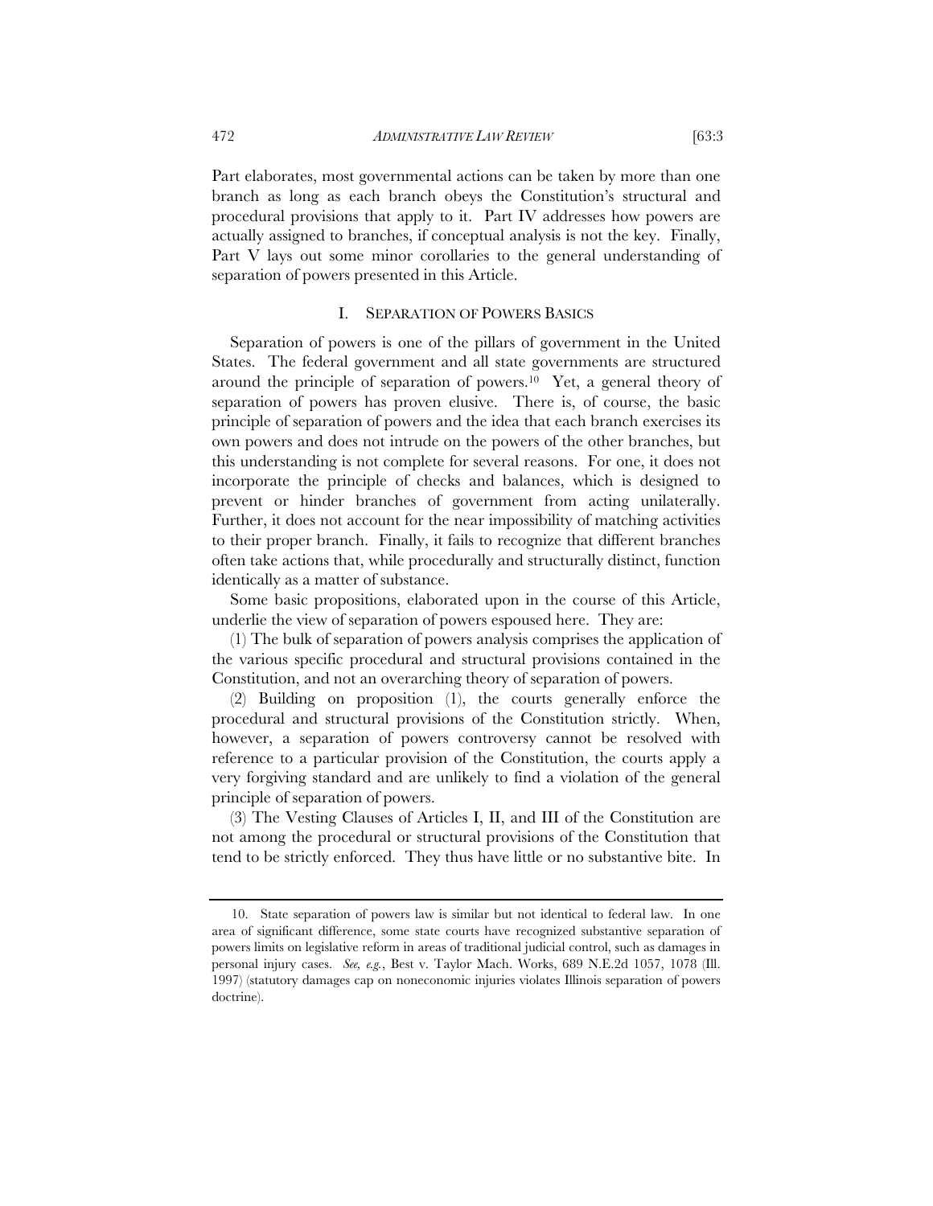Part elaborates, most governmental actions can be taken by more than one branch as long as each branch obeys the Constitution's structural and procedural provisions that apply to it. Part IV addresses how powers are actually assigned to branches, if conceptual analysis is not the key. Finally, Part V lays out some minor corollaries to the general understanding of separation of powers presented in this Article.

## I. SEPARATION OF POWERS BASICS

Separation of powers is one of the pillars of government in the United States. The federal government and all state governments are structured around the principle of separation of powers.[10] Yet, a general theory of separation of powers has proven elusive. There is, of course, the basic principle of separation of powers and the idea that each branch exercises its own powers and does not intrude on the powers of the other branches, but this understanding is not complete for several reasons. For one, it does not incorporate the principle of checks and balances, which is designed to prevent or hinder branches of government from acting unilaterally. Further, it does not account for the near impossibility of matching activities to their proper branch. Finally, it fails to recognize that different branches often take actions that, while procedurally and structurally distinct, function identically as a matter of substance.

Some basic propositions, elaborated upon in the course of this Article, underlie the view of separation of powers espoused here. They are:

(1) The bulk of separation of powers analysis comprises the application of the various specific procedural and structural provisions contained in the Constitution, and not an overarching theory of separation of powers.

(2) Building on proposition (1), the courts generally enforce the procedural and structural provisions of the Constitution strictly. When, however, a separation of powers controversy cannot be resolved with reference to a particular provision of the Constitution, the courts apply a very forgiving standard and are unlikely to find a violation of the general principle of separation of powers.

(3) The Vesting Clauses of Articles I, II, and III of the Constitution are not among the procedural or structural provisions of the Constitution that tend to be strictly enforced. They thus have little or no substantive bite. In

---

10. State separation of powers law is similar but not identical to federal law. In one area of significant difference, some state courts have recognized substantive separation of powers limits on legislative reform in areas of traditional judicial control, such as damages in personal injury cases. *See, e.g.*, Best v. Taylor Mach. Works, 689 N.E.2d 1057, 1078 (Ill. 1997) (statutory damages cap on noneconomic injuries violates Illinois separation of powers doctrine).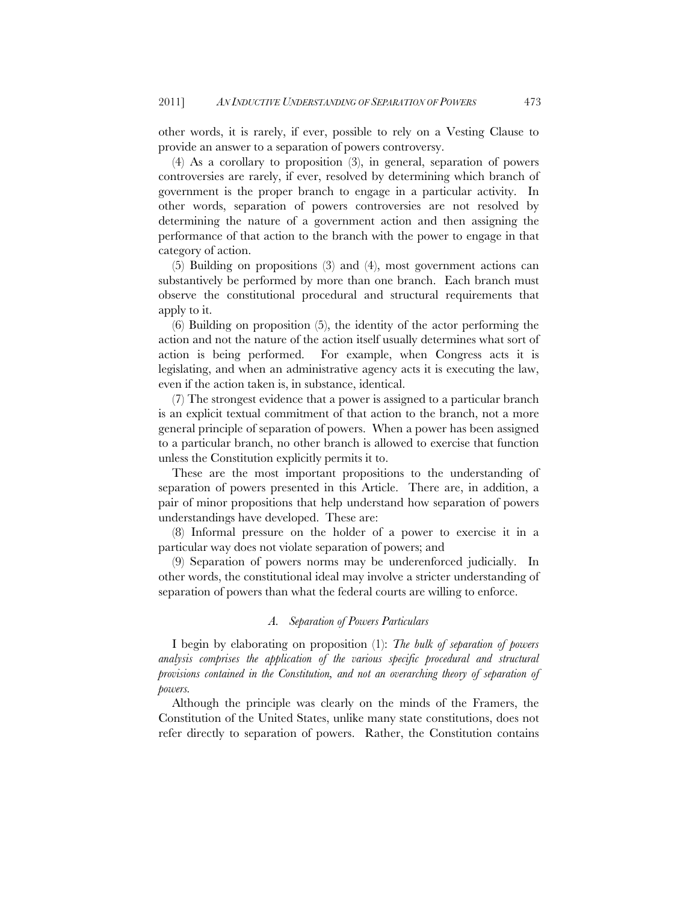other words, it is rarely, if ever, possible to rely on a Vesting Clause to provide an answer to a separation of powers controversy.

(4) As a corollary to proposition (3), in general, separation of powers controversies are rarely, if ever, resolved by determining which branch of government is the proper branch to engage in a particular activity. In other words, separation of powers controversies are not resolved by determining the nature of a government action and then assigning the performance of that action to the branch with the power to engage in that category of action.

(5) Building on propositions (3) and (4), most government actions can substantively be performed by more than one branch. Each branch must observe the constitutional procedural and structural requirements that apply to it.

(6) Building on proposition (5), the identity of the actor performing the action and not the nature of the action itself usually determines what sort of action is being performed. For example, when Congress acts it is legislating, and when an administrative agency acts it is executing the law, even if the action taken is, in substance, identical.

(7) The strongest evidence that a power is assigned to a particular branch is an explicit textual commitment of that action to the branch, not a more general principle of separation of powers. When a power has been assigned to a particular branch, no other branch is allowed to exercise that function unless the Constitution explicitly permits it to.

These are the most important propositions to the understanding of separation of powers presented in this Article. There are, in addition, a pair of minor propositions that help understand how separation of powers understandings have developed. These are:

(8) Informal pressure on the holder of a power to exercise it in a particular way does not violate separation of powers; and

(9) Separation of powers norms may be underenforced judicially. In other words, the constitutional ideal may involve a stricter understanding of separation of powers than what the federal courts are willing to enforce.

### *A. Separation of Powers Particulars*

I begin by elaborating on proposition (1): *The bulk of separation of powers analysis comprises the application of the various specific procedural and structural provisions contained in the Constitution, and not an overarching theory of separation of powers.*

Although the principle was clearly on the minds of the Framers, the Constitution of the United States, unlike many state constitutions, does not refer directly to separation of powers. Rather, the Constitution contains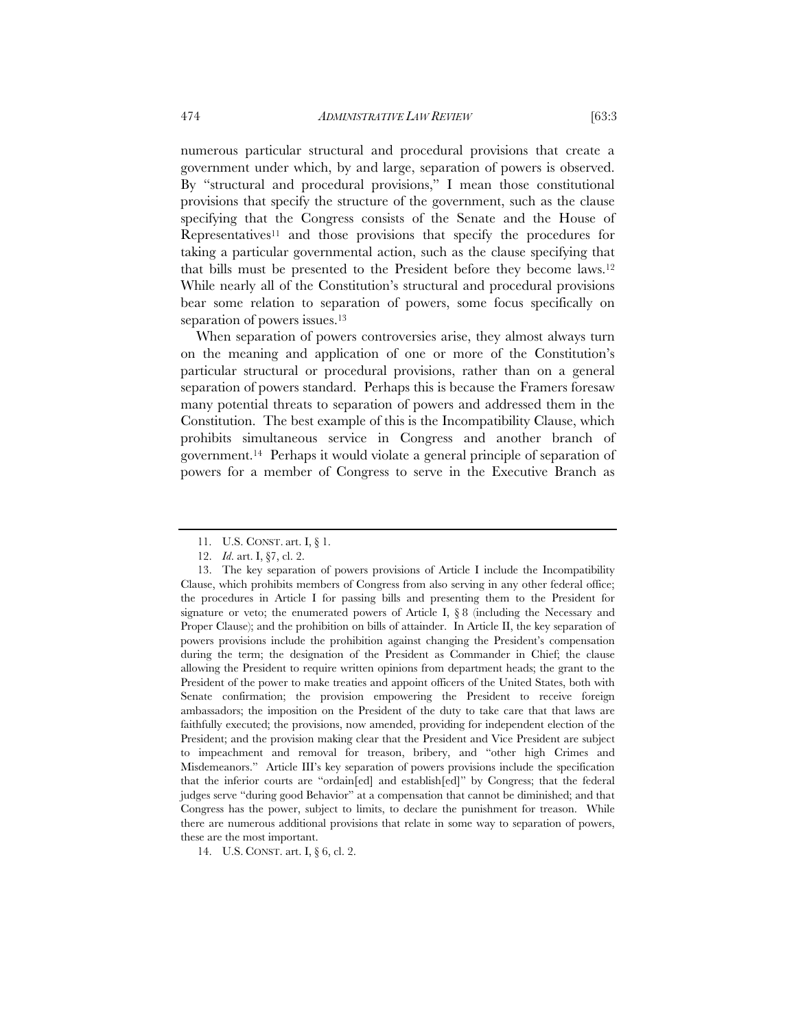numerous particular structural and procedural provisions that create a government under which, by and large, separation of powers is observed. By "structural and procedural provisions," I mean those constitutional provisions that specify the structure of the government, such as the clause specifying that the Congress consists of the Senate and the House of Representatives[11] and those provisions that specify the procedures for taking a particular governmental action, such as the clause specifying that that bills must be presented to the President before they become laws.[12] While nearly all of the Constitution's structural and procedural provisions bear some relation to separation of powers, some focus specifically on separation of powers issues.[13]

When separation of powers controversies arise, they almost always turn on the meaning and application of one or more of the Constitution's particular structural or procedural provisions, rather than on a general separation of powers standard. Perhaps this is because the Framers foresaw many potential threats to separation of powers and addressed them in the Constitution. The best example of this is the Incompatibility Clause, which prohibits simultaneous service in Congress and another branch of government.[14] Perhaps it would violate a general principle of separation of powers for a member of Congress to serve in the Executive Branch as

---

11. U.S. CONST. art. I, § 1.

12. *Id.* art. I, §7, cl. 2.

13. The key separation of powers provisions of Article I include the Incompatibility Clause, which prohibits members of Congress from also serving in any other federal office; the procedures in Article I for passing bills and presenting them to the President for signature or veto; the enumerated powers of Article I, § 8 (including the Necessary and Proper Clause); and the prohibition on bills of attainder. In Article II, the key separation of powers provisions include the prohibition against changing the President's compensation during the term; the designation of the President as Commander in Chief; the clause allowing the President to require written opinions from department heads; the grant to the President of the power to make treaties and appoint officers of the United States, both with Senate confirmation; the provision empowering the President to receive foreign ambassadors; the imposition on the President of the duty to take care that that laws are faithfully executed; the provisions, now amended, providing for independent election of the President; and the provision making clear that the President and Vice President are subject to impeachment and removal for treason, bribery, and "other high Crimes and Misdemeanors." Article III's key separation of powers provisions include the specification that the inferior courts are "ordain[ed] and establish[ed]" by Congress; that the federal judges serve "during good Behavior" at a compensation that cannot be diminished; and that Congress has the power, subject to limits, to declare the punishment for treason. While there are numerous additional provisions that relate in some way to separation of powers, these are the most important.

14. U.S. CONST. art. I, § 6, cl. 2.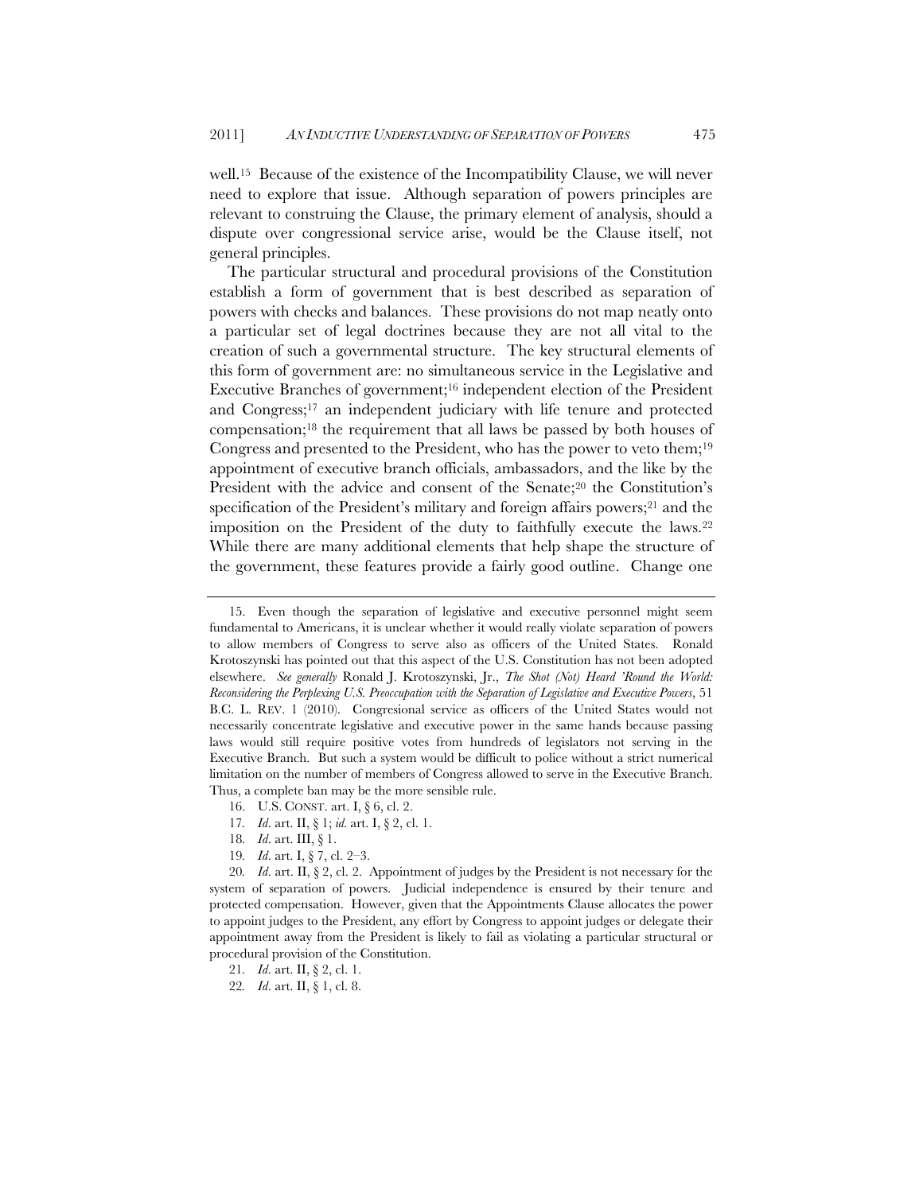well.[15] Because of the existence of the Incompatibility Clause, we will never need to explore that issue. Although separation of powers principles are relevant to construing the Clause, the primary element of analysis, should a dispute over congressional service arise, would be the Clause itself, not general principles.

The particular structural and procedural provisions of the Constitution establish a form of government that is best described as separation of powers with checks and balances. These provisions do not map neatly onto a particular set of legal doctrines because they are not all vital to the creation of such a governmental structure. The key structural elements of this form of government are: no simultaneous service in the Legislative and Executive Branches of government;[16] independent election of the President and Congress;[17] an independent judiciary with life tenure and protected compensation;[18] the requirement that all laws be passed by both houses of Congress and presented to the President, who has the power to veto them;[19] appointment of executive branch officials, ambassadors, and the like by the President with the advice and consent of the Senate;[20] the Constitution's specification of the President's military and foreign affairs powers;[21] and the imposition on the President of the duty to faithfully execute the laws.[22] While there are many additional elements that help shape the structure of the government, these features provide a fairly good outline. Change one

---

15. Even though the separation of legislative and executive personnel might seem fundamental to Americans, it is unclear whether it would really violate separation of powers to allow members of Congress to serve also as officers of the United States. Ronald Krotoszynski has pointed out that this aspect of the U.S. Constitution has not been adopted elsewhere. *See generally* Ronald J. Krotoszynski, Jr., *The Shot (Not) Heard 'Round the World: Reconsidering the Perplexing U.S. Preoccupation with the Separation of Legislative and Executive Powers*, 51 B.C. L. REV. 1 (2010). Congresional service as officers of the United States would not necessarily concentrate legislative and executive power in the same hands because passing laws would still require positive votes from hundreds of legislators not serving in the Executive Branch. But such a system would be difficult to police without a strict numerical limitation on the number of members of Congress allowed to serve in the Executive Branch. Thus, a complete ban may be the more sensible rule.

16. U.S. CONST. art. I, § 6, cl. 2.

17. *Id*. art. II, § 1; *id.* art. I, § 2, cl. 1.

18. *Id*. art. III, § 1.

19. *Id*. art. I, § 7, cl. 2–3.

20. *Id*. art. II, § 2, cl. 2. Appointment of judges by the President is not necessary for the system of separation of powers. Judicial independence is ensured by their tenure and protected compensation. However, given that the Appointments Clause allocates the power to appoint judges to the President, any effort by Congress to appoint judges or delegate their appointment away from the President is likely to fail as violating a particular structural or procedural provision of the Constitution.

21. *Id*. art. II, § 2, cl. 1.

22. *Id*. art. II, § 1, cl. 8.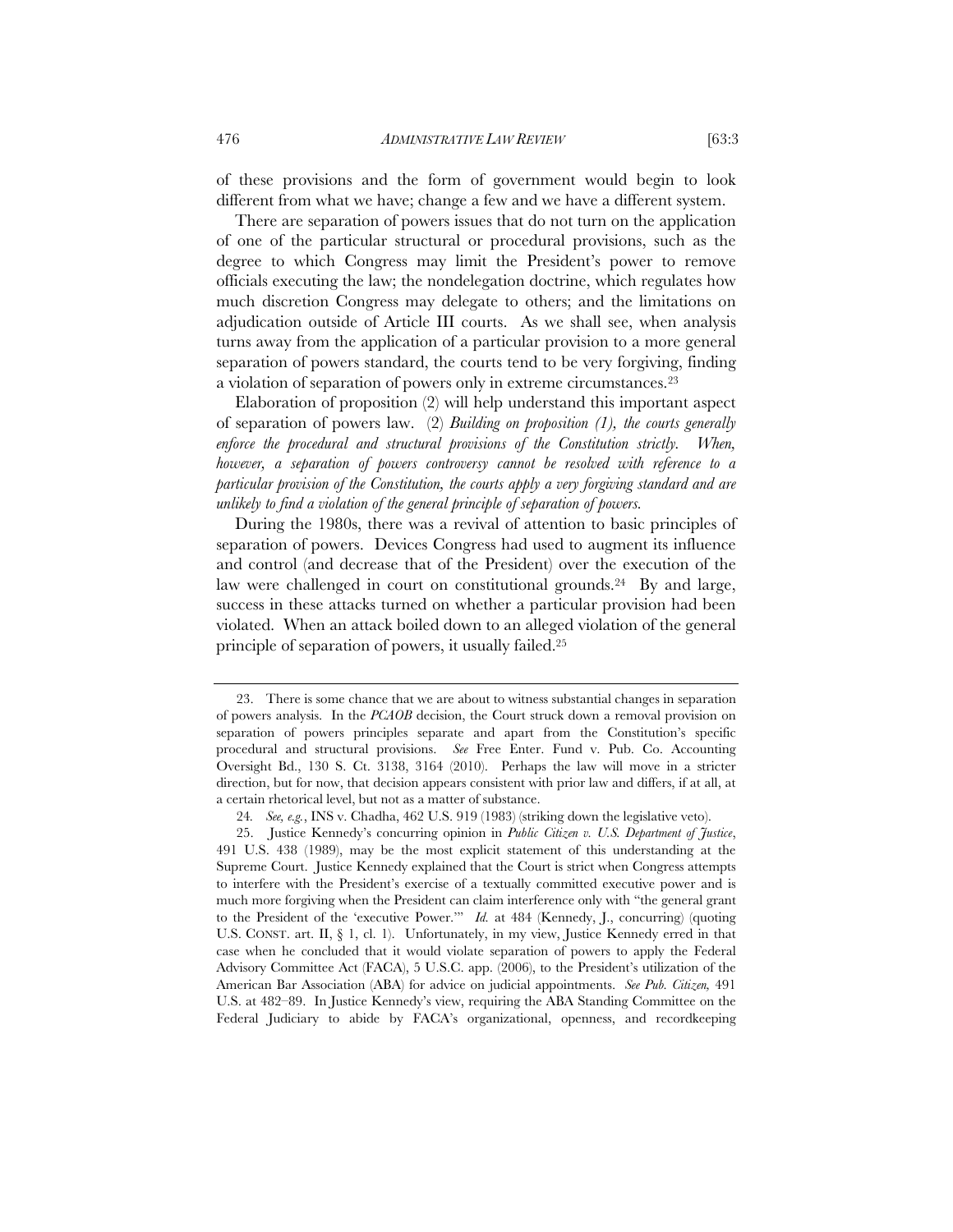of these provisions and the form of government would begin to look different from what we have; change a few and we have a different system.

There are separation of powers issues that do not turn on the application of one of the particular structural or procedural provisions, such as the degree to which Congress may limit the President's power to remove officials executing the law; the nondelegation doctrine, which regulates how much discretion Congress may delegate to others; and the limitations on adjudication outside of Article III courts. As we shall see, when analysis turns away from the application of a particular provision to a more general separation of powers standard, the courts tend to be very forgiving, finding a violation of separation of powers only in extreme circumstances.[23]

Elaboration of proposition (2) will help understand this important aspect of separation of powers law. (2) *Building on proposition (1), the courts generally enforce the procedural and structural provisions of the Constitution strictly. When, however, a separation of powers controversy cannot be resolved with reference to a particular provision of the Constitution, the courts apply a very forgiving standard and are unlikely to find a violation of the general principle of separation of powers.*

During the 1980s, there was a revival of attention to basic principles of separation of powers. Devices Congress had used to augment its influence and control (and decrease that of the President) over the execution of the law were challenged in court on constitutional grounds.[24] By and large, success in these attacks turned on whether a particular provision had been violated. When an attack boiled down to an alleged violation of the general principle of separation of powers, it usually failed.[25]

---

23. There is some chance that we are about to witness substantial changes in separation of powers analysis. In the *PCAOB* decision, the Court struck down a removal provision on separation of powers principles separate and apart from the Constitution's specific procedural and structural provisions. *See* Free Enter. Fund v. Pub. Co. Accounting Oversight Bd., 130 S. Ct. 3138, 3164 (2010). Perhaps the law will move in a stricter direction, but for now, that decision appears consistent with prior law and differs, if at all, at a certain rhetorical level, but not as a matter of substance.

24. *See, e.g.*, INS v. Chadha, 462 U.S. 919 (1983) (striking down the legislative veto).

25. Justice Kennedy's concurring opinion in *Public Citizen v. U.S. Department of Justice*, 491 U.S. 438 (1989), may be the most explicit statement of this understanding at the Supreme Court. Justice Kennedy explained that the Court is strict when Congress attempts to interfere with the President's exercise of a textually committed executive power and is much more forgiving when the President can claim interference only with "the general grant to the President of the 'executive Power.'" *Id.* at 484 (Kennedy, J., concurring) (quoting U.S. CONST. art. II, § 1, cl. 1). Unfortunately, in my view, Justice Kennedy erred in that case when he concluded that it would violate separation of powers to apply the Federal Advisory Committee Act (FACA), 5 U.S.C. app. (2006), to the President's utilization of the American Bar Association (ABA) for advice on judicial appointments. *See Pub. Citizen,* 491 U.S. at 482–89. In Justice Kennedy's view, requiring the ABA Standing Committee on the Federal Judiciary to abide by FACA's organizational, openness, and recordkeeping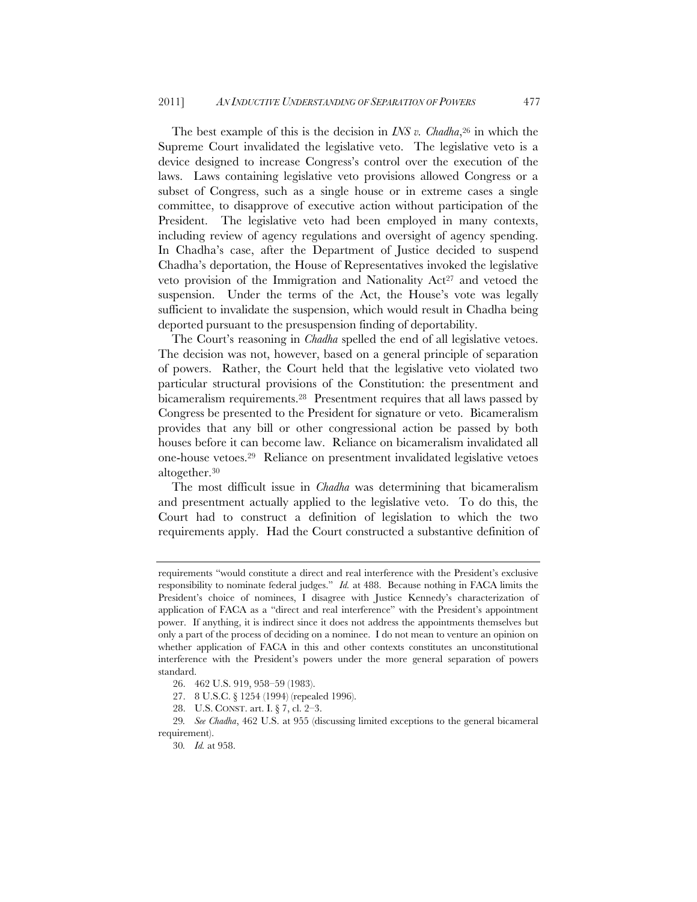The best example of this is the decision in *INS v. Chadha*,[26] in which the Supreme Court invalidated the legislative veto. The legislative veto is a device designed to increase Congress's control over the execution of the laws. Laws containing legislative veto provisions allowed Congress or a subset of Congress, such as a single house or in extreme cases a single committee, to disapprove of executive action without participation of the President. The legislative veto had been employed in many contexts, including review of agency regulations and oversight of agency spending. In Chadha's case, after the Department of Justice decided to suspend Chadha's deportation, the House of Representatives invoked the legislative veto provision of the Immigration and Nationality Act[27] and vetoed the suspension. Under the terms of the Act, the House's vote was legally sufficient to invalidate the suspension, which would result in Chadha being deported pursuant to the presuspension finding of deportability.

The Court's reasoning in *Chadha* spelled the end of all legislative vetoes. The decision was not, however, based on a general principle of separation of powers. Rather, the Court held that the legislative veto violated two particular structural provisions of the Constitution: the presentment and bicameralism requirements.[28] Presentment requires that all laws passed by Congress be presented to the President for signature or veto. Bicameralism provides that any bill or other congressional action be passed by both houses before it can become law. Reliance on bicameralism invalidated all one-house vetoes.[29] Reliance on presentment invalidated legislative vetoes altogether.[30]

The most difficult issue in *Chadha* was determining that bicameralism and presentment actually applied to the legislative veto. To do this, the Court had to construct a definition of legislation to which the two requirements apply. Had the Court constructed a substantive definition of

---

requirements "would constitute a direct and real interference with the President's exclusive responsibility to nominate federal judges." *Id.* at 488. Because nothing in FACA limits the President's choice of nominees, I disagree with Justice Kennedy's characterization of application of FACA as a "direct and real interference" with the President's appointment power. If anything, it is indirect since it does not address the appointments themselves but only a part of the process of deciding on a nominee. I do not mean to venture an opinion on whether application of FACA in this and other contexts constitutes an unconstitutional interference with the President's powers under the more general separation of powers standard.

26. 462 U.S. 919, 958–59 (1983).

27. 8 U.S.C. § 1254 (1994) (repealed 1996).

28. U.S. CONST. art. I. § 7, cl. 2–3.

29. *See Chadha*, 462 U.S. at 955 (discussing limited exceptions to the general bicameral requirement).

30. *Id.* at 958.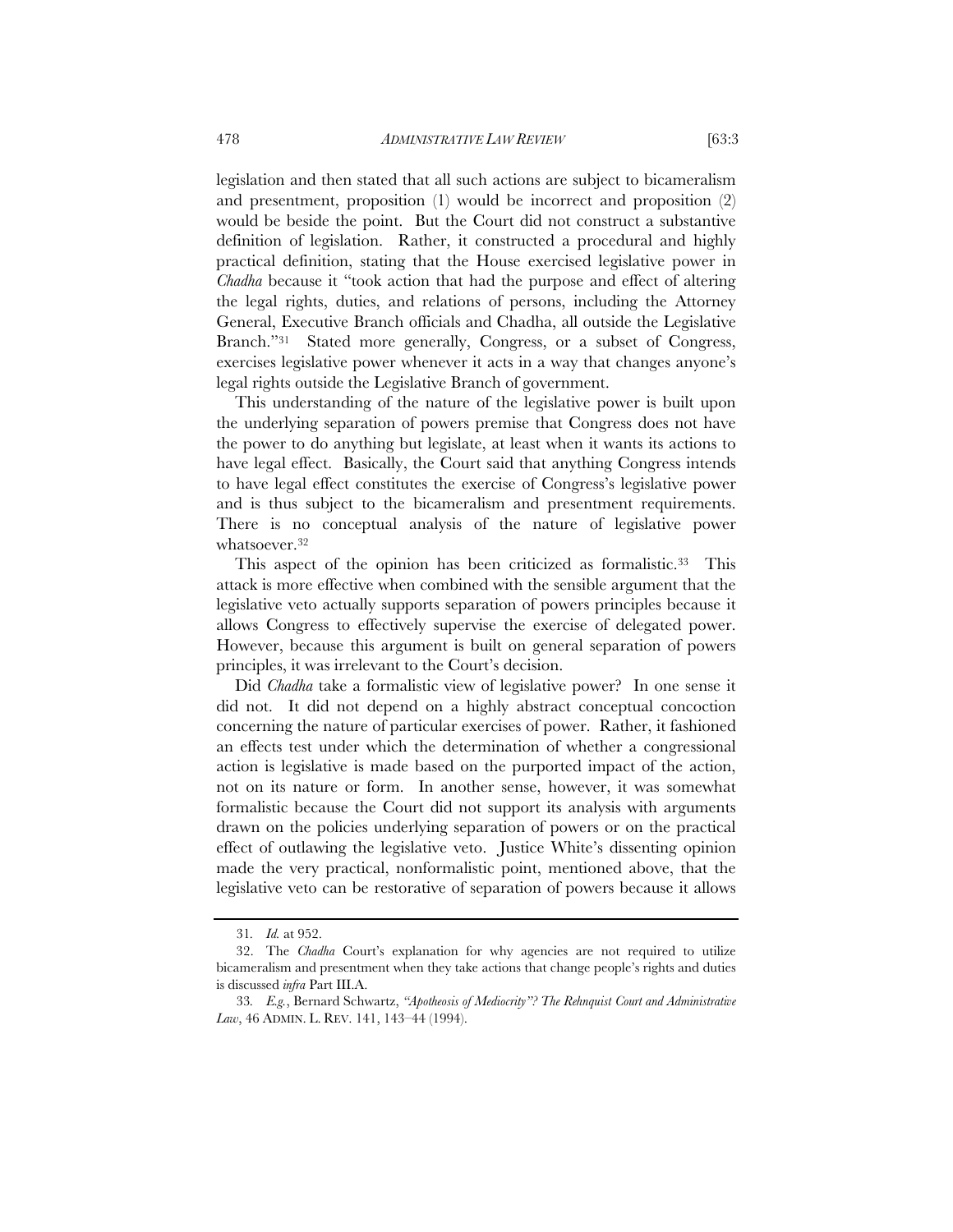legislation and then stated that all such actions are subject to bicameralism and presentment, proposition (1) would be incorrect and proposition (2) would be beside the point. But the Court did not construct a substantive definition of legislation. Rather, it constructed a procedural and highly practical definition, stating that the House exercised legislative power in *Chadha* because it "took action that had the purpose and effect of altering the legal rights, duties, and relations of persons, including the Attorney General, Executive Branch officials and Chadha, all outside the Legislative Branch."[31] Stated more generally, Congress, or a subset of Congress, exercises legislative power whenever it acts in a way that changes anyone's legal rights outside the Legislative Branch of government.

This understanding of the nature of the legislative power is built upon the underlying separation of powers premise that Congress does not have the power to do anything but legislate, at least when it wants its actions to have legal effect. Basically, the Court said that anything Congress intends to have legal effect constitutes the exercise of Congress's legislative power and is thus subject to the bicameralism and presentment requirements. There is no conceptual analysis of the nature of legislative power whatsoever.[32]

This aspect of the opinion has been criticized as formalistic.[33] This attack is more effective when combined with the sensible argument that the legislative veto actually supports separation of powers principles because it allows Congress to effectively supervise the exercise of delegated power. However, because this argument is built on general separation of powers principles, it was irrelevant to the Court's decision.

Did *Chadha* take a formalistic view of legislative power? In one sense it did not. It did not depend on a highly abstract conceptual concoction concerning the nature of particular exercises of power. Rather, it fashioned an effects test under which the determination of whether a congressional action is legislative is made based on the purported impact of the action, not on its nature or form. In another sense, however, it was somewhat formalistic because the Court did not support its analysis with arguments drawn on the policies underlying separation of powers or on the practical effect of outlawing the legislative veto. Justice White's dissenting opinion made the very practical, nonformalistic point, mentioned above, that the legislative veto can be restorative of separation of powers because it allows

---

31. *Id.* at 952.

32. The *Chadha* Court's explanation for why agencies are not required to utilize bicameralism and presentment when they take actions that change people's rights and duties is discussed *infra* Part III.A.

33. *E.g.*, Bernard Schwartz, *"Apotheosis of Mediocrity"? The Rehnquist Court and Administrative Law*, 46 ADMIN. L. REV. 141, 143–44 (1994).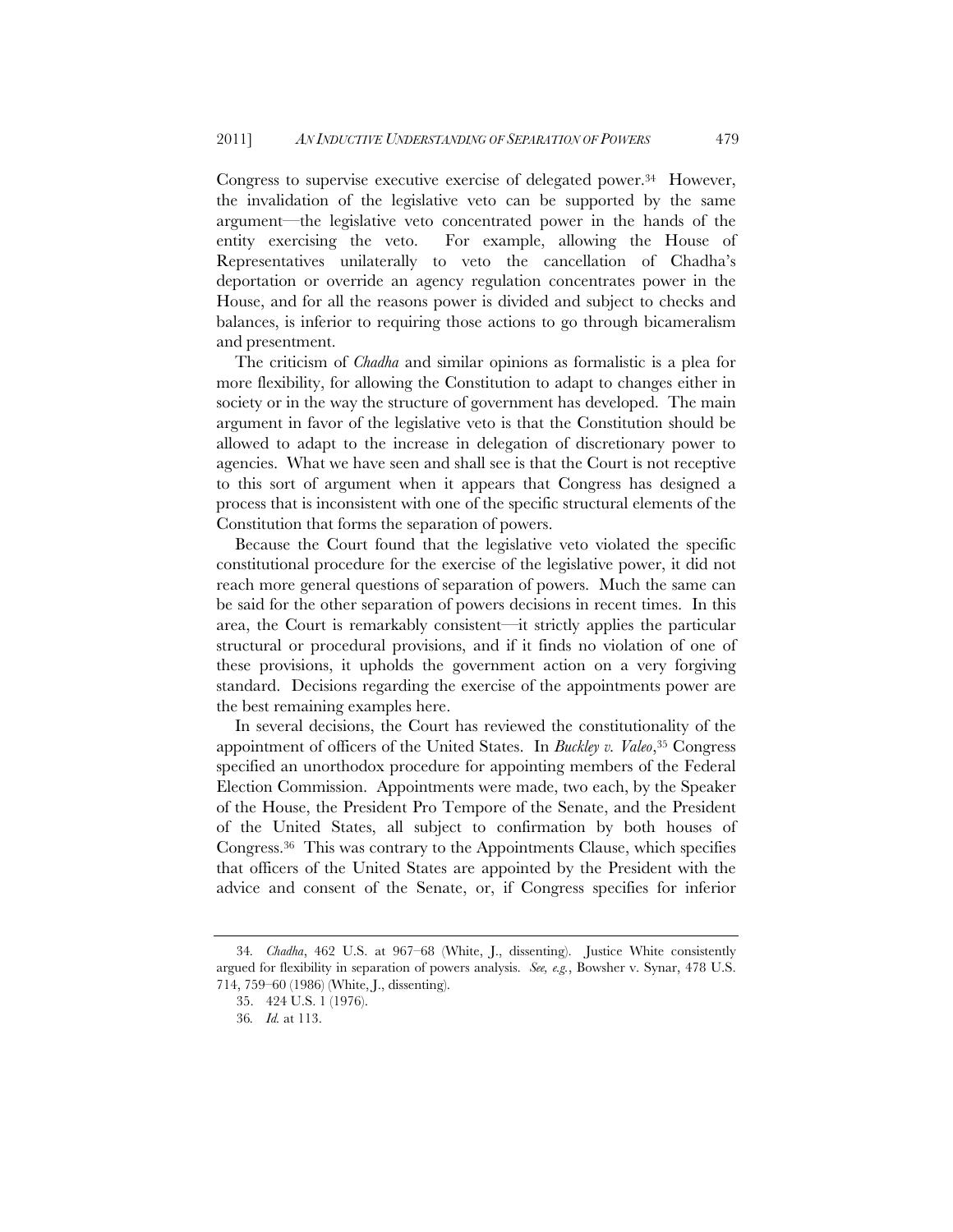Congress to supervise executive exercise of delegated power.[34] However, the invalidation of the legislative veto can be supported by the same argument—the legislative veto concentrated power in the hands of the entity exercising the veto. For example, allowing the House of Representatives unilaterally to veto the cancellation of Chadha's deportation or override an agency regulation concentrates power in the House, and for all the reasons power is divided and subject to checks and balances, is inferior to requiring those actions to go through bicameralism and presentment.

The criticism of *Chadha* and similar opinions as formalistic is a plea for more flexibility, for allowing the Constitution to adapt to changes either in society or in the way the structure of government has developed. The main argument in favor of the legislative veto is that the Constitution should be allowed to adapt to the increase in delegation of discretionary power to agencies. What we have seen and shall see is that the Court is not receptive to this sort of argument when it appears that Congress has designed a process that is inconsistent with one of the specific structural elements of the Constitution that forms the separation of powers.

Because the Court found that the legislative veto violated the specific constitutional procedure for the exercise of the legislative power, it did not reach more general questions of separation of powers. Much the same can be said for the other separation of powers decisions in recent times. In this area, the Court is remarkably consistent—it strictly applies the particular structural or procedural provisions, and if it finds no violation of one of these provisions, it upholds the government action on a very forgiving standard. Decisions regarding the exercise of the appointments power are the best remaining examples here.

In several decisions, the Court has reviewed the constitutionality of the appointment of officers of the United States. In *Buckley v. Valeo*,[35] Congress specified an unorthodox procedure for appointing members of the Federal Election Commission. Appointments were made, two each, by the Speaker of the House, the President Pro Tempore of the Senate, and the President of the United States, all subject to confirmation by both houses of Congress.[36] This was contrary to the Appointments Clause, which specifies that officers of the United States are appointed by the President with the advice and consent of the Senate, or, if Congress specifies for inferior

---

34. *Chadha*, 462 U.S. at 967–68 (White, J., dissenting). Justice White consistently argued for flexibility in separation of powers analysis. *See, e.g.*, Bowsher v. Synar, 478 U.S. 714, 759–60 (1986) (White, J., dissenting).

35. 424 U.S. 1 (1976).

36. *Id.* at 113.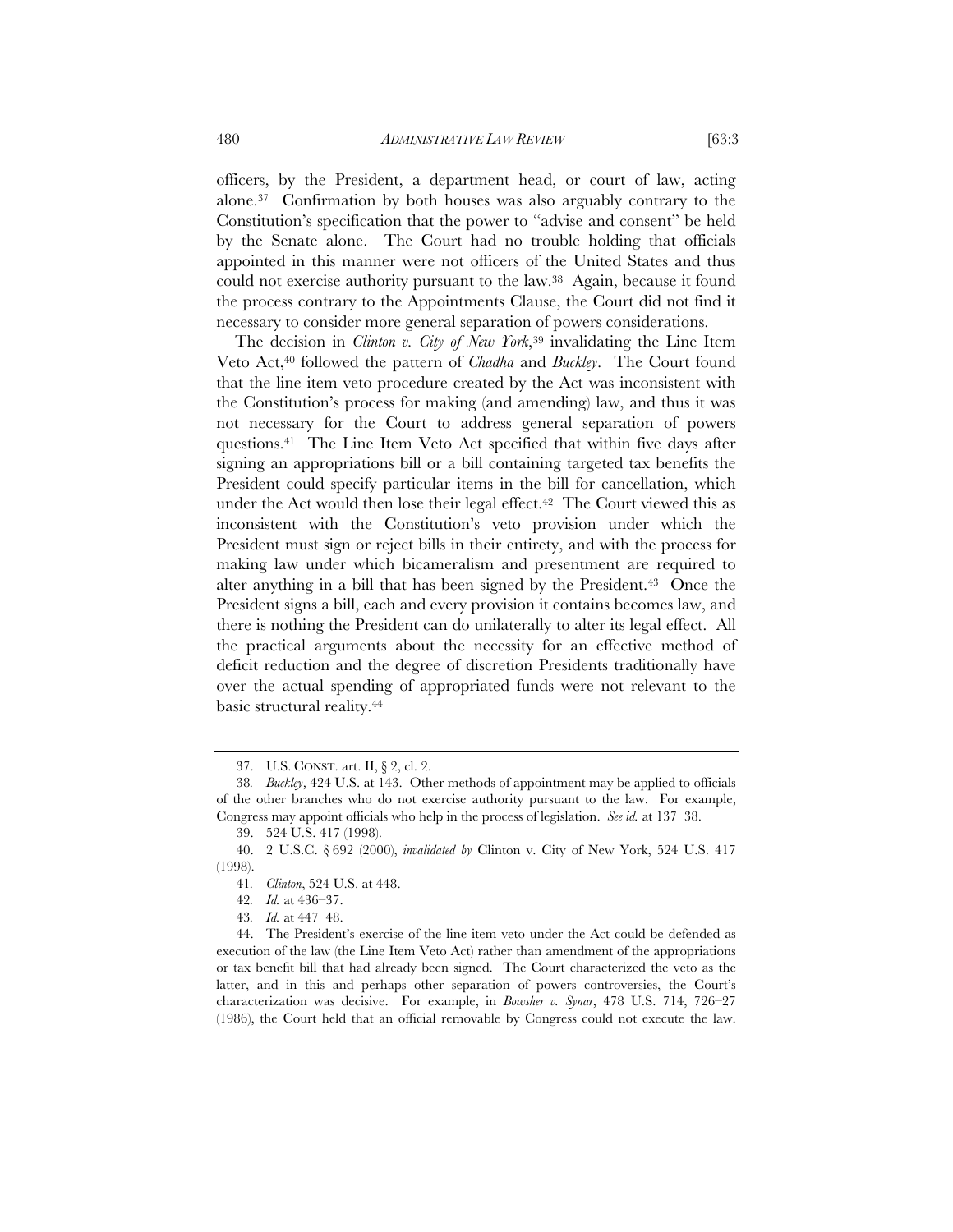officers, by the President, a department head, or court of law, acting alone.[37] Confirmation by both houses was also arguably contrary to the Constitution's specification that the power to "advise and consent" be held by the Senate alone. The Court had no trouble holding that officials appointed in this manner were not officers of the United States and thus could not exercise authority pursuant to the law.[38] Again, because it found the process contrary to the Appointments Clause, the Court did not find it necessary to consider more general separation of powers considerations.

The decision in *Clinton v. City of New York*,[39] invalidating the Line Item Veto Act,[40] followed the pattern of *Chadha* and *Buckley*. The Court found that the line item veto procedure created by the Act was inconsistent with the Constitution's process for making (and amending) law, and thus it was not necessary for the Court to address general separation of powers questions.[41] The Line Item Veto Act specified that within five days after signing an appropriations bill or a bill containing targeted tax benefits the President could specify particular items in the bill for cancellation, which under the Act would then lose their legal effect.[42] The Court viewed this as inconsistent with the Constitution's veto provision under which the President must sign or reject bills in their entirety, and with the process for making law under which bicameralism and presentment are required to alter anything in a bill that has been signed by the President.[43] Once the President signs a bill, each and every provision it contains becomes law, and there is nothing the President can do unilaterally to alter its legal effect. All the practical arguments about the necessity for an effective method of deficit reduction and the degree of discretion Presidents traditionally have over the actual spending of appropriated funds were not relevant to the basic structural reality.[44]

---

37. U.S. CONST. art. II, § 2, cl. 2.

38. *Buckley*, 424 U.S. at 143. Other methods of appointment may be applied to officials of the other branches who do not exercise authority pursuant to the law. For example, Congress may appoint officials who help in the process of legislation. *See id.* at 137–38.

39. 524 U.S. 417 (1998).

40. 2 U.S.C. § 692 (2000), *invalidated by* Clinton v. City of New York, 524 U.S. 417 (1998).

41. *Clinton*, 524 U.S. at 448.

42. *Id.* at 436–37.

43. *Id.* at 447–48.

44. The President's exercise of the line item veto under the Act could be defended as execution of the law (the Line Item Veto Act) rather than amendment of the appropriations or tax benefit bill that had already been signed. The Court characterized the veto as the latter, and in this and perhaps other separation of powers controversies, the Court's characterization was decisive. For example, in *Bowsher v. Synar*, 478 U.S. 714, 726–27 (1986), the Court held that an official removable by Congress could not execute the law.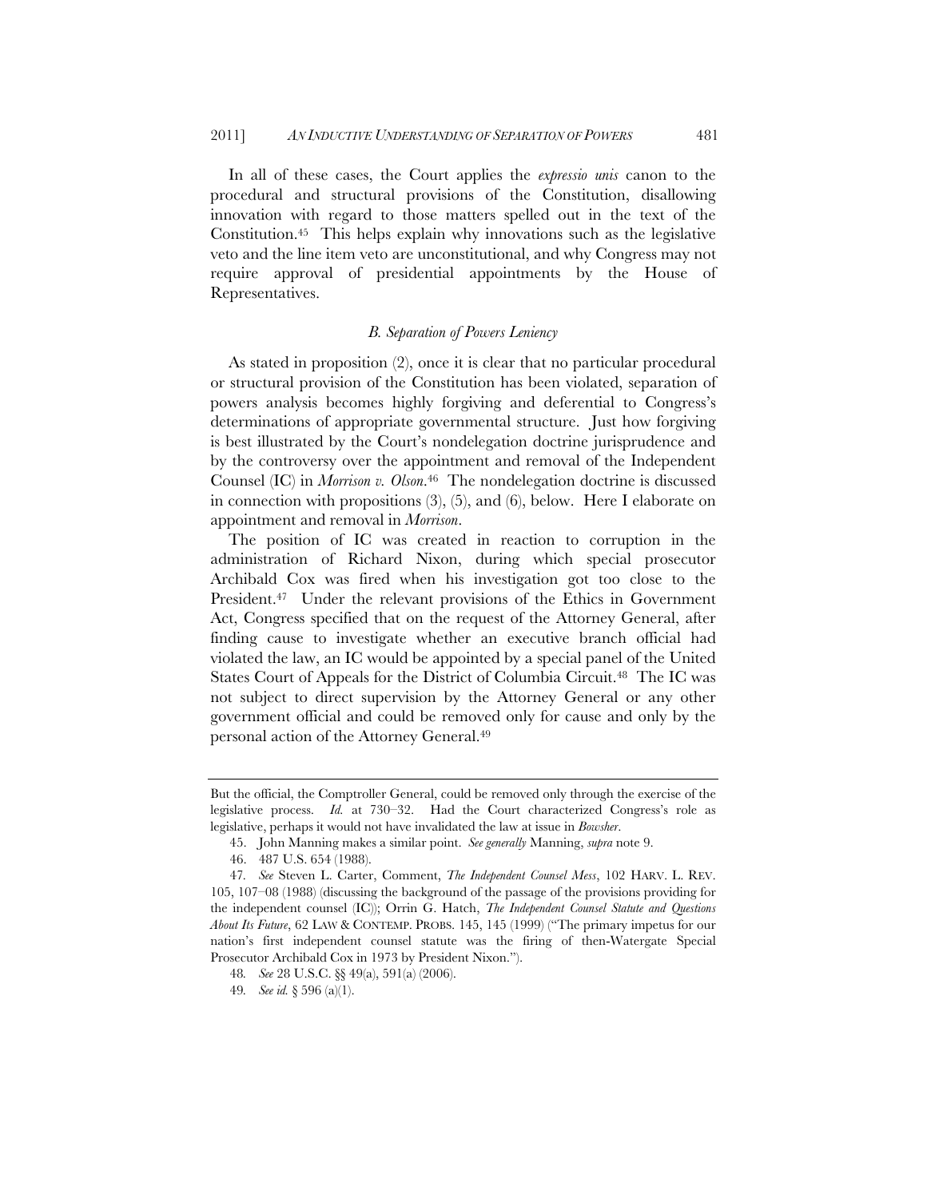In all of these cases, the Court applies the *expressio unis* canon to the procedural and structural provisions of the Constitution, disallowing innovation with regard to those matters spelled out in the text of the Constitution.[45] This helps explain why innovations such as the legislative veto and the line item veto are unconstitutional, and why Congress may not require approval of presidential appointments by the House of Representatives.

### *B. Separation of Powers Leniency*

As stated in proposition (2), once it is clear that no particular procedural or structural provision of the Constitution has been violated, separation of powers analysis becomes highly forgiving and deferential to Congress's determinations of appropriate governmental structure. Just how forgiving is best illustrated by the Court's nondelegation doctrine jurisprudence and by the controversy over the appointment and removal of the Independent Counsel (IC) in *Morrison v. Olson*.[46] The nondelegation doctrine is discussed in connection with propositions (3), (5), and (6), below. Here I elaborate on appointment and removal in *Morrison*.

The position of IC was created in reaction to corruption in the administration of Richard Nixon, during which special prosecutor Archibald Cox was fired when his investigation got too close to the President.[47] Under the relevant provisions of the Ethics in Government Act, Congress specified that on the request of the Attorney General, after finding cause to investigate whether an executive branch official had violated the law, an IC would be appointed by a special panel of the United States Court of Appeals for the District of Columbia Circuit.[48] The IC was not subject to direct supervision by the Attorney General or any other government official and could be removed only for cause and only by the personal action of the Attorney General.[49]

---

But the official, the Comptroller General, could be removed only through the exercise of the legislative process. *Id.* at 730–32. Had the Court characterized Congress's role as legislative, perhaps it would not have invalidated the law at issue in *Bowsher*.

45. John Manning makes a similar point. *See generally* Manning, *supra* note 9.

46. 487 U.S. 654 (1988).

47. *See* Steven L. Carter, Comment, *The Independent Counsel Mess*, 102 HARV. L. REV. 105, 107–08 (1988) (discussing the background of the passage of the provisions providing for the independent counsel (IC)); Orrin G. Hatch, *The Independent Counsel Statute and Questions About Its Future*, 62 LAW & CONTEMP. PROBS. 145, 145 (1999) ("The primary impetus for our nation's first independent counsel statute was the firing of then-Watergate Special Prosecutor Archibald Cox in 1973 by President Nixon.").

48. *See* 28 U.S.C. §§ 49(a), 591(a) (2006).

49. *See id.* § 596 (a)(1).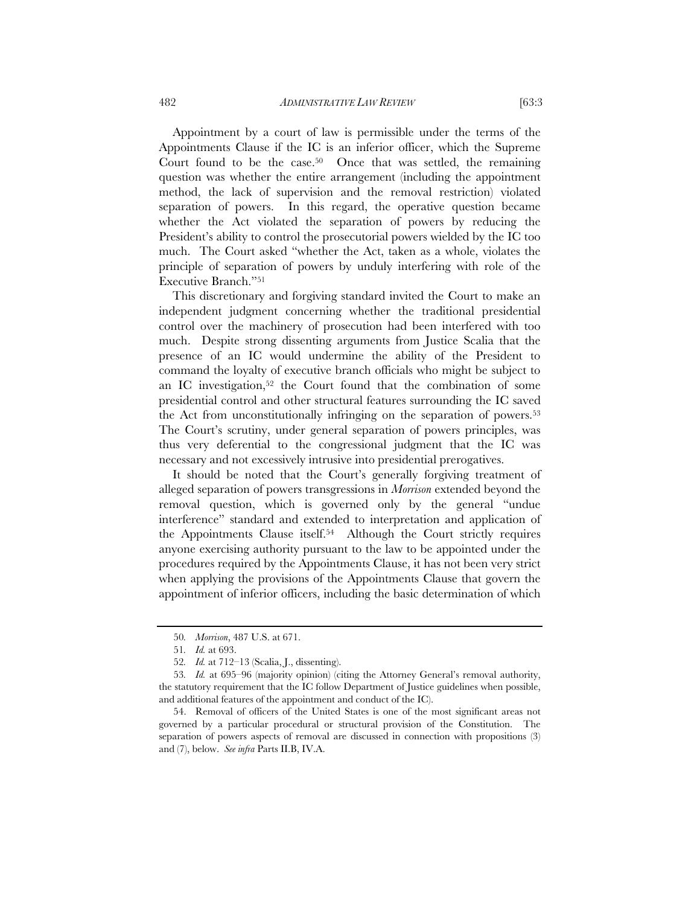Appointment by a court of law is permissible under the terms of the Appointments Clause if the IC is an inferior officer, which the Supreme Court found to be the case.[50] Once that was settled, the remaining question was whether the entire arrangement (including the appointment method, the lack of supervision and the removal restriction) violated separation of powers. In this regard, the operative question became whether the Act violated the separation of powers by reducing the President's ability to control the prosecutorial powers wielded by the IC too much. The Court asked "whether the Act, taken as a whole, violates the principle of separation of powers by unduly interfering with role of the Executive Branch."[51]

This discretionary and forgiving standard invited the Court to make an independent judgment concerning whether the traditional presidential control over the machinery of prosecution had been interfered with too much. Despite strong dissenting arguments from Justice Scalia that the presence of an IC would undermine the ability of the President to command the loyalty of executive branch officials who might be subject to an IC investigation,[52] the Court found that the combination of some presidential control and other structural features surrounding the IC saved the Act from unconstitutionally infringing on the separation of powers.[53] The Court's scrutiny, under general separation of powers principles, was thus very deferential to the congressional judgment that the IC was necessary and not excessively intrusive into presidential prerogatives.

It should be noted that the Court's generally forgiving treatment of alleged separation of powers transgressions in *Morrison* extended beyond the removal question, which is governed only by the general "undue interference" standard and extended to interpretation and application of the Appointments Clause itself.[54] Although the Court strictly requires anyone exercising authority pursuant to the law to be appointed under the procedures required by the Appointments Clause, it has not been very strict when applying the provisions of the Appointments Clause that govern the appointment of inferior officers, including the basic determination of which

---

50. *Morrison*, 487 U.S. at 671.

51. *Id.* at 693.

52. *Id.* at 712–13 (Scalia, J., dissenting).

53. *Id.* at 695–96 (majority opinion) (citing the Attorney General's removal authority, the statutory requirement that the IC follow Department of Justice guidelines when possible, and additional features of the appointment and conduct of the IC).

54. Removal of officers of the United States is one of the most significant areas not governed by a particular procedural or structural provision of the Constitution. The separation of powers aspects of removal are discussed in connection with propositions (3) and (7), below. *See infra* Parts II.B, IV.A.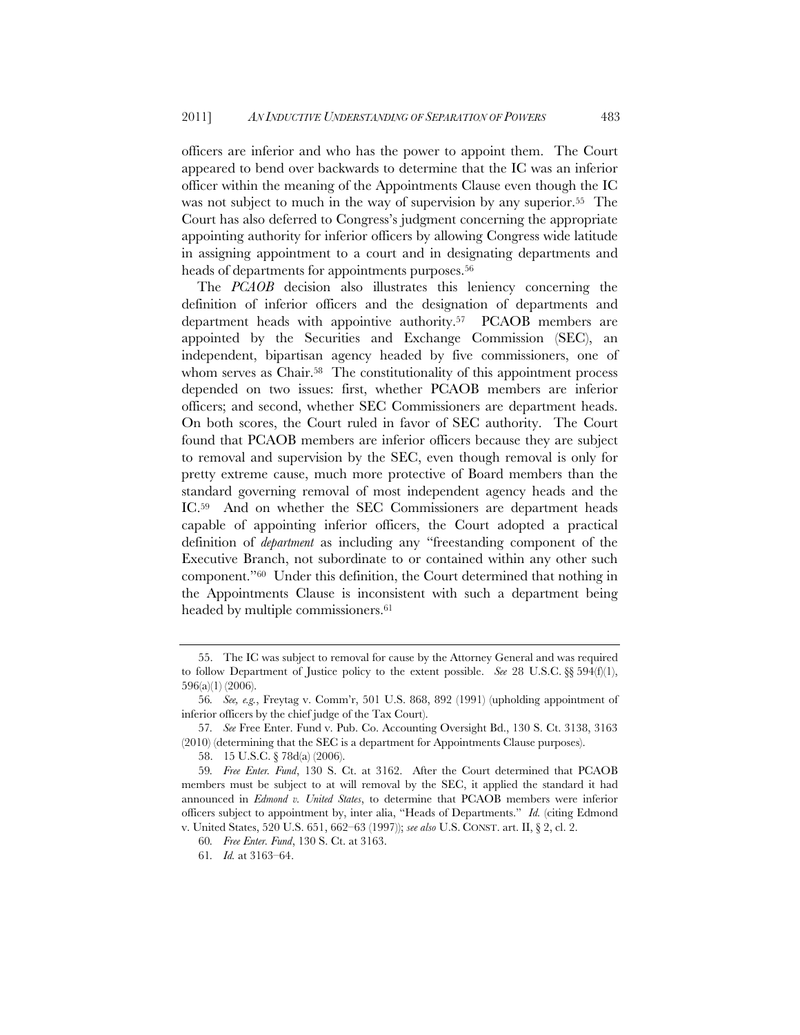officers are inferior and who has the power to appoint them. The Court appeared to bend over backwards to determine that the IC was an inferior officer within the meaning of the Appointments Clause even though the IC was not subject to much in the way of supervision by any superior.[55] The Court has also deferred to Congress's judgment concerning the appropriate appointing authority for inferior officers by allowing Congress wide latitude in assigning appointment to a court and in designating departments and heads of departments for appointments purposes.[56]

The *PCAOB* decision also illustrates this leniency concerning the definition of inferior officers and the designation of departments and department heads with appointive authority.[57] PCAOB members are appointed by the Securities and Exchange Commission (SEC), an independent, bipartisan agency headed by five commissioners, one of whom serves as Chair.[58] The constitutionality of this appointment process depended on two issues: first, whether PCAOB members are inferior officers; and second, whether SEC Commissioners are department heads. On both scores, the Court ruled in favor of SEC authority. The Court found that PCAOB members are inferior officers because they are subject to removal and supervision by the SEC, even though removal is only for pretty extreme cause, much more protective of Board members than the standard governing removal of most independent agency heads and the IC.[59] And on whether the SEC Commissioners are department heads capable of appointing inferior officers, the Court adopted a practical definition of *department* as including any "freestanding component of the Executive Branch, not subordinate to or contained within any other such component."[60] Under this definition, the Court determined that nothing in the Appointments Clause is inconsistent with such a department being headed by multiple commissioners.[61]

---

55. The IC was subject to removal for cause by the Attorney General and was required to follow Department of Justice policy to the extent possible. *See* 28 U.S.C. §§ 594(f)(1), 596(a)(1) (2006).

56. *See, e.g.*, Freytag v. Comm'r, 501 U.S. 868, 892 (1991) (upholding appointment of inferior officers by the chief judge of the Tax Court).

57. *See* Free Enter. Fund v. Pub. Co. Accounting Oversight Bd., 130 S. Ct. 3138, 3163 (2010) (determining that the SEC is a department for Appointments Clause purposes).

58. 15 U.S.C. § 78d(a) (2006).

59. *Free Enter. Fund*, 130 S. Ct. at 3162. After the Court determined that PCAOB members must be subject to at will removal by the SEC, it applied the standard it had announced in *Edmond v. United States*, to determine that PCAOB members were inferior officers subject to appointment by, inter alia, "Heads of Departments." *Id.* (citing Edmond v. United States, 520 U.S. 651, 662–63 (1997)); *see also* U.S. CONST. art. II, § 2, cl. 2.

60. *Free Enter. Fund*, 130 S. Ct. at 3163.

61. *Id.* at 3163–64.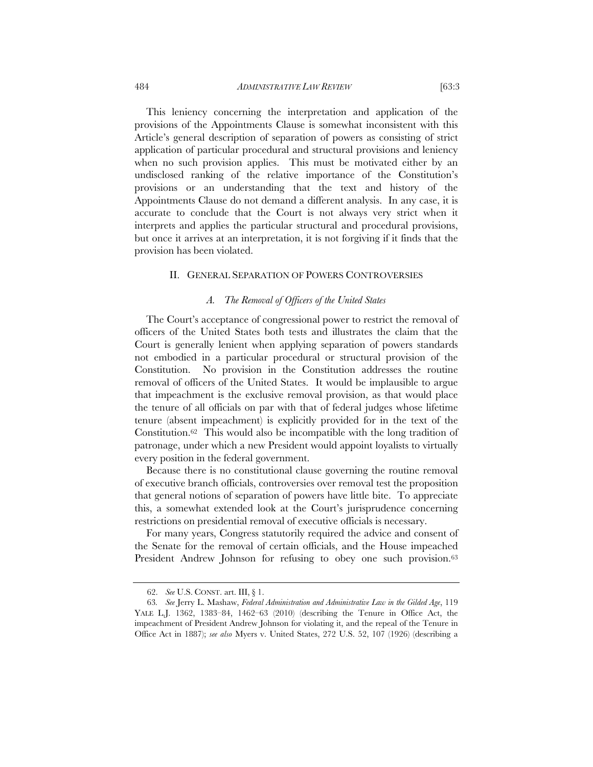This leniency concerning the interpretation and application of the provisions of the Appointments Clause is somewhat inconsistent with this Article's general description of separation of powers as consisting of strict application of particular procedural and structural provisions and leniency when no such provision applies. This must be motivated either by an undisclosed ranking of the relative importance of the Constitution's provisions or an understanding that the text and history of the Appointments Clause do not demand a different analysis. In any case, it is accurate to conclude that the Court is not always very strict when it interprets and applies the particular structural and procedural provisions, but once it arrives at an interpretation, it is not forgiving if it finds that the provision has been violated.

## II. GENERAL SEPARATION OF POWERS CONTROVERSIES

### *A. The Removal of Officers of the United States*

The Court's acceptance of congressional power to restrict the removal of officers of the United States both tests and illustrates the claim that the Court is generally lenient when applying separation of powers standards not embodied in a particular procedural or structural provision of the Constitution. No provision in the Constitution addresses the routine removal of officers of the United States. It would be implausible to argue that impeachment is the exclusive removal provision, as that would place the tenure of all officials on par with that of federal judges whose lifetime tenure (absent impeachment) is explicitly provided for in the text of the Constitution.[62] This would also be incompatible with the long tradition of patronage, under which a new President would appoint loyalists to virtually every position in the federal government.

Because there is no constitutional clause governing the routine removal of executive branch officials, controversies over removal test the proposition that general notions of separation of powers have little bite. To appreciate this, a somewhat extended look at the Court's jurisprudence concerning restrictions on presidential removal of executive officials is necessary.

For many years, Congress statutorily required the advice and consent of the Senate for the removal of certain officials, and the House impeached President Andrew Johnson for refusing to obey one such provision.[63]

---

62. *See* U.S. CONST. art. III, § 1.

63. *See* Jerry L. Mashaw, *Federal Administration and Administrative Law in the Gilded Age*, 119 YALE L.J. 1362, 1383–84, 1462–63 (2010) (describing the Tenure in Office Act, the impeachment of President Andrew Johnson for violating it, and the repeal of the Tenure in Office Act in 1887); *see also* Myers v. United States, 272 U.S. 52, 107 (1926) (describing a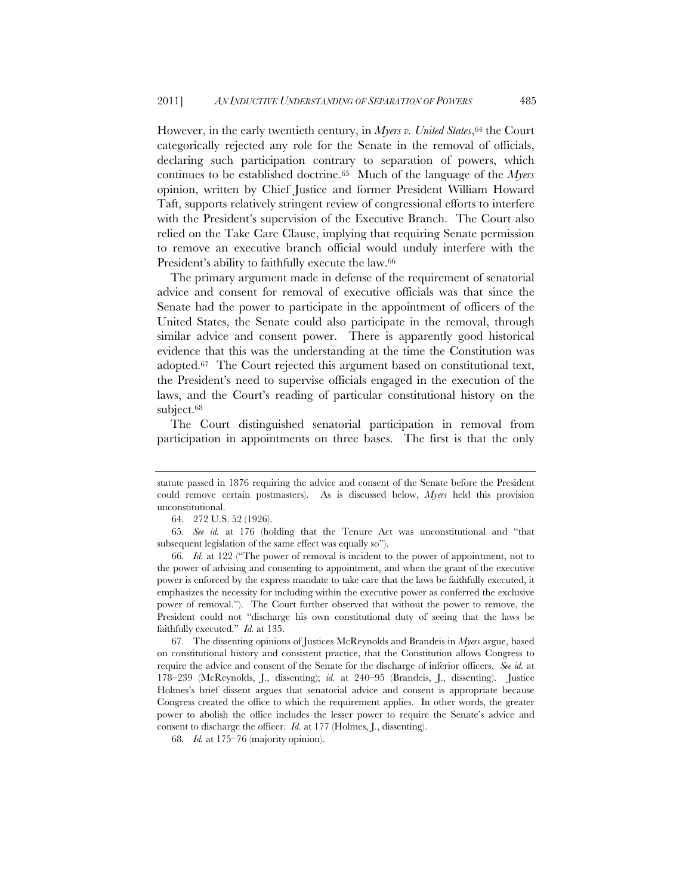However, in the early twentieth century, in *Myers v. United States*,[64] the Court categorically rejected any role for the Senate in the removal of officials, declaring such participation contrary to separation of powers, which continues to be established doctrine.[65] Much of the language of the *Myers* opinion, written by Chief Justice and former President William Howard Taft, supports relatively stringent review of congressional efforts to interfere with the President's supervision of the Executive Branch. The Court also relied on the Take Care Clause, implying that requiring Senate permission to remove an executive branch official would unduly interfere with the President's ability to faithfully execute the law.[66]

The primary argument made in defense of the requirement of senatorial advice and consent for removal of executive officials was that since the Senate had the power to participate in the appointment of officers of the United States, the Senate could also participate in the removal, through similar advice and consent power. There is apparently good historical evidence that this was the understanding at the time the Constitution was adopted.[67] The Court rejected this argument based on constitutional text, the President's need to supervise officials engaged in the execution of the laws, and the Court's reading of particular constitutional history on the subject.[68]

The Court distinguished senatorial participation in removal from participation in appointments on three bases. The first is that the only

---

statute passed in 1876 requiring the advice and consent of the Senate before the President could remove certain postmasters). As is discussed below, *Myers* held this provision unconstitutional.

64. 272 U.S. 52 (1926).

65. *See id.* at 176 (holding that the Tenure Act was unconstitutional and "that subsequent legislation of the same effect was equally so").

66. *Id.* at 122 ("The power of removal is incident to the power of appointment, not to the power of advising and consenting to appointment, and when the grant of the executive power is enforced by the express mandate to take care that the laws be faithfully executed, it emphasizes the necessity for including within the executive power as conferred the exclusive power of removal."). The Court further observed that without the power to remove, the President could not "discharge his own constitutional duty of seeing that the laws be faithfully executed." *Id.* at 135.

67. The dissenting opinions of Justices McReynolds and Brandeis in *Myers* argue, based on constitutional history and consistent practice, that the Constitution allows Congress to require the advice and consent of the Senate for the discharge of inferior officers. *See id.* at 178–239 (McReynolds, J., dissenting); *id.* at 240–95 (Brandeis, J., dissenting). Justice Holmes's brief dissent argues that senatorial advice and consent is appropriate because Congress created the office to which the requirement applies. In other words, the greater power to abolish the office includes the lesser power to require the Senate's advice and consent to discharge the officer. *Id.* at 177 (Holmes, J., dissenting).

68. *Id.* at 175–76 (majority opinion).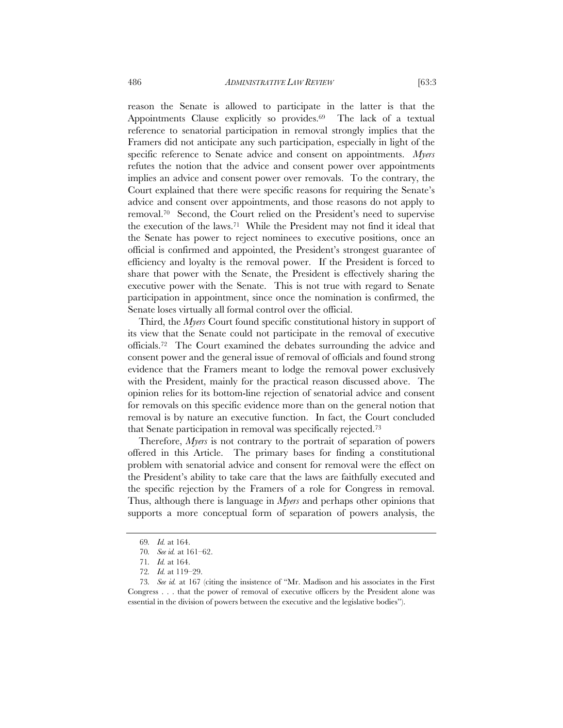reason the Senate is allowed to participate in the latter is that the Appointments Clause explicitly so provides.[69] The lack of a textual reference to senatorial participation in removal strongly implies that the Framers did not anticipate any such participation, especially in light of the specific reference to Senate advice and consent on appointments. *Myers* refutes the notion that the advice and consent power over appointments implies an advice and consent power over removals. To the contrary, the Court explained that there were specific reasons for requiring the Senate's advice and consent over appointments, and those reasons do not apply to removal.[70] Second, the Court relied on the President's need to supervise the execution of the laws.[71] While the President may not find it ideal that the Senate has power to reject nominees to executive positions, once an official is confirmed and appointed, the President's strongest guarantee of efficiency and loyalty is the removal power. If the President is forced to share that power with the Senate, the President is effectively sharing the executive power with the Senate. This is not true with regard to Senate participation in appointment, since once the nomination is confirmed, the Senate loses virtually all formal control over the official.

Third, the *Myers* Court found specific constitutional history in support of its view that the Senate could not participate in the removal of executive officials.[72] The Court examined the debates surrounding the advice and consent power and the general issue of removal of officials and found strong evidence that the Framers meant to lodge the removal power exclusively with the President, mainly for the practical reason discussed above. The opinion relies for its bottom-line rejection of senatorial advice and consent for removals on this specific evidence more than on the general notion that removal is by nature an executive function. In fact, the Court concluded that Senate participation in removal was specifically rejected.[73]

Therefore, *Myers* is not contrary to the portrait of separation of powers offered in this Article. The primary bases for finding a constitutional problem with senatorial advice and consent for removal were the effect on the President's ability to take care that the laws are faithfully executed and the specific rejection by the Framers of a role for Congress in removal. Thus, although there is language in *Myers* and perhaps other opinions that supports a more conceptual form of separation of powers analysis, the

---

69. *Id.* at 164.

70. *See id.* at 161–62.

71. *Id.* at 164.

72. *Id.* at 119–29.

73. *See id.* at 167 (citing the insistence of "Mr. Madison and his associates in the First Congress . . . that the power of removal of executive officers by the President alone was essential in the division of powers between the executive and the legislative bodies").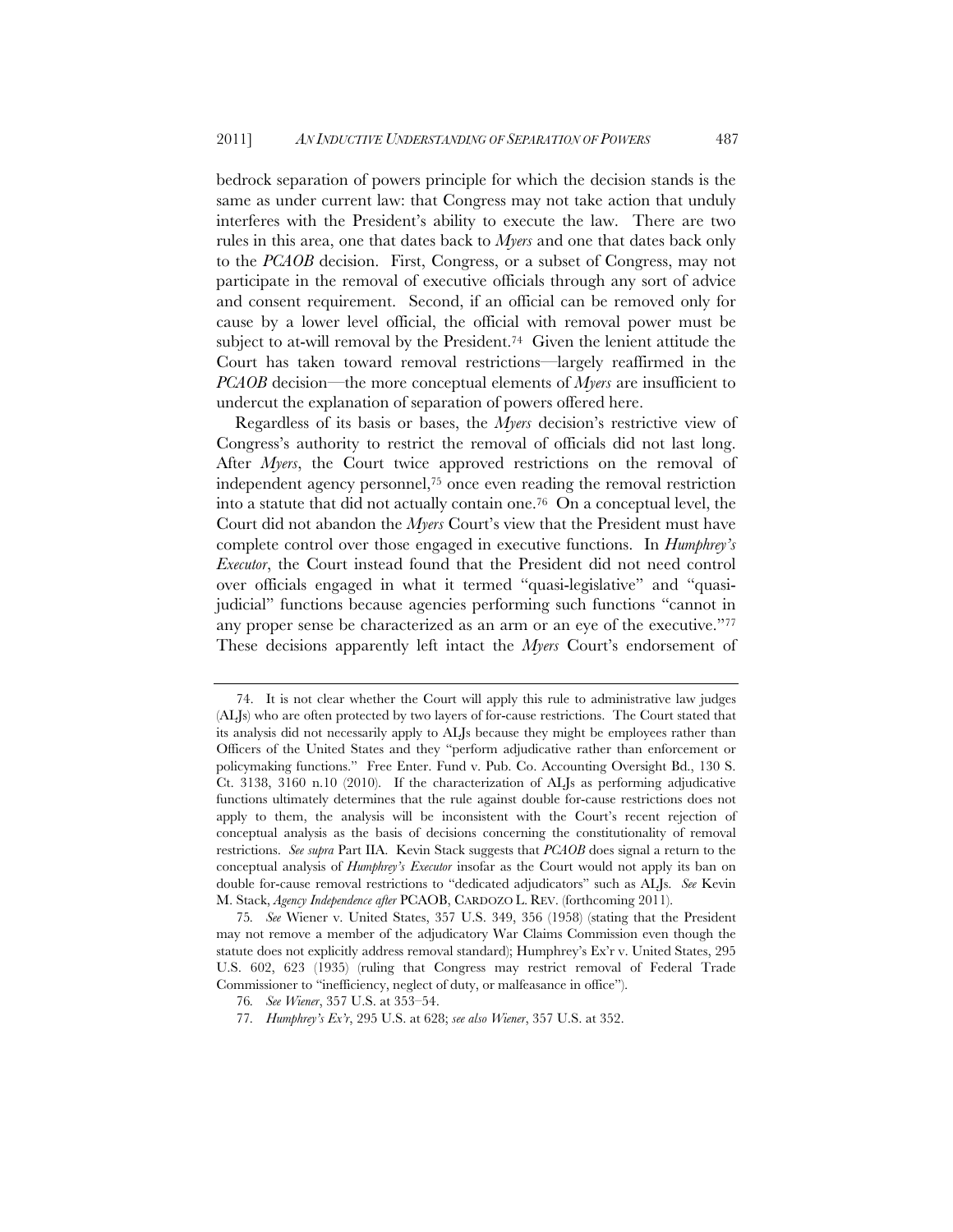bedrock separation of powers principle for which the decision stands is the same as under current law: that Congress may not take action that unduly interferes with the President's ability to execute the law. There are two rules in this area, one that dates back to *Myers* and one that dates back only to the *PCAOB* decision. First, Congress, or a subset of Congress, may not participate in the removal of executive officials through any sort of advice and consent requirement. Second, if an official can be removed only for cause by a lower level official, the official with removal power must be subject to at-will removal by the President.[74] Given the lenient attitude the Court has taken toward removal restrictions—largely reaffirmed in the *PCAOB* decision—the more conceptual elements of *Myers* are insufficient to undercut the explanation of separation of powers offered here.

Regardless of its basis or bases, the *Myers* decision's restrictive view of Congress's authority to restrict the removal of officials did not last long. After *Myers*, the Court twice approved restrictions on the removal of independent agency personnel,[75] once even reading the removal restriction into a statute that did not actually contain one.[76] On a conceptual level, the Court did not abandon the *Myers* Court's view that the President must have complete control over those engaged in executive functions. In *Humphrey's Executor*, the Court instead found that the President did not need control over officials engaged in what it termed "quasi-legislative" and "quasi-judicial" functions because agencies performing such functions "cannot in any proper sense be characterized as an arm or an eye of the executive."[77] These decisions apparently left intact the *Myers* Court's endorsement of

---

74. It is not clear whether the Court will apply this rule to administrative law judges (ALJs) who are often protected by two layers of for-cause restrictions. The Court stated that its analysis did not necessarily apply to ALJs because they might be employees rather than Officers of the United States and they "perform adjudicative rather than enforcement or policymaking functions." Free Enter. Fund v. Pub. Co. Accounting Oversight Bd., 130 S. Ct. 3138, 3160 n.10 (2010). If the characterization of ALJs as performing adjudicative functions ultimately determines that the rule against double for-cause restrictions does not apply to them, the analysis will be inconsistent with the Court's recent rejection of conceptual analysis as the basis of decisions concerning the constitutionality of removal restrictions. *See supra* Part IIA. Kevin Stack suggests that *PCAOB* does signal a return to the conceptual analysis of *Humphrey's Executor* insofar as the Court would not apply its ban on double for-cause removal restrictions to "dedicated adjudicators" such as ALJs. *See* Kevin M. Stack, *Agency Independence after* PCAOB, CARDOZO L. REV. (forthcoming 2011).

75. *See* Wiener v. United States, 357 U.S. 349, 356 (1958) (stating that the President may not remove a member of the adjudicatory War Claims Commission even though the statute does not explicitly address removal standard); Humphrey's Ex'r v. United States, 295 U.S. 602, 623 (1935) (ruling that Congress may restrict removal of Federal Trade Commissioner to "inefficiency, neglect of duty, or malfeasance in office").

76. *See Wiener*, 357 U.S. at 353–54.

77. *Humphrey's Ex'r*, 295 U.S. at 628; *see also Wiener*, 357 U.S. at 352.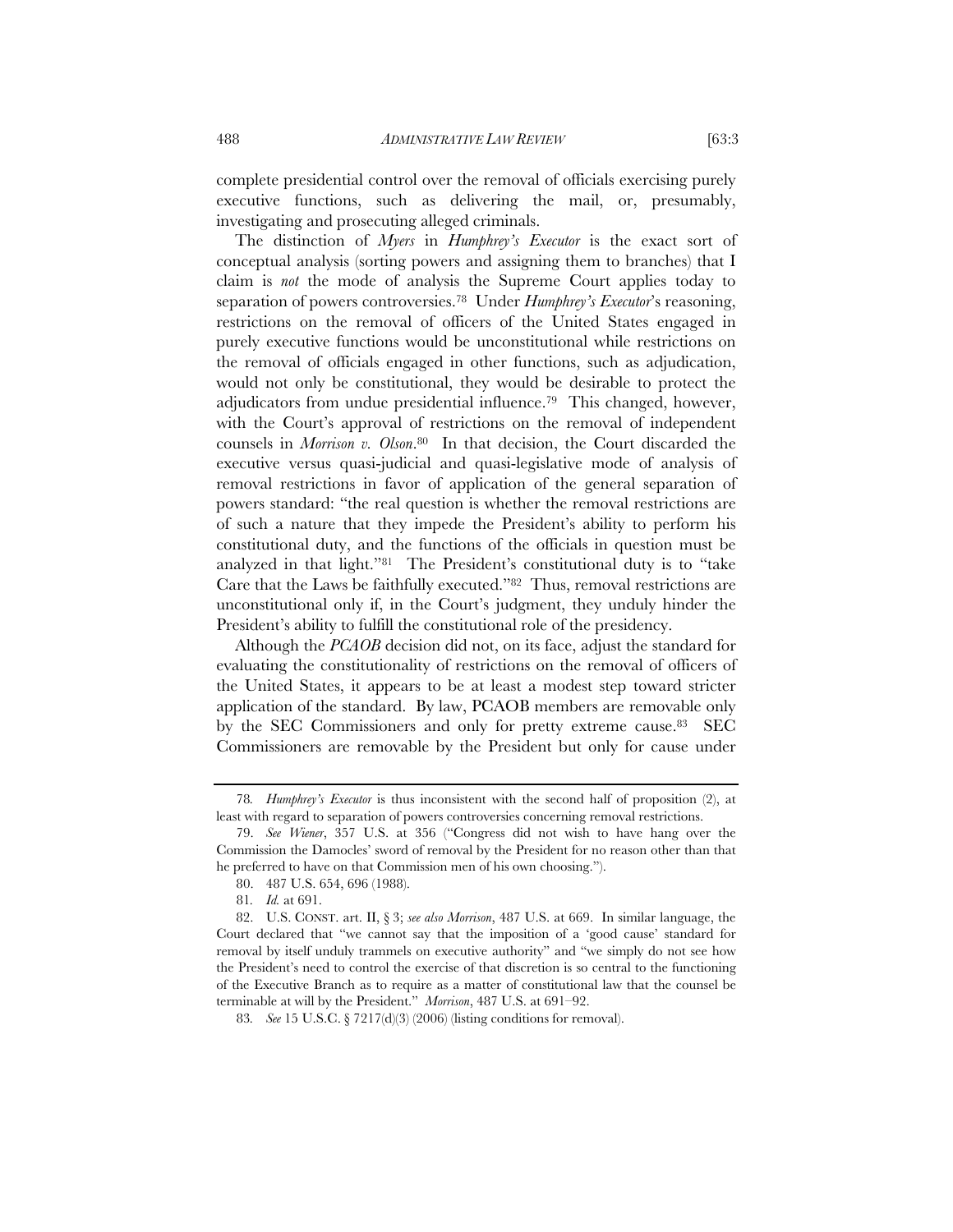complete presidential control over the removal of officials exercising purely executive functions, such as delivering the mail, or, presumably, investigating and prosecuting alleged criminals.

The distinction of *Myers* in *Humphrey's Executor* is the exact sort of conceptual analysis (sorting powers and assigning them to branches) that I claim is *not* the mode of analysis the Supreme Court applies today to separation of powers controversies.[78] Under *Humphrey's Executor*'s reasoning, restrictions on the removal of officers of the United States engaged in purely executive functions would be unconstitutional while restrictions on the removal of officials engaged in other functions, such as adjudication, would not only be constitutional, they would be desirable to protect the adjudicators from undue presidential influence.[79] This changed, however, with the Court's approval of restrictions on the removal of independent counsels in *Morrison v. Olson*.[80] In that decision, the Court discarded the executive versus quasi-judicial and quasi-legislative mode of analysis of removal restrictions in favor of application of the general separation of powers standard: "the real question is whether the removal restrictions are of such a nature that they impede the President's ability to perform his constitutional duty, and the functions of the officials in question must be analyzed in that light."[81] The President's constitutional duty is to "take Care that the Laws be faithfully executed."[82] Thus, removal restrictions are unconstitutional only if, in the Court's judgment, they unduly hinder the President's ability to fulfill the constitutional role of the presidency.

Although the *PCAOB* decision did not, on its face, adjust the standard for evaluating the constitutionality of restrictions on the removal of officers of the United States, it appears to be at least a modest step toward stricter application of the standard. By law, PCAOB members are removable only by the SEC Commissioners and only for pretty extreme cause.[83] SEC Commissioners are removable by the President but only for cause under

---

78. *Humphrey's Executor* is thus inconsistent with the second half of proposition (2), at least with regard to separation of powers controversies concerning removal restrictions.

79. *See Wiener*, 357 U.S. at 356 ("Congress did not wish to have hang over the Commission the Damocles' sword of removal by the President for no reason other than that he preferred to have on that Commission men of his own choosing.").

80. 487 U.S. 654, 696 (1988).

81. *Id.* at 691.

82. U.S. CONST. art. II, § 3; *see also Morrison*, 487 U.S. at 669. In similar language, the Court declared that "we cannot say that the imposition of a 'good cause' standard for removal by itself unduly trammels on executive authority" and "we simply do not see how the President's need to control the exercise of that discretion is so central to the functioning of the Executive Branch as to require as a matter of constitutional law that the counsel be terminable at will by the President." *Morrison*, 487 U.S. at 691–92.

83. *See* 15 U.S.C. § 7217(d)(3) (2006) (listing conditions for removal).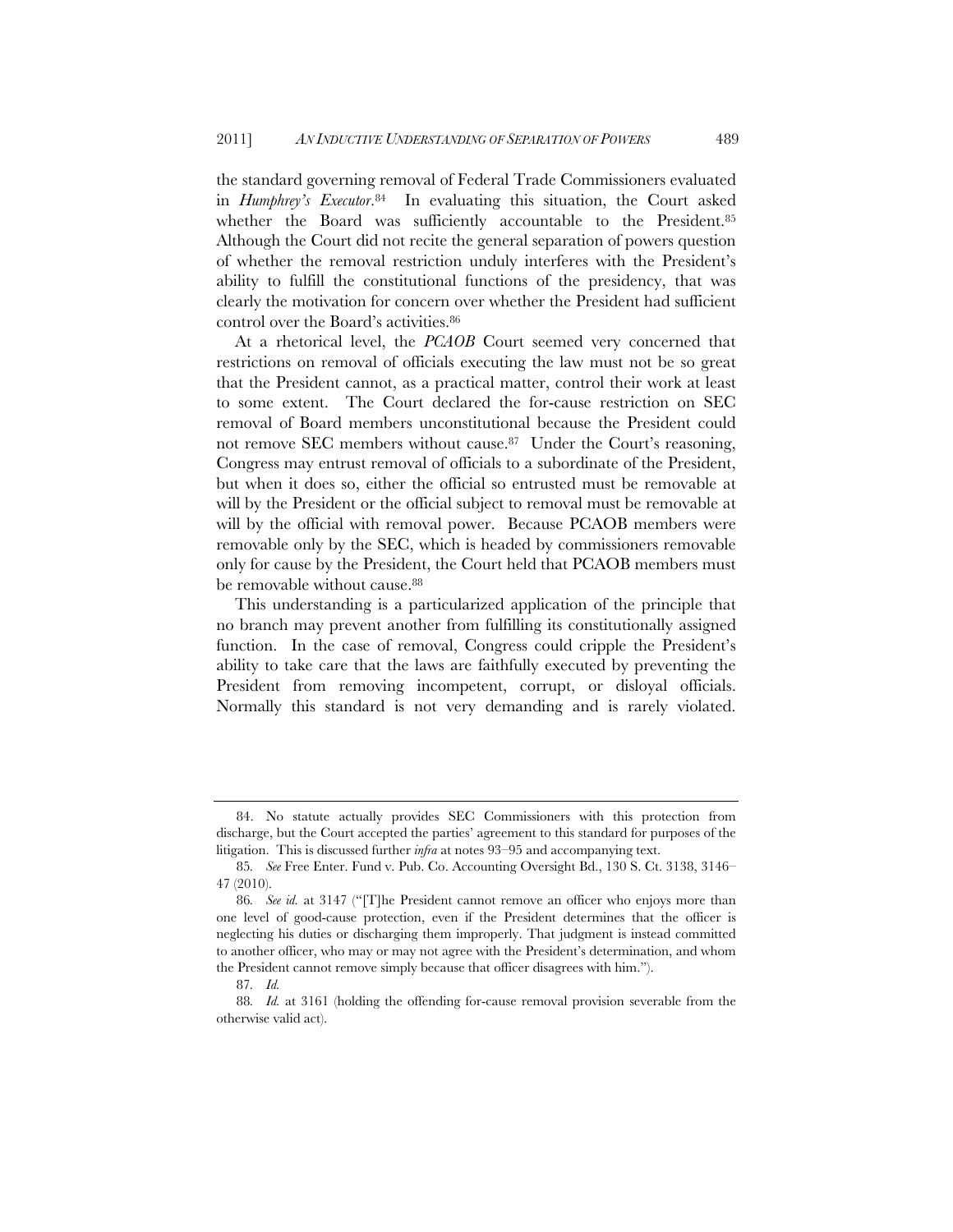the standard governing removal of Federal Trade Commissioners evaluated in *Humphrey's Executor*.[84] In evaluating this situation, the Court asked whether the Board was sufficiently accountable to the President.[85] Although the Court did not recite the general separation of powers question of whether the removal restriction unduly interferes with the President's ability to fulfill the constitutional functions of the presidency, that was clearly the motivation for concern over whether the President had sufficient control over the Board's activities.[86]

At a rhetorical level, the *PCAOB* Court seemed very concerned that restrictions on removal of officials executing the law must not be so great that the President cannot, as a practical matter, control their work at least to some extent. The Court declared the for-cause restriction on SEC removal of Board members unconstitutional because the President could not remove SEC members without cause.[87] Under the Court's reasoning, Congress may entrust removal of officials to a subordinate of the President, but when it does so, either the official so entrusted must be removable at will by the President or the official subject to removal must be removable at will by the official with removal power. Because PCAOB members were removable only by the SEC, which is headed by commissioners removable only for cause by the President, the Court held that PCAOB members must be removable without cause.[88]

This understanding is a particularized application of the principle that no branch may prevent another from fulfilling its constitutionally assigned function. In the case of removal, Congress could cripple the President's ability to take care that the laws are faithfully executed by preventing the President from removing incompetent, corrupt, or disloyal officials. Normally this standard is not very demanding and is rarely violated.

---

84. No statute actually provides SEC Commissioners with this protection from discharge, but the Court accepted the parties' agreement to this standard for purposes of the litigation. This is discussed further *infra* at notes 93–95 and accompanying text.

85. *See* Free Enter. Fund v. Pub. Co. Accounting Oversight Bd., 130 S. Ct. 3138, 3146–47 (2010).

86. *See id.* at 3147 ("[T]he President cannot remove an officer who enjoys more than one level of good-cause protection, even if the President determines that the officer is neglecting his duties or discharging them improperly. That judgment is instead committed to another officer, who may or may not agree with the President's determination, and whom the President cannot remove simply because that officer disagrees with him.").

87. *Id.*

88. *Id.* at 3161 (holding the offending for-cause removal provision severable from the otherwise valid act).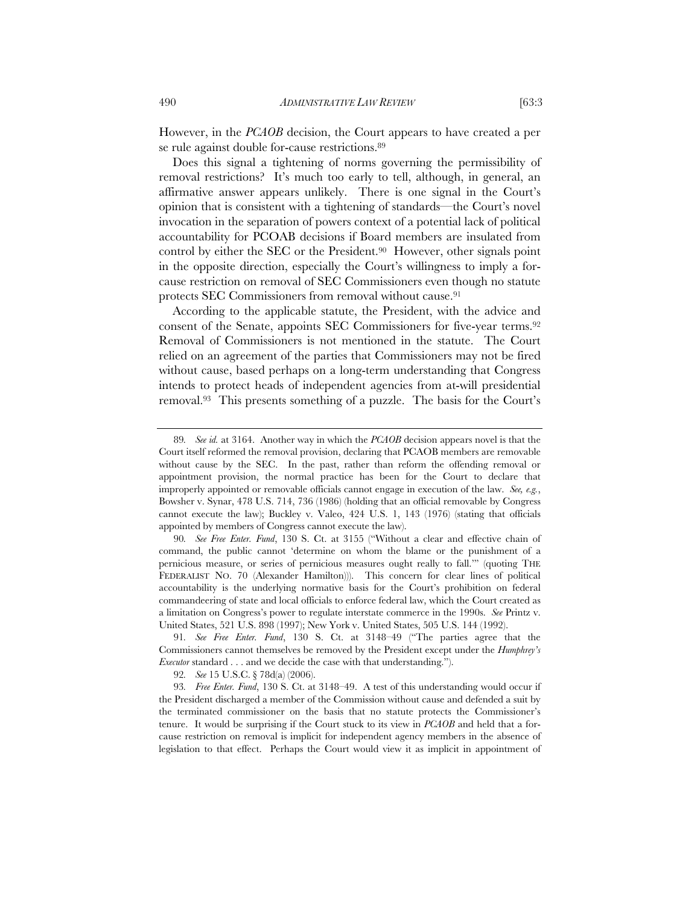However, in the *PCAOB* decision, the Court appears to have created a per se rule against double for-cause restrictions.[89]

Does this signal a tightening of norms governing the permissibility of removal restrictions? It's much too early to tell, although, in general, an affirmative answer appears unlikely. There is one signal in the Court's opinion that is consistent with a tightening of standards—the Court's novel invocation in the separation of powers context of a potential lack of political accountability for PCOAB decisions if Board members are insulated from control by either the SEC or the President.[90] However, other signals point in the opposite direction, especially the Court's willingness to imply a for-cause restriction on removal of SEC Commissioners even though no statute protects SEC Commissioners from removal without cause.[91]

According to the applicable statute, the President, with the advice and consent of the Senate, appoints SEC Commissioners for five-year terms.[92] Removal of Commissioners is not mentioned in the statute. The Court relied on an agreement of the parties that Commissioners may not be fired without cause, based perhaps on a long-term understanding that Congress intends to protect heads of independent agencies from at-will presidential removal.[93] This presents something of a puzzle. The basis for the Court's

---

89. *See id.* at 3164. Another way in which the *PCAOB* decision appears novel is that the Court itself reformed the removal provision, declaring that PCAOB members are removable without cause by the SEC. In the past, rather than reform the offending removal or appointment provision, the normal practice has been for the Court to declare that improperly appointed or removable officials cannot engage in execution of the law. *See, e.g.*, Bowsher v. Synar, 478 U.S. 714, 736 (1986) (holding that an official removable by Congress cannot execute the law); Buckley v. Valeo, 424 U.S. 1, 143 (1976) (stating that officials appointed by members of Congress cannot execute the law).

90. *See Free Enter. Fund*, 130 S. Ct. at 3155 ("Without a clear and effective chain of command, the public cannot 'determine on whom the blame or the punishment of a pernicious measure, or series of pernicious measures ought really to fall.'" (quoting THE FEDERALIST NO. 70 (Alexander Hamilton))). This concern for clear lines of political accountability is the underlying normative basis for the Court's prohibition on federal commandeering of state and local officials to enforce federal law, which the Court created as a limitation on Congress's power to regulate interstate commerce in the 1990s. *See* Printz v. United States, 521 U.S. 898 (1997); New York v. United States, 505 U.S. 144 (1992).

91. *See Free Enter. Fund*, 130 S. Ct. at 3148–49 ("The parties agree that the Commissioners cannot themselves be removed by the President except under the *Humphrey's Executor* standard . . . and we decide the case with that understanding.").

92. *See* 15 U.S.C. § 78d(a) (2006).

93. *Free Enter. Fund*, 130 S. Ct. at 3148–49. A test of this understanding would occur if the President discharged a member of the Commission without cause and defended a suit by the terminated commissioner on the basis that no statute protects the Commissioner's tenure. It would be surprising if the Court stuck to its view in *PCAOB* and held that a for-cause restriction on removal is implicit for independent agency members in the absence of legislation to that effect. Perhaps the Court would view it as implicit in appointment of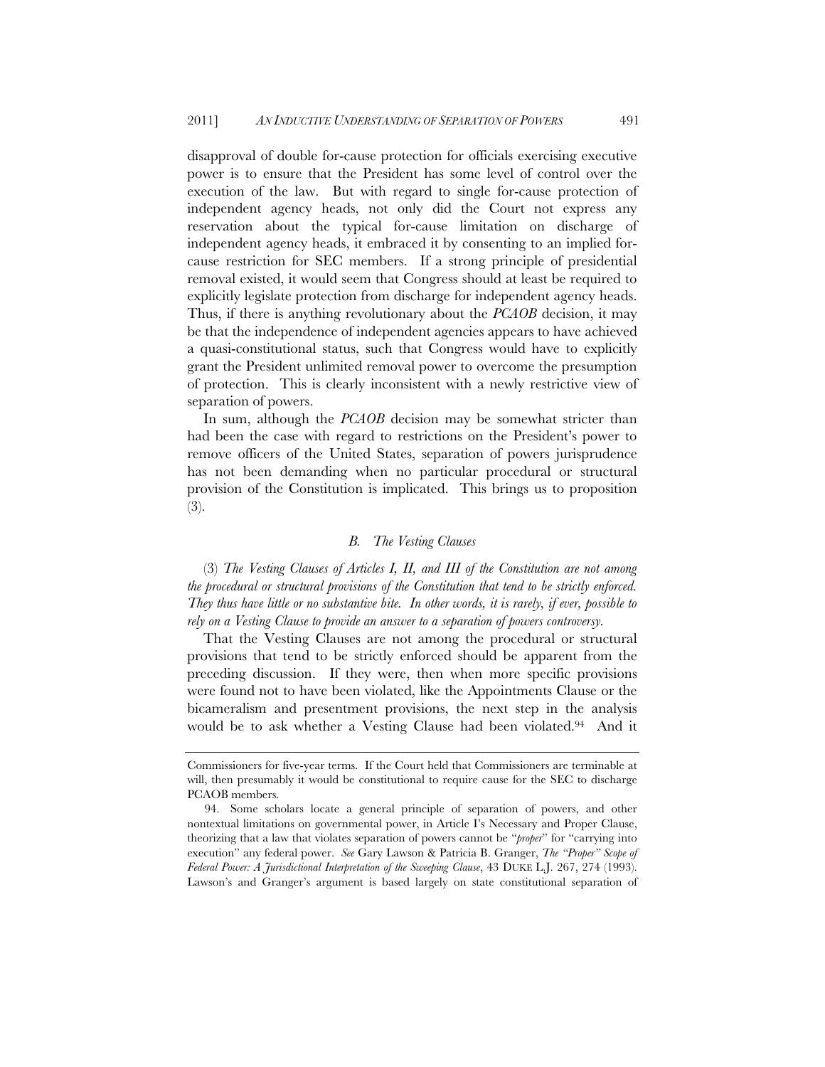disapproval of double for-cause protection for officials exercising executive power is to ensure that the President has some level of control over the execution of the law. But with regard to single for-cause protection of independent agency heads, not only did the Court not express any reservation about the typical for-cause limitation on discharge of independent agency heads, it embraced it by consenting to an implied for-cause restriction for SEC members. If a strong principle of presidential removal existed, it would seem that Congress should at least be required to explicitly legislate protection from discharge for independent agency heads. Thus, if there is anything revolutionary about the *PCAOB* decision, it may be that the independence of independent agencies appears to have achieved a quasi-constitutional status, such that Congress would have to explicitly grant the President unlimited removal power to overcome the presumption of protection. This is clearly inconsistent with a newly restrictive view of separation of powers.

In sum, although the *PCAOB* decision may be somewhat stricter than had been the case with regard to restrictions on the President's power to remove officers of the United States, separation of powers jurisprudence has not been demanding when no particular procedural or structural provision of the Constitution is implicated. This brings us to proposition (3).

### *B. The Vesting Clauses*

(3) *The Vesting Clauses of Articles I, II, and III of the Constitution are not among the procedural or structural provisions of the Constitution that tend to be strictly enforced. They thus have little or no substantive bite. In other words, it is rarely, if ever, possible to rely on a Vesting Clause to provide an answer to a separation of powers controversy.*

That the Vesting Clauses are not among the procedural or structural provisions that tend to be strictly enforced should be apparent from the preceding discussion. If they were, then when more specific provisions were found not to have been violated, like the Appointments Clause or the bicameralism and presentment provisions, the next step in the analysis would be to ask whether a Vesting Clause had been violated.[94] And it

---

Commissioners for five-year terms. If the Court held that Commissioners are terminable at will, then presumably it would be constitutional to require cause for the SEC to discharge PCAOB members.

94. Some scholars locate a general principle of separation of powers, and other nontextual limitations on governmental power, in Article I's Necessary and Proper Clause, theorizing that a law that violates separation of powers cannot be "*proper*" for "carrying into execution" any federal power. *See* Gary Lawson & Patricia B. Granger, *The "Proper" Scope of Federal Power: A Jurisdictional Interpretation of the Sweeping Clause*, 43 DUKE L.J. 267, 274 (1993). Lawson's and Granger's argument is based largely on state constitutional separation of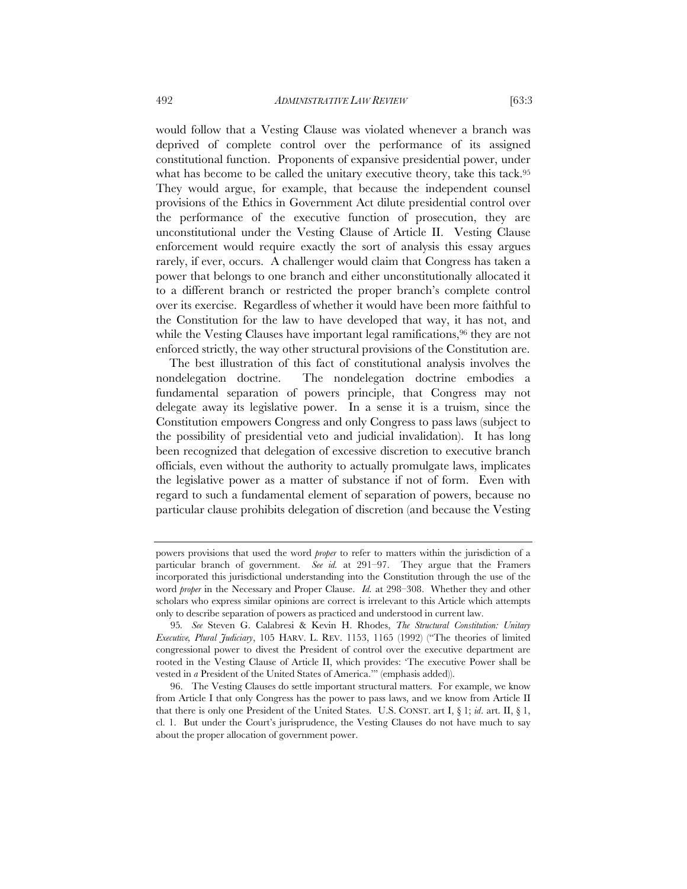would follow that a Vesting Clause was violated whenever a branch was deprived of complete control over the performance of its assigned constitutional function. Proponents of expansive presidential power, under what has become to be called the unitary executive theory, take this tack.[95] They would argue, for example, that because the independent counsel provisions of the Ethics in Government Act dilute presidential control over the performance of the executive function of prosecution, they are unconstitutional under the Vesting Clause of Article II. Vesting Clause enforcement would require exactly the sort of analysis this essay argues rarely, if ever, occurs. A challenger would claim that Congress has taken a power that belongs to one branch and either unconstitutionally allocated it to a different branch or restricted the proper branch's complete control over its exercise. Regardless of whether it would have been more faithful to the Constitution for the law to have developed that way, it has not, and while the Vesting Clauses have important legal ramifications,[96] they are not enforced strictly, the way other structural provisions of the Constitution are.

The best illustration of this fact of constitutional analysis involves the nondelegation doctrine. The nondelegation doctrine embodies a fundamental separation of powers principle, that Congress may not delegate away its legislative power. In a sense it is a truism, since the Constitution empowers Congress and only Congress to pass laws (subject to the possibility of presidential veto and judicial invalidation). It has long been recognized that delegation of excessive discretion to executive branch officials, even without the authority to actually promulgate laws, implicates the legislative power as a matter of substance if not of form. Even with regard to such a fundamental element of separation of powers, because no particular clause prohibits delegation of discretion (and because the Vesting

---

powers provisions that used the word *proper* to refer to matters within the jurisdiction of a particular branch of government. *See id.* at 291–97. They argue that the Framers incorporated this jurisdictional understanding into the Constitution through the use of the word *proper* in the Necessary and Proper Clause. *Id.* at 298–308. Whether they and other scholars who express similar opinions are correct is irrelevant to this Article which attempts only to describe separation of powers as practiced and understood in current law.

95. *See* Steven G. Calabresi & Kevin H. Rhodes, *The Structural Constitution: Unitary Executive, Plural Judiciary*, 105 HARV. L. REV. 1153, 1165 (1992) ("The theories of limited congressional power to divest the President of control over the executive department are rooted in the Vesting Clause of Article II, which provides: 'The executive Power shall be vested in *a* President of the United States of America.'" (emphasis added)).

96. The Vesting Clauses do settle important structural matters. For example, we know from Article I that only Congress has the power to pass laws, and we know from Article II that there is only one President of the United States. U.S. CONST. art I, § 1; *id*. art. II, § 1, cl. 1. But under the Court's jurisprudence, the Vesting Clauses do not have much to say about the proper allocation of government power.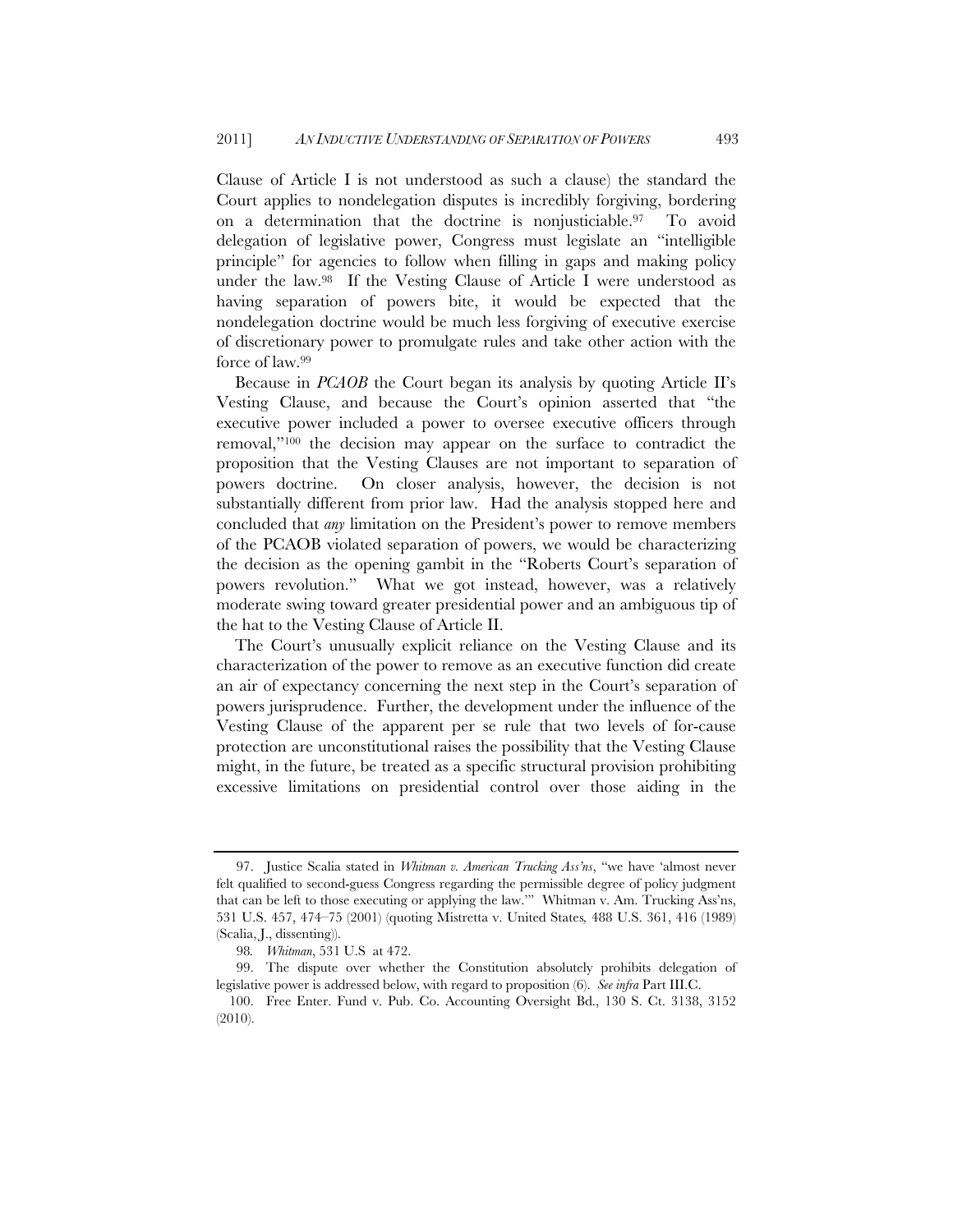Clause of Article I is not understood as such a clause) the standard the Court applies to nondelegation disputes is incredibly forgiving, bordering on a determination that the doctrine is nonjusticiable.[97] To avoid delegation of legislative power, Congress must legislate an "intelligible principle" for agencies to follow when filling in gaps and making policy under the law.[98] If the Vesting Clause of Article I were understood as having separation of powers bite, it would be expected that the nondelegation doctrine would be much less forgiving of executive exercise of discretionary power to promulgate rules and take other action with the force of law.[99]

Because in *PCAOB* the Court began its analysis by quoting Article II's Vesting Clause, and because the Court's opinion asserted that "the executive power included a power to oversee executive officers through removal,"[100] the decision may appear on the surface to contradict the proposition that the Vesting Clauses are not important to separation of powers doctrine. On closer analysis, however, the decision is not substantially different from prior law. Had the analysis stopped here and concluded that *any* limitation on the President's power to remove members of the PCAOB violated separation of powers, we would be characterizing the decision as the opening gambit in the "Roberts Court's separation of powers revolution." What we got instead, however, was a relatively moderate swing toward greater presidential power and an ambiguous tip of the hat to the Vesting Clause of Article II.

The Court's unusually explicit reliance on the Vesting Clause and its characterization of the power to remove as an executive function did create an air of expectancy concerning the next step in the Court's separation of powers jurisprudence. Further, the development under the influence of the Vesting Clause of the apparent per se rule that two levels of for-cause protection are unconstitutional raises the possibility that the Vesting Clause might, in the future, be treated as a specific structural provision prohibiting excessive limitations on presidential control over those aiding in the

---

97. Justice Scalia stated in *Whitman v. American Trucking Ass'ns*, "we have 'almost never felt qualified to second-guess Congress regarding the permissible degree of policy judgment that can be left to those executing or applying the law.'" Whitman v. Am. Trucking Ass'ns, 531 U.S. 457, 474–75 (2001) (quoting Mistretta v. United States*,* 488 U.S. 361, 416 (1989) (Scalia, J., dissenting)).

98. *Whitman*, 531 U.S at 472.

99. The dispute over whether the Constitution absolutely prohibits delegation of legislative power is addressed below, with regard to proposition (6). *See infra* Part III.C.

100. Free Enter. Fund v. Pub. Co. Accounting Oversight Bd., 130 S. Ct. 3138, 3152 (2010).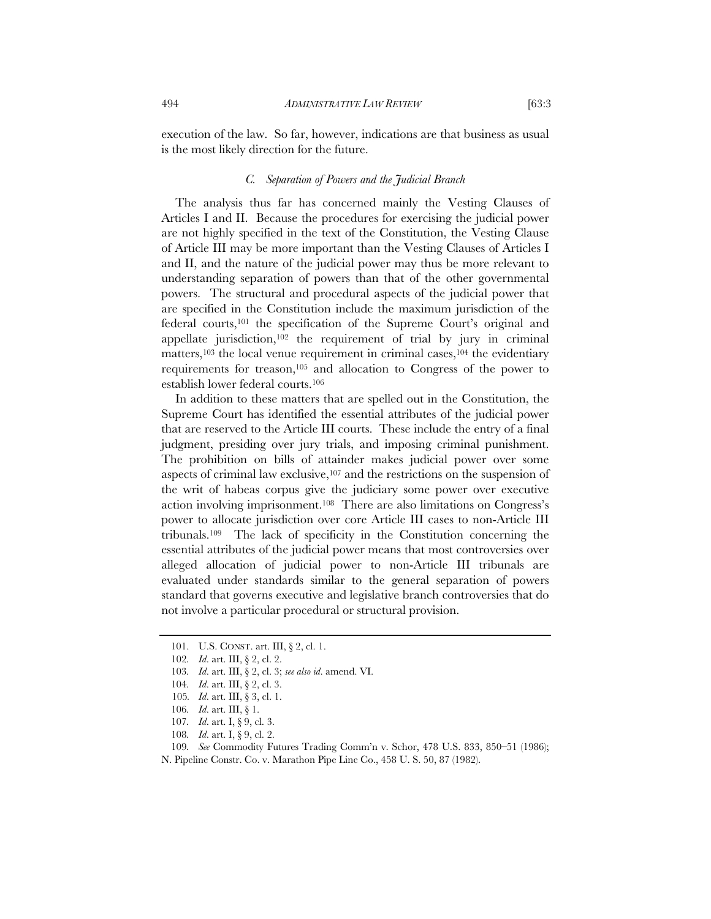execution of the law. So far, however, indications are that business as usual is the most likely direction for the future.

### *C. Separation of Powers and the Judicial Branch*

The analysis thus far has concerned mainly the Vesting Clauses of Articles I and II. Because the procedures for exercising the judicial power are not highly specified in the text of the Constitution, the Vesting Clause of Article III may be more important than the Vesting Clauses of Articles I and II, and the nature of the judicial power may thus be more relevant to understanding separation of powers than that of the other governmental powers. The structural and procedural aspects of the judicial power that are specified in the Constitution include the maximum jurisdiction of the federal courts,[101] the specification of the Supreme Court's original and appellate jurisdiction,[102] the requirement of trial by jury in criminal matters,[103] the local venue requirement in criminal cases,[104] the evidentiary requirements for treason,[105] and allocation to Congress of the power to establish lower federal courts.[106]

In addition to these matters that are spelled out in the Constitution, the Supreme Court has identified the essential attributes of the judicial power that are reserved to the Article III courts. These include the entry of a final judgment, presiding over jury trials, and imposing criminal punishment. The prohibition on bills of attainder makes judicial power over some aspects of criminal law exclusive,[107] and the restrictions on the suspension of the writ of habeas corpus give the judiciary some power over executive action involving imprisonment.[108] There are also limitations on Congress's power to allocate jurisdiction over core Article III cases to non-Article III tribunals.[109] The lack of specificity in the Constitution concerning the essential attributes of the judicial power means that most controversies over alleged allocation of judicial power to non-Article III tribunals are evaluated under standards similar to the general separation of powers standard that governs executive and legislative branch controversies that do not involve a particular procedural or structural provision.

---

101. U.S. CONST. art. III, § 2, cl. 1.

102. *Id*. art. III, § 2, cl. 2.

103. *Id*. art. III, § 2, cl. 3; *see also id*. amend. VI.

104. *Id*. art. III, § 2, cl. 3.

105. *Id*. art. III, § 3, cl. 1.

106. *Id*. art. III, § 1.

107. *Id*. art. I, § 9, cl. 3.

108. *Id*. art. I, § 9, cl. 2.

109. *See* Commodity Futures Trading Comm'n v. Schor, 478 U.S. 833, 850–51 (1986); N. Pipeline Constr. Co. v. Marathon Pipe Line Co., 458 U. S. 50, 87 (1982).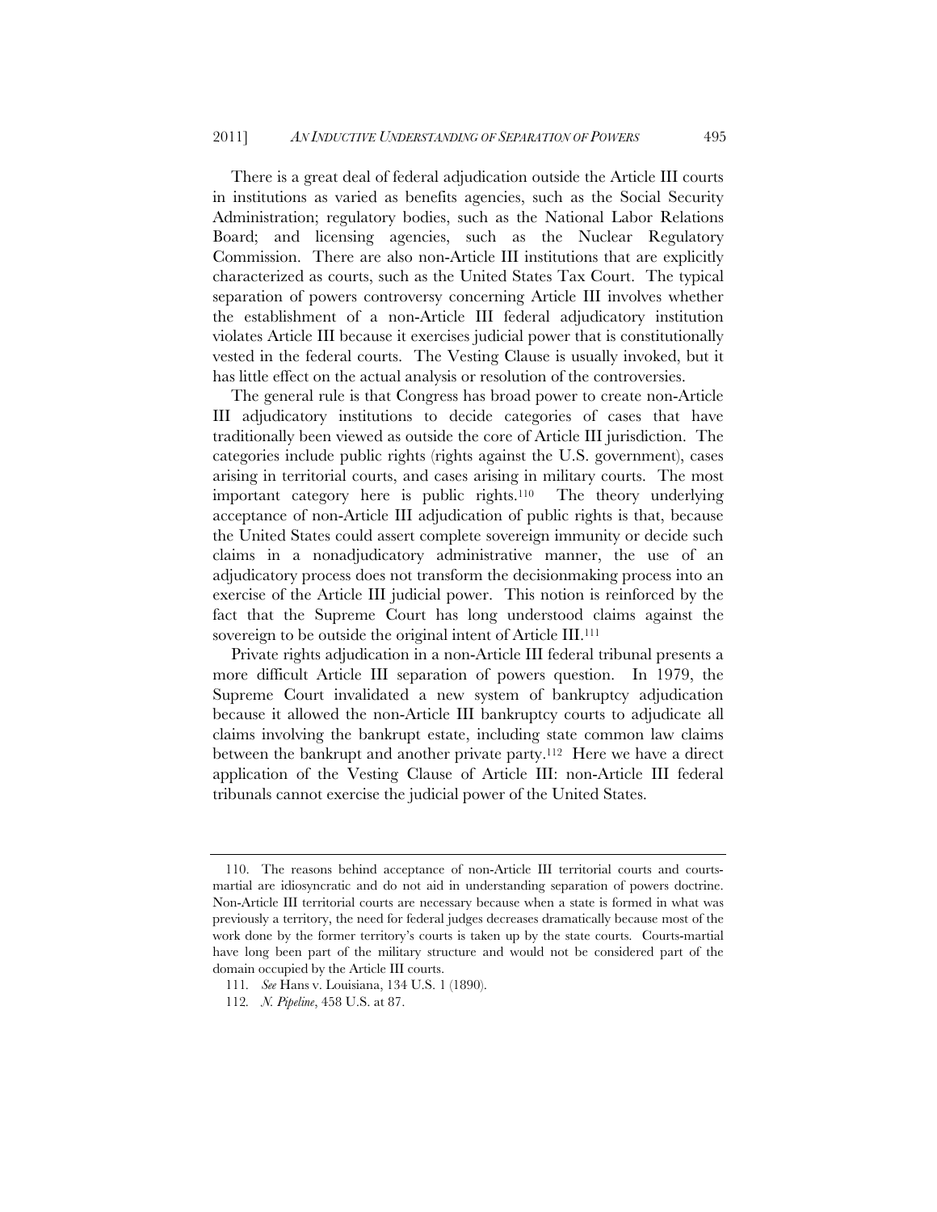There is a great deal of federal adjudication outside the Article III courts in institutions as varied as benefits agencies, such as the Social Security Administration; regulatory bodies, such as the National Labor Relations Board; and licensing agencies, such as the Nuclear Regulatory Commission. There are also non-Article III institutions that are explicitly characterized as courts, such as the United States Tax Court. The typical separation of powers controversy concerning Article III involves whether the establishment of a non-Article III federal adjudicatory institution violates Article III because it exercises judicial power that is constitutionally vested in the federal courts. The Vesting Clause is usually invoked, but it has little effect on the actual analysis or resolution of the controversies.

The general rule is that Congress has broad power to create non-Article III adjudicatory institutions to decide categories of cases that have traditionally been viewed as outside the core of Article III jurisdiction. The categories include public rights (rights against the U.S. government), cases arising in territorial courts, and cases arising in military courts. The most important category here is public rights.[110] The theory underlying acceptance of non-Article III adjudication of public rights is that, because the United States could assert complete sovereign immunity or decide such claims in a nonadjudicatory administrative manner, the use of an adjudicatory process does not transform the decisionmaking process into an exercise of the Article III judicial power. This notion is reinforced by the fact that the Supreme Court has long understood claims against the sovereign to be outside the original intent of Article III.[111]

Private rights adjudication in a non-Article III federal tribunal presents a more difficult Article III separation of powers question. In 1979, the Supreme Court invalidated a new system of bankruptcy adjudication because it allowed the non-Article III bankruptcy courts to adjudicate all claims involving the bankrupt estate, including state common law claims between the bankrupt and another private party.[112] Here we have a direct application of the Vesting Clause of Article III: non-Article III federal tribunals cannot exercise the judicial power of the United States.

---

110. The reasons behind acceptance of non-Article III territorial courts and courts-martial are idiosyncratic and do not aid in understanding separation of powers doctrine. Non-Article III territorial courts are necessary because when a state is formed in what was previously a territory, the need for federal judges decreases dramatically because most of the work done by the former territory's courts is taken up by the state courts. Courts-martial have long been part of the military structure and would not be considered part of the domain occupied by the Article III courts.

111. *See* Hans v. Louisiana, 134 U.S. 1 (1890).

112. *N. Pipeline*, 458 U.S. at 87.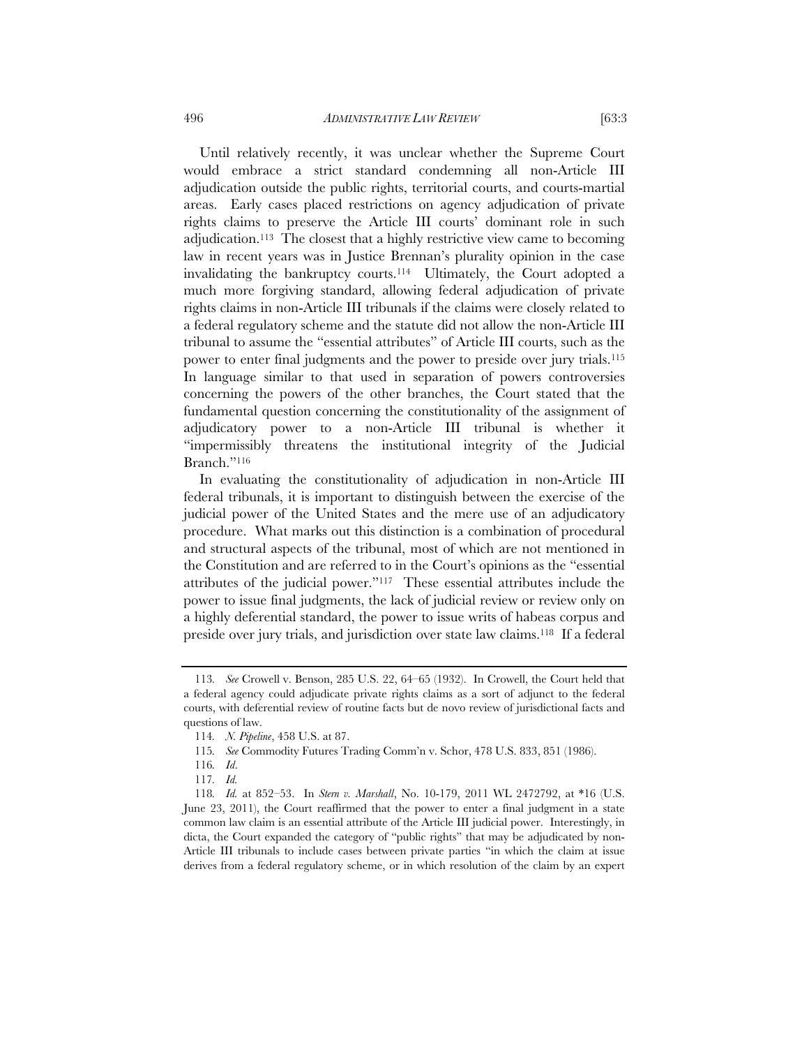Until relatively recently, it was unclear whether the Supreme Court would embrace a strict standard condemning all non-Article III adjudication outside the public rights, territorial courts, and courts-martial areas. Early cases placed restrictions on agency adjudication of private rights claims to preserve the Article III courts' dominant role in such adjudication.[113] The closest that a highly restrictive view came to becoming law in recent years was in Justice Brennan's plurality opinion in the case invalidating the bankruptcy courts.[114] Ultimately, the Court adopted a much more forgiving standard, allowing federal adjudication of private rights claims in non-Article III tribunals if the claims were closely related to a federal regulatory scheme and the statute did not allow the non-Article III tribunal to assume the "essential attributes" of Article III courts, such as the power to enter final judgments and the power to preside over jury trials.[115] In language similar to that used in separation of powers controversies concerning the powers of the other branches, the Court stated that the fundamental question concerning the constitutionality of the assignment of adjudicatory power to a non-Article III tribunal is whether it "impermissibly threatens the institutional integrity of the Judicial Branch."[116]

In evaluating the constitutionality of adjudication in non-Article III federal tribunals, it is important to distinguish between the exercise of the judicial power of the United States and the mere use of an adjudicatory procedure. What marks out this distinction is a combination of procedural and structural aspects of the tribunal, most of which are not mentioned in the Constitution and are referred to in the Court's opinions as the "essential attributes of the judicial power."[117] These essential attributes include the power to issue final judgments, the lack of judicial review or review only on a highly deferential standard, the power to issue writs of habeas corpus and preside over jury trials, and jurisdiction over state law claims.[118] If a federal

---

113. *See* Crowell v. Benson, 285 U.S. 22, 64–65 (1932). In Crowell, the Court held that a federal agency could adjudicate private rights claims as a sort of adjunct to the federal courts, with deferential review of routine facts but de novo review of jurisdictional facts and questions of law.

114. *N. Pipeline*, 458 U.S. at 87.

115. *See* Commodity Futures Trading Comm'n v. Schor, 478 U.S. 833, 851 (1986).

116. *Id*.

117. *Id.*

118. *Id.* at 852–53. In *Stern v. Marshall*, No. 10-179, 2011 WL 2472792, at *16 (U.S. June 23, 2011), the Court reaffirmed that the power to enter a final judgment in a state common law claim is an essential attribute of the Article III judicial power. Interestingly, in dicta, the Court expanded the category of "public rights" that may be adjudicated by non-Article III tribunals to include cases between private parties "in which the claim at issue derives from a federal regulatory scheme, or in which resolution of the claim by an expert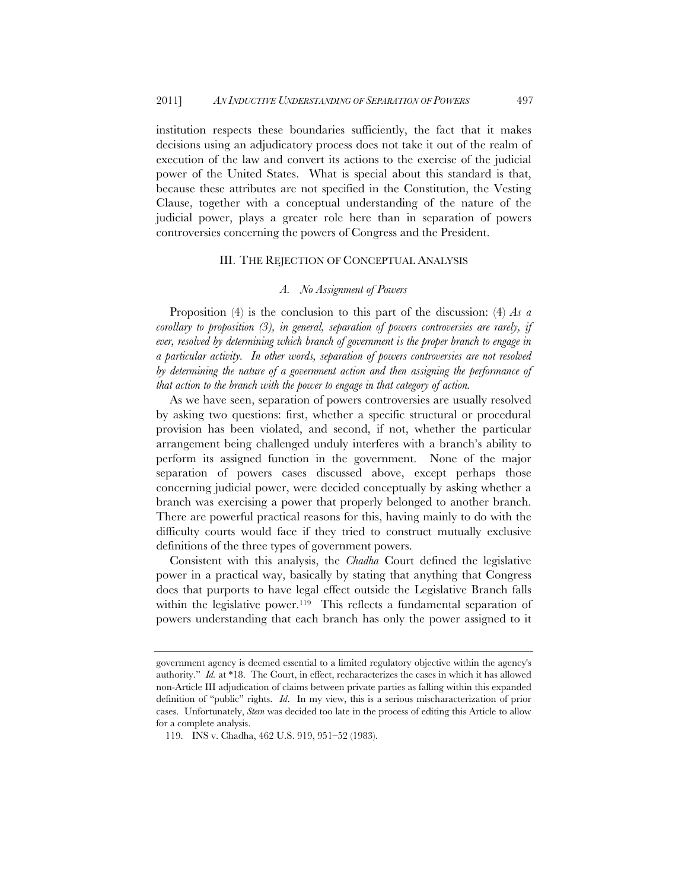institution respects these boundaries sufficiently, the fact that it makes decisions using an adjudicatory process does not take it out of the realm of execution of the law and convert its actions to the exercise of the judicial power of the United States. What is special about this standard is that, because these attributes are not specified in the Constitution, the Vesting Clause, together with a conceptual understanding of the nature of the judicial power, plays a greater role here than in separation of powers controversies concerning the powers of Congress and the President.

## III. THE REJECTION OF CONCEPTUAL ANALYSIS

### *A. No Assignment of Powers*

Proposition (4) is the conclusion to this part of the discussion: (4) *As a corollary to proposition (3), in general, separation of powers controversies are rarely, if ever, resolved by determining which branch of government is the proper branch to engage in a particular activity. In other words, separation of powers controversies are not resolved by determining the nature of a government action and then assigning the performance of that action to the branch with the power to engage in that category of action.*

As we have seen, separation of powers controversies are usually resolved by asking two questions: first, whether a specific structural or procedural provision has been violated, and second, if not, whether the particular arrangement being challenged unduly interferes with a branch's ability to perform its assigned function in the government. None of the major separation of powers cases discussed above, except perhaps those concerning judicial power, were decided conceptually by asking whether a branch was exercising a power that properly belonged to another branch. There are powerful practical reasons for this, having mainly to do with the difficulty courts would face if they tried to construct mutually exclusive definitions of the three types of government powers.

Consistent with this analysis, the *Chadha* Court defined the legislative power in a practical way, basically by stating that anything that Congress does that purports to have legal effect outside the Legislative Branch falls within the legislative power.[119] This reflects a fundamental separation of powers understanding that each branch has only the power assigned to it

---

government agency is deemed essential to a limited regulatory objective within the agency's authority." *Id.* at \*18. The Court, in effect, recharacterizes the cases in which it has allowed non-Article III adjudication of claims between private parties as falling within this expanded definition of "public" rights. *Id*. In my view, this is a serious mischaracterization of prior cases. Unfortunately, *Stern* was decided too late in the process of editing this Article to allow for a complete analysis.

119. INS v. Chadha, 462 U.S. 919, 951–52 (1983).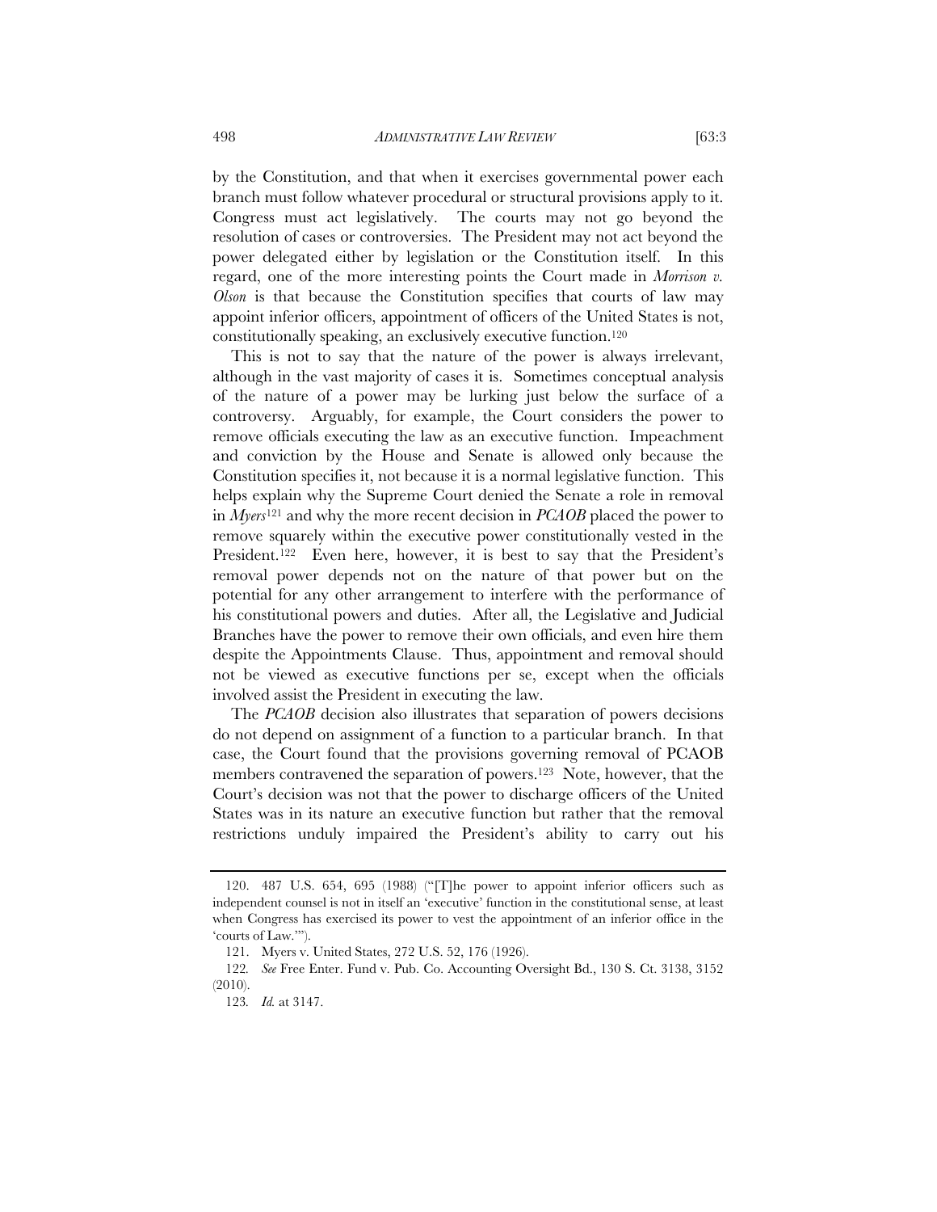by the Constitution, and that when it exercises governmental power each branch must follow whatever procedural or structural provisions apply to it. Congress must act legislatively. The courts may not go beyond the resolution of cases or controversies. The President may not act beyond the power delegated either by legislation or the Constitution itself. In this regard, one of the more interesting points the Court made in *Morrison v. Olson* is that because the Constitution specifies that courts of law may appoint inferior officers, appointment of officers of the United States is not, constitutionally speaking, an exclusively executive function.[120]

This is not to say that the nature of the power is always irrelevant, although in the vast majority of cases it is. Sometimes conceptual analysis of the nature of a power may be lurking just below the surface of a controversy. Arguably, for example, the Court considers the power to remove officials executing the law as an executive function. Impeachment and conviction by the House and Senate is allowed only because the Constitution specifies it, not because it is a normal legislative function. This helps explain why the Supreme Court denied the Senate a role in removal in *Myers*[121] and why the more recent decision in *PCAOB* placed the power to remove squarely within the executive power constitutionally vested in the President.[122] Even here, however, it is best to say that the President's removal power depends not on the nature of that power but on the potential for any other arrangement to interfere with the performance of his constitutional powers and duties. After all, the Legislative and Judicial Branches have the power to remove their own officials, and even hire them despite the Appointments Clause. Thus, appointment and removal should not be viewed as executive functions per se, except when the officials involved assist the President in executing the law.

The *PCAOB* decision also illustrates that separation of powers decisions do not depend on assignment of a function to a particular branch. In that case, the Court found that the provisions governing removal of PCAOB members contravened the separation of powers.[123] Note, however, that the Court's decision was not that the power to discharge officers of the United States was in its nature an executive function but rather that the removal restrictions unduly impaired the President's ability to carry out his

---

120. 487 U.S. 654, 695 (1988) ("[T]he power to appoint inferior officers such as independent counsel is not in itself an 'executive' function in the constitutional sense, at least when Congress has exercised its power to vest the appointment of an inferior office in the 'courts of Law.'").

121. Myers v. United States, 272 U.S. 52, 176 (1926).

122. *See* Free Enter. Fund v. Pub. Co. Accounting Oversight Bd., 130 S. Ct. 3138, 3152 (2010).

123. *Id.* at 3147.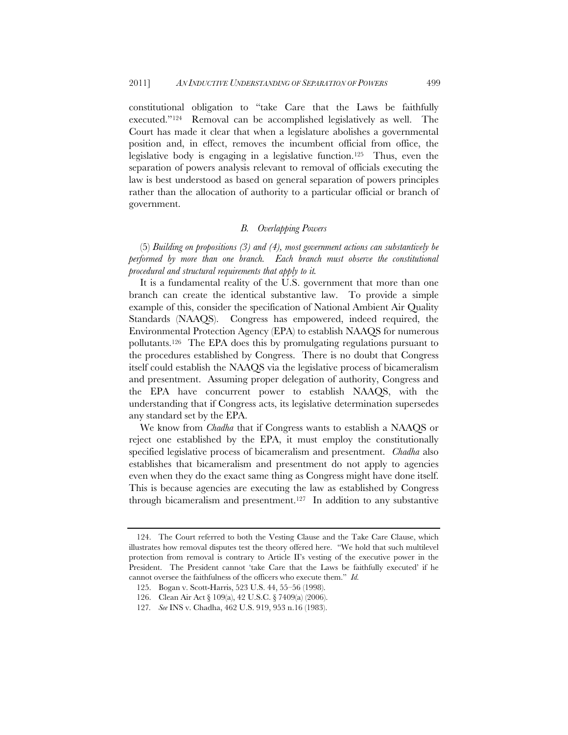constitutional obligation to "take Care that the Laws be faithfully executed."[124] Removal can be accomplished legislatively as well. The Court has made it clear that when a legislature abolishes a governmental position and, in effect, removes the incumbent official from office, the legislative body is engaging in a legislative function.[125] Thus, even the separation of powers analysis relevant to removal of officials executing the law is best understood as based on general separation of powers principles rather than the allocation of authority to a particular official or branch of government.

### *B. Overlapping Powers*

(5) *Building on propositions (3) and (4), most government actions can substantively be performed by more than one branch. Each branch must observe the constitutional procedural and structural requirements that apply to it.*

It is a fundamental reality of the U.S. government that more than one branch can create the identical substantive law. To provide a simple example of this, consider the specification of National Ambient Air Quality Standards (NAAQS). Congress has empowered, indeed required, the Environmental Protection Agency (EPA) to establish NAAQS for numerous pollutants.[126] The EPA does this by promulgating regulations pursuant to the procedures established by Congress. There is no doubt that Congress itself could establish the NAAQS via the legislative process of bicameralism and presentment. Assuming proper delegation of authority, Congress and the EPA have concurrent power to establish NAAQS, with the understanding that if Congress acts, its legislative determination supersedes any standard set by the EPA.

We know from *Chadha* that if Congress wants to establish a NAAQS or reject one established by the EPA, it must employ the constitutionally specified legislative process of bicameralism and presentment. *Chadha* also establishes that bicameralism and presentment do not apply to agencies even when they do the exact same thing as Congress might have done itself. This is because agencies are executing the law as established by Congress through bicameralism and presentment.[127] In addition to any substantive

---

124. The Court referred to both the Vesting Clause and the Take Care Clause, which illustrates how removal disputes test the theory offered here. "We hold that such multilevel protection from removal is contrary to Article II's vesting of the executive power in the President. The President cannot 'take Care that the Laws be faithfully executed' if he cannot oversee the faithfulness of the officers who execute them." *Id.*

125. Bogan v. Scott-Harris, 523 U.S. 44, 55–56 (1998).

126. Clean Air Act § 109(a), 42 U.S.C. § 7409(a) (2006).

127. *See* INS v. Chadha, 462 U.S. 919, 953 n.16 (1983).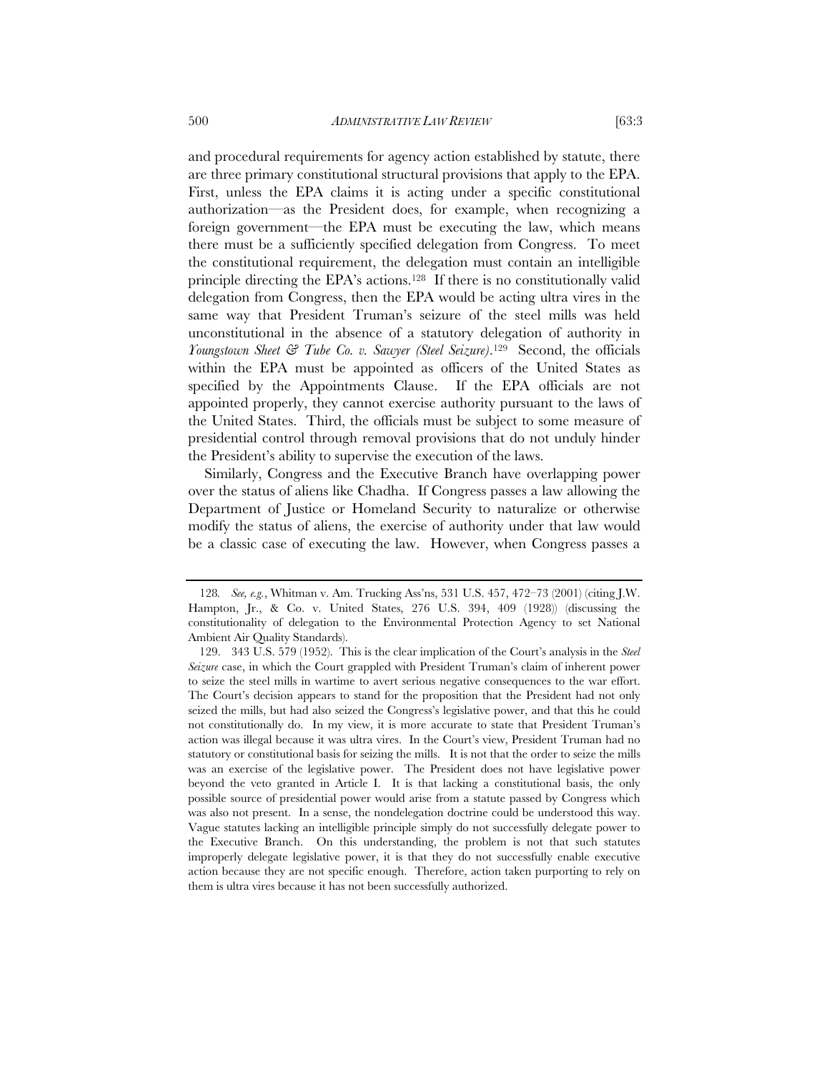and procedural requirements for agency action established by statute, there are three primary constitutional structural provisions that apply to the EPA. First, unless the EPA claims it is acting under a specific constitutional authorization—as the President does, for example, when recognizing a foreign government—the EPA must be executing the law, which means there must be a sufficiently specified delegation from Congress. To meet the constitutional requirement, the delegation must contain an intelligible principle directing the EPA's actions.[128] If there is no constitutionally valid delegation from Congress, then the EPA would be acting ultra vires in the same way that President Truman's seizure of the steel mills was held unconstitutional in the absence of a statutory delegation of authority in *Youngstown Sheet & Tube Co. v. Sawyer (Steel Seizure)*.[129] Second, the officials within the EPA must be appointed as officers of the United States as specified by the Appointments Clause. If the EPA officials are not appointed properly, they cannot exercise authority pursuant to the laws of the United States. Third, the officials must be subject to some measure of presidential control through removal provisions that do not unduly hinder the President's ability to supervise the execution of the laws.

Similarly, Congress and the Executive Branch have overlapping power over the status of aliens like Chadha. If Congress passes a law allowing the Department of Justice or Homeland Security to naturalize or otherwise modify the status of aliens, the exercise of authority under that law would be a classic case of executing the law. However, when Congress passes a

---

128. *See, e.g.*, Whitman v. Am. Trucking Ass'ns, 531 U.S. 457, 472–73 (2001) (citing J.W. Hampton, Jr., & Co. v. United States, 276 U.S. 394, 409 (1928)) (discussing the constitutionality of delegation to the Environmental Protection Agency to set National Ambient Air Quality Standards).

129. 343 U.S. 579 (1952). This is the clear implication of the Court's analysis in the *Steel Seizure* case, in which the Court grappled with President Truman's claim of inherent power to seize the steel mills in wartime to avert serious negative consequences to the war effort. The Court's decision appears to stand for the proposition that the President had not only seized the mills, but had also seized the Congress's legislative power, and that this he could not constitutionally do. In my view, it is more accurate to state that President Truman's action was illegal because it was ultra vires. In the Court's view, President Truman had no statutory or constitutional basis for seizing the mills. It is not that the order to seize the mills was an exercise of the legislative power. The President does not have legislative power beyond the veto granted in Article I. It is that lacking a constitutional basis, the only possible source of presidential power would arise from a statute passed by Congress which was also not present. In a sense, the nondelegation doctrine could be understood this way. Vague statutes lacking an intelligible principle simply do not successfully delegate power to the Executive Branch. On this understanding, the problem is not that such statutes improperly delegate legislative power, it is that they do not successfully enable executive action because they are not specific enough. Therefore, action taken purporting to rely on them is ultra vires because it has not been successfully authorized.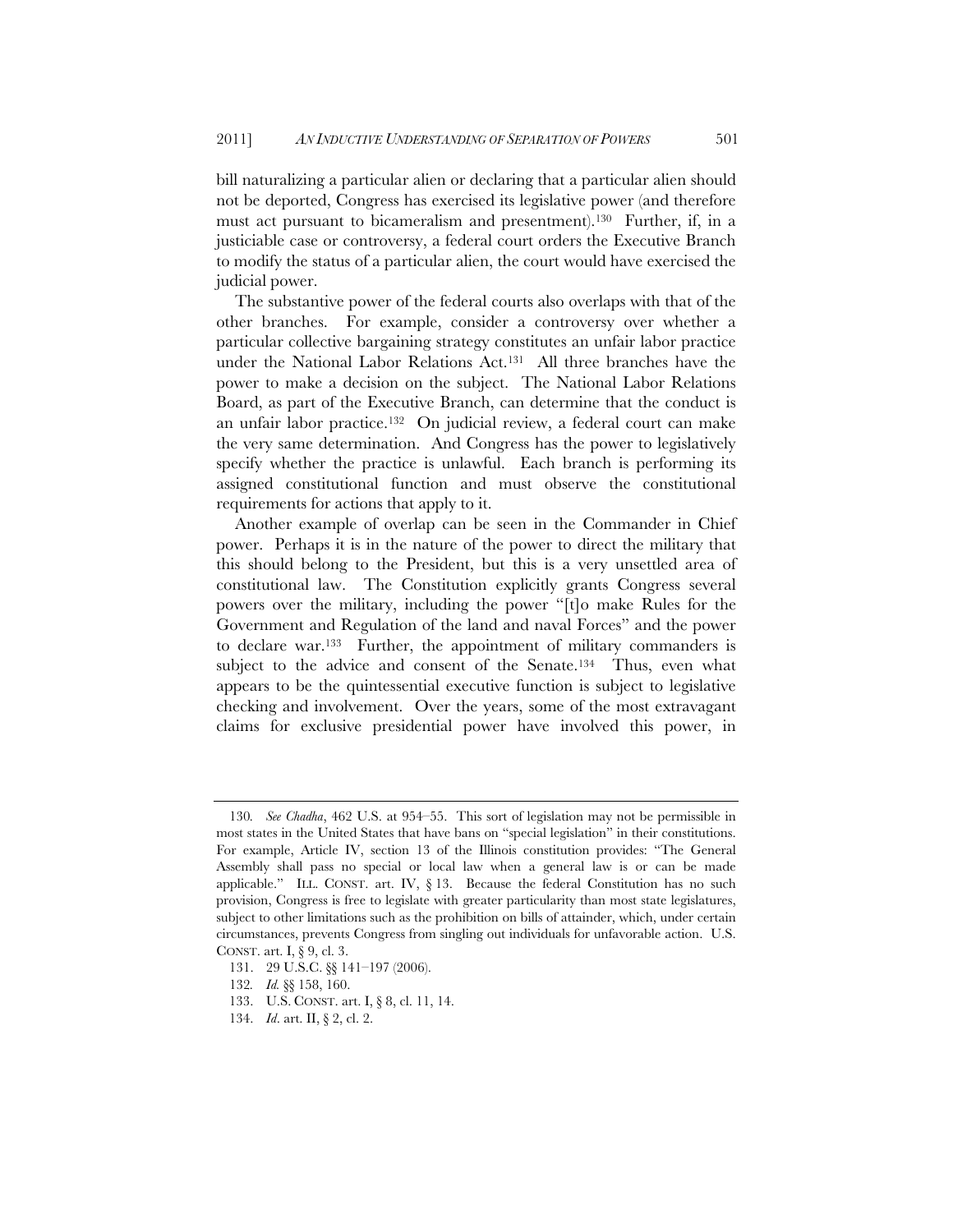bill naturalizing a particular alien or declaring that a particular alien should not be deported, Congress has exercised its legislative power (and therefore must act pursuant to bicameralism and presentment).[130] Further, if, in a justiciable case or controversy, a federal court orders the Executive Branch to modify the status of a particular alien, the court would have exercised the judicial power.

The substantive power of the federal courts also overlaps with that of the other branches. For example, consider a controversy over whether a particular collective bargaining strategy constitutes an unfair labor practice under the National Labor Relations Act.[131] All three branches have the power to make a decision on the subject. The National Labor Relations Board, as part of the Executive Branch, can determine that the conduct is an unfair labor practice.[132] On judicial review, a federal court can make the very same determination. And Congress has the power to legislatively specify whether the practice is unlawful. Each branch is performing its assigned constitutional function and must observe the constitutional requirements for actions that apply to it.

Another example of overlap can be seen in the Commander in Chief power. Perhaps it is in the nature of the power to direct the military that this should belong to the President, but this is a very unsettled area of constitutional law. The Constitution explicitly grants Congress several powers over the military, including the power "[t]o make Rules for the Government and Regulation of the land and naval Forces" and the power to declare war.[133] Further, the appointment of military commanders is subject to the advice and consent of the Senate.[134] Thus, even what appears to be the quintessential executive function is subject to legislative checking and involvement. Over the years, some of the most extravagant claims for exclusive presidential power have involved this power, in

---

130. *See Chadha*, 462 U.S. at 954–55. This sort of legislation may not be permissible in most states in the United States that have bans on "special legislation" in their constitutions. For example, Article IV, section 13 of the Illinois constitution provides: "The General Assembly shall pass no special or local law when a general law is or can be made applicable." ILL. CONST. art. IV, § 13. Because the federal Constitution has no such provision, Congress is free to legislate with greater particularity than most state legislatures, subject to other limitations such as the prohibition on bills of attainder, which, under certain circumstances, prevents Congress from singling out individuals for unfavorable action. U.S. CONST. art. I, § 9, cl. 3.

131. 29 U.S.C. §§ 141–197 (2006).

132. *Id.* §§ 158, 160.

133. U.S. CONST. art. I, § 8, cl. 11, 14.

134. *Id.* art. II, § 2, cl. 2.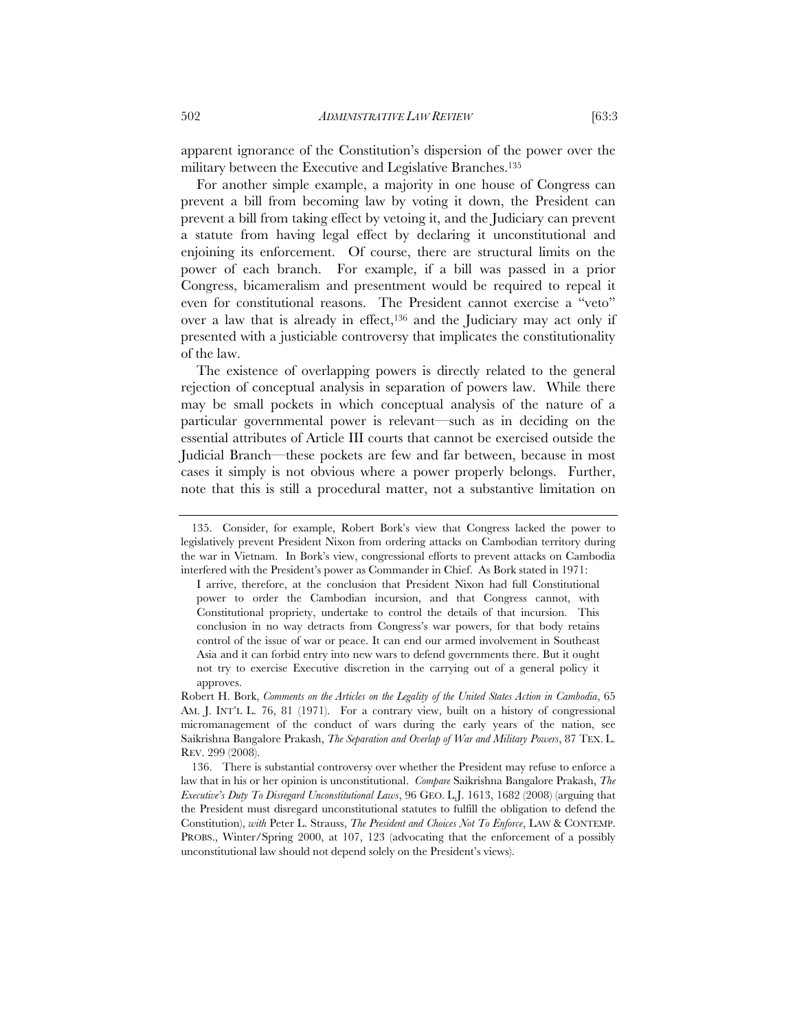apparent ignorance of the Constitution's dispersion of the power over the military between the Executive and Legislative Branches.[135]

For another simple example, a majority in one house of Congress can prevent a bill from becoming law by voting it down, the President can prevent a bill from taking effect by vetoing it, and the Judiciary can prevent a statute from having legal effect by declaring it unconstitutional and enjoining its enforcement. Of course, there are structural limits on the power of each branch. For example, if a bill was passed in a prior Congress, bicameralism and presentment would be required to repeal it even for constitutional reasons. The President cannot exercise a "veto" over a law that is already in effect,[136] and the Judiciary may act only if presented with a justiciable controversy that implicates the constitutionality of the law.

The existence of overlapping powers is directly related to the general rejection of conceptual analysis in separation of powers law. While there may be small pockets in which conceptual analysis of the nature of a particular governmental power is relevant—such as in deciding on the essential attributes of Article III courts that cannot be exercised outside the Judicial Branch—these pockets are few and far between, because in most cases it simply is not obvious where a power properly belongs. Further, note that this is still a procedural matter, not a substantive limitation on

---

135. Consider, for example, Robert Bork's view that Congress lacked the power to legislatively prevent President Nixon from ordering attacks on Cambodian territory during the war in Vietnam. In Bork's view, congressional efforts to prevent attacks on Cambodia interfered with the President's power as Commander in Chief. As Bork stated in 1971:

> I arrive, therefore, at the conclusion that President Nixon had full Constitutional power to order the Cambodian incursion, and that Congress cannot, with Constitutional propriety, undertake to control the details of that incursion. This conclusion in no way detracts from Congress's war powers, for that body retains control of the issue of war or peace. It can end our armed involvement in Southeast Asia and it can forbid entry into new wars to defend governments there. But it ought not try to exercise Executive discretion in the carrying out of a general policy it approves.

Robert H. Bork, *Comments on the Articles on the Legality of the United States Action in Cambodia*, 65 AM. J. INT'L L. 76, 81 (1971). For a contrary view, built on a history of congressional micromanagement of the conduct of wars during the early years of the nation, see Saikrishna Bangalore Prakash, *The Separation and Overlap of War and Military Powers*, 87 TEX. L. REV. 299 (2008).

136. There is substantial controversy over whether the President may refuse to enforce a law that in his or her opinion is unconstitutional. *Compare* Saikrishna Bangalore Prakash, *The Executive's Duty To Disregard Unconstitutional Laws*, 96 GEO. L.J. 1613, 1682 (2008) (arguing that the President must disregard unconstitutional statutes to fulfill the obligation to defend the Constitution), *with* Peter L. Strauss, *The President and Choices Not To Enforce*, LAW & CONTEMP. PROBS., Winter/Spring 2000, at 107, 123 (advocating that the enforcement of a possibly unconstitutional law should not depend solely on the President's views).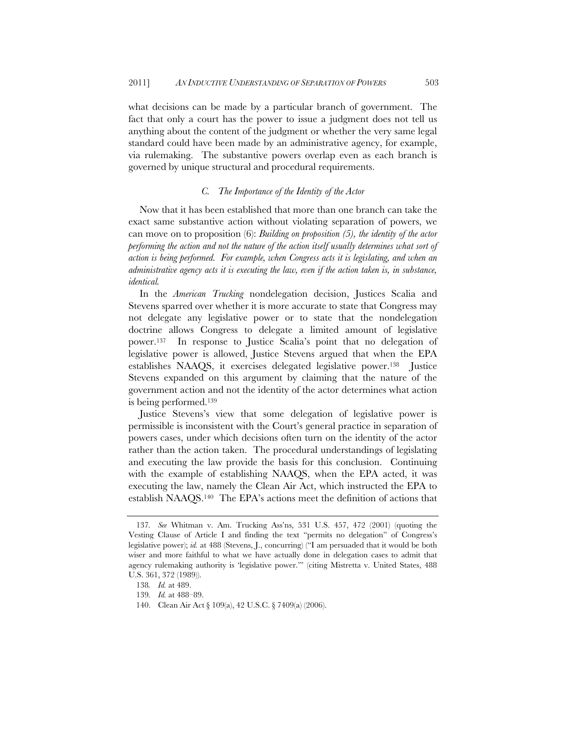what decisions can be made by a particular branch of government. The fact that only a court has the power to issue a judgment does not tell us anything about the content of the judgment or whether the very same legal standard could have been made by an administrative agency, for example, via rulemaking. The substantive powers overlap even as each branch is governed by unique structural and procedural requirements.

### *C. The Importance of the Identity of the Actor*

Now that it has been established that more than one branch can take the exact same substantive action without violating separation of powers, we can move on to proposition (6): *Building on proposition (5), the identity of the actor performing the action and not the nature of the action itself usually determines what sort of action is being performed. For example, when Congress acts it is legislating, and when an administrative agency acts it is executing the law, even if the action taken is, in substance, identical.*

In the *American Trucking* nondelegation decision, Justices Scalia and Stevens sparred over whether it is more accurate to state that Congress may not delegate any legislative power or to state that the nondelegation doctrine allows Congress to delegate a limited amount of legislative power.[137] In response to Justice Scalia's point that no delegation of legislative power is allowed, Justice Stevens argued that when the EPA establishes NAAQS, it exercises delegated legislative power.[138] Justice Stevens expanded on this argument by claiming that the nature of the government action and not the identity of the actor determines what action is being performed.[139]

Justice Stevens's view that some delegation of legislative power is permissible is inconsistent with the Court's general practice in separation of powers cases, under which decisions often turn on the identity of the actor rather than the action taken. The procedural understandings of legislating and executing the law provide the basis for this conclusion. Continuing with the example of establishing NAAQS, when the EPA acted, it was executing the law, namely the Clean Air Act, which instructed the EPA to establish NAAQS.[140] The EPA's actions meet the definition of actions that

---

137. *See* Whitman v. Am. Trucking Ass'ns, 531 U.S. 457, 472 (2001) (quoting the Vesting Clause of Article I and finding the text "permits no delegation" of Congress's legislative power); *id.* at 488 (Stevens, J., concurring) ("I am persuaded that it would be both wiser and more faithful to what we have actually done in delegation cases to admit that agency rulemaking authority is 'legislative power.'" (citing Mistretta v. United States, 488 U.S. 361, 372 (1989)).

138. *Id.* at 489.

139. *Id.* at 488–89.

140. Clean Air Act § 109(a), 42 U.S.C. § 7409(a) (2006).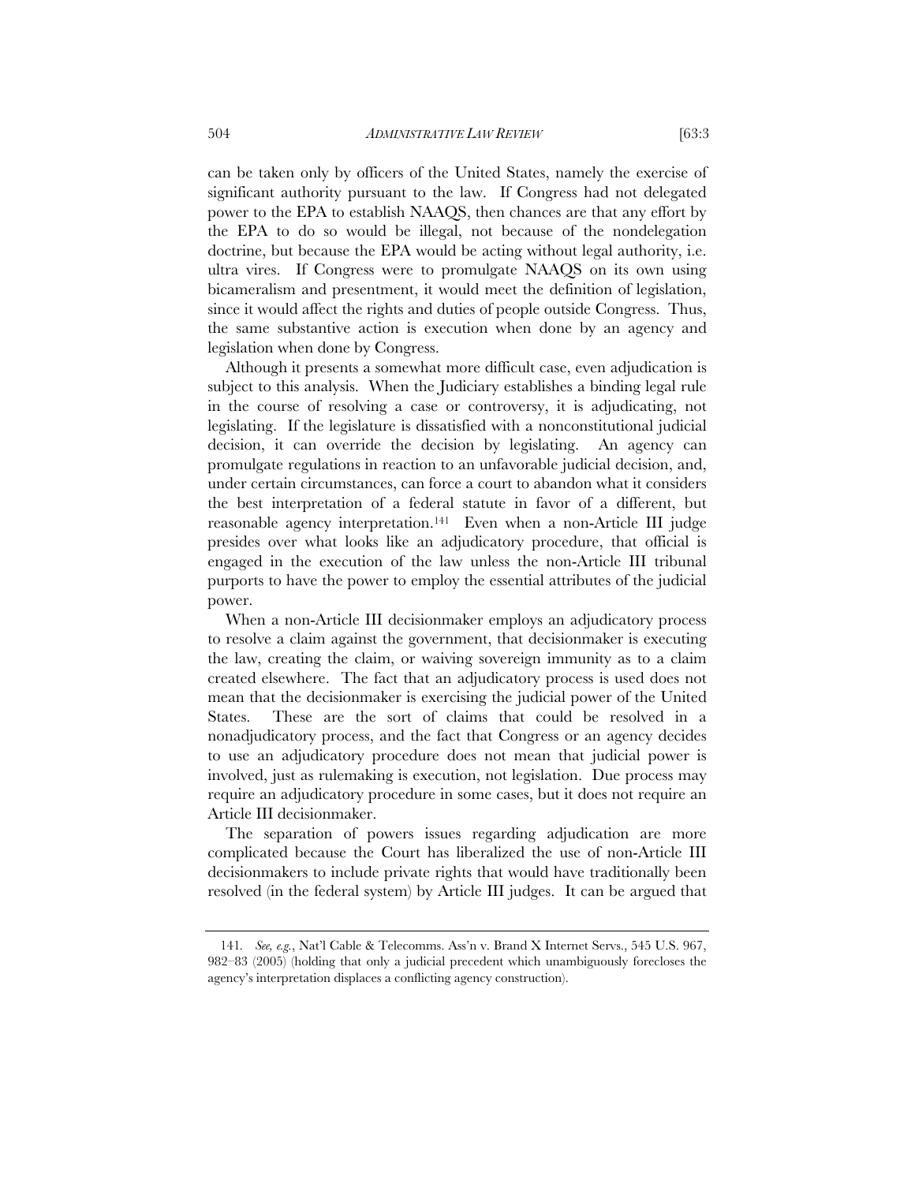can be taken only by officers of the United States, namely the exercise of significant authority pursuant to the law. If Congress had not delegated power to the EPA to establish NAAQS, then chances are that any effort by the EPA to do so would be illegal, not because of the nondelegation doctrine, but because the EPA would be acting without legal authority, i.e. ultra vires. If Congress were to promulgate NAAQS on its own using bicameralism and presentment, it would meet the definition of legislation, since it would affect the rights and duties of people outside Congress. Thus, the same substantive action is execution when done by an agency and legislation when done by Congress.

Although it presents a somewhat more difficult case, even adjudication is subject to this analysis. When the Judiciary establishes a binding legal rule in the course of resolving a case or controversy, it is adjudicating, not legislating. If the legislature is dissatisfied with a nonconstitutional judicial decision, it can override the decision by legislating. An agency can promulgate regulations in reaction to an unfavorable judicial decision, and, under certain circumstances, can force a court to abandon what it considers the best interpretation of a federal statute in favor of a different, but reasonable agency interpretation.[141] Even when a non-Article III judge presides over what looks like an adjudicatory procedure, that official is engaged in the execution of the law unless the non-Article III tribunal purports to have the power to employ the essential attributes of the judicial power.

When a non-Article III decisionmaker employs an adjudicatory process to resolve a claim against the government, that decisionmaker is executing the law, creating the claim, or waiving sovereign immunity as to a claim created elsewhere. The fact that an adjudicatory process is used does not mean that the decisionmaker is exercising the judicial power of the United States. These are the sort of claims that could be resolved in a nonadjudicatory process, and the fact that Congress or an agency decides to use an adjudicatory procedure does not mean that judicial power is involved, just as rulemaking is execution, not legislation. Due process may require an adjudicatory procedure in some cases, but it does not require an Article III decisionmaker.

The separation of powers issues regarding adjudication are more complicated because the Court has liberalized the use of non-Article III decisionmakers to include private rights that would have traditionally been resolved (in the federal system) by Article III judges. It can be argued that

---

141. *See, e.g.*, Nat'l Cable & Telecomms. Ass'n v. Brand X Internet Servs., 545 U.S. 967, 982–83 (2005) (holding that only a judicial precedent which unambiguously forecloses the agency's interpretation displaces a conflicting agency construction).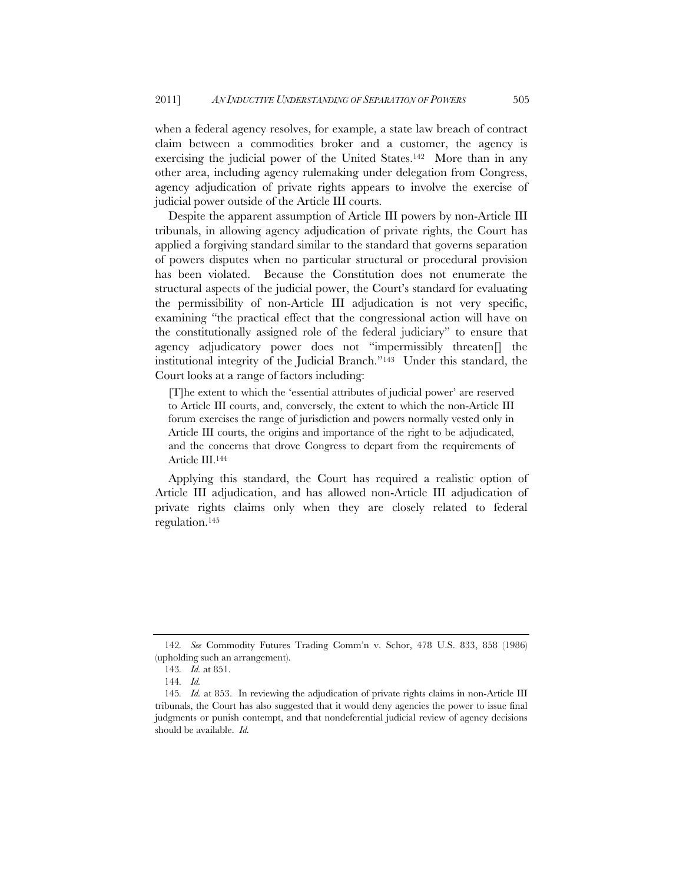when a federal agency resolves, for example, a state law breach of contract claim between a commodities broker and a customer, the agency is exercising the judicial power of the United States.[142] More than in any other area, including agency rulemaking under delegation from Congress, agency adjudication of private rights appears to involve the exercise of judicial power outside of the Article III courts.

Despite the apparent assumption of Article III powers by non-Article III tribunals, in allowing agency adjudication of private rights, the Court has applied a forgiving standard similar to the standard that governs separation of powers disputes when no particular structural or procedural provision has been violated. Because the Constitution does not enumerate the structural aspects of the judicial power, the Court's standard for evaluating the permissibility of non-Article III adjudication is not very specific, examining "the practical effect that the congressional action will have on the constitutionally assigned role of the federal judiciary" to ensure that agency adjudicatory power does not "impermissibly threaten[] the institutional integrity of the Judicial Branch."[143] Under this standard, the Court looks at a range of factors including:

> [T]he extent to which the 'essential attributes of judicial power' are reserved to Article III courts, and, conversely, the extent to which the non-Article III forum exercises the range of jurisdiction and powers normally vested only in Article III courts, the origins and importance of the right to be adjudicated, and the concerns that drove Congress to depart from the requirements of Article III.[144]

Applying this standard, the Court has required a realistic option of Article III adjudication, and has allowed non-Article III adjudication of private rights claims only when they are closely related to federal regulation.[145]

---

142. *See* Commodity Futures Trading Comm'n v. Schor, 478 U.S. 833, 858 (1986) (upholding such an arrangement).

143. *Id.* at 851.

144. *Id.*

145. *Id.* at 853. In reviewing the adjudication of private rights claims in non-Article III tribunals, the Court has also suggested that it would deny agencies the power to issue final judgments or punish contempt, and that nondeferential judicial review of agency decisions should be available. *Id.*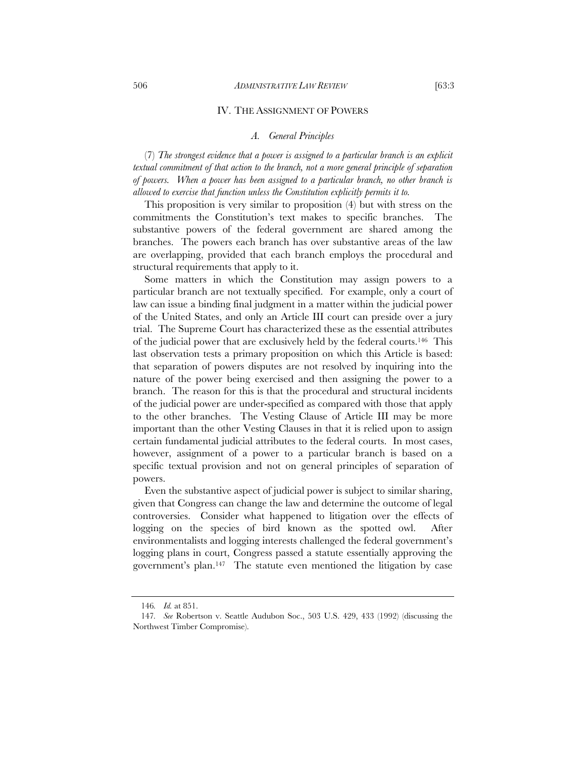## IV. THE ASSIGNMENT OF POWERS

### *A. General Principles*

(7) *The strongest evidence that a power is assigned to a particular branch is an explicit textual commitment of that action to the branch, not a more general principle of separation of powers. When a power has been assigned to a particular branch, no other branch is allowed to exercise that function unless the Constitution explicitly permits it to.*

This proposition is very similar to proposition (4) but with stress on the commitments the Constitution's text makes to specific branches. The substantive powers of the federal government are shared among the branches. The powers each branch has over substantive areas of the law are overlapping, provided that each branch employs the procedural and structural requirements that apply to it.

Some matters in which the Constitution may assign powers to a particular branch are not textually specified. For example, only a court of law can issue a binding final judgment in a matter within the judicial power of the United States, and only an Article III court can preside over a jury trial. The Supreme Court has characterized these as the essential attributes of the judicial power that are exclusively held by the federal courts.[146] This last observation tests a primary proposition on which this Article is based: that separation of powers disputes are not resolved by inquiring into the nature of the power being exercised and then assigning the power to a branch. The reason for this is that the procedural and structural incidents of the judicial power are under-specified as compared with those that apply to the other branches. The Vesting Clause of Article III may be more important than the other Vesting Clauses in that it is relied upon to assign certain fundamental judicial attributes to the federal courts. In most cases, however, assignment of a power to a particular branch is based on a specific textual provision and not on general principles of separation of powers.

Even the substantive aspect of judicial power is subject to similar sharing, given that Congress can change the law and determine the outcome of legal controversies. Consider what happened to litigation over the effects of logging on the species of bird known as the spotted owl. After environmentalists and logging interests challenged the federal government's logging plans in court, Congress passed a statute essentially approving the government's plan.[147] The statute even mentioned the litigation by case

---

146. *Id.* at 851.

147. *See* Robertson v. Seattle Audubon Soc., 503 U.S. 429, 433 (1992) (discussing the Northwest Timber Compromise).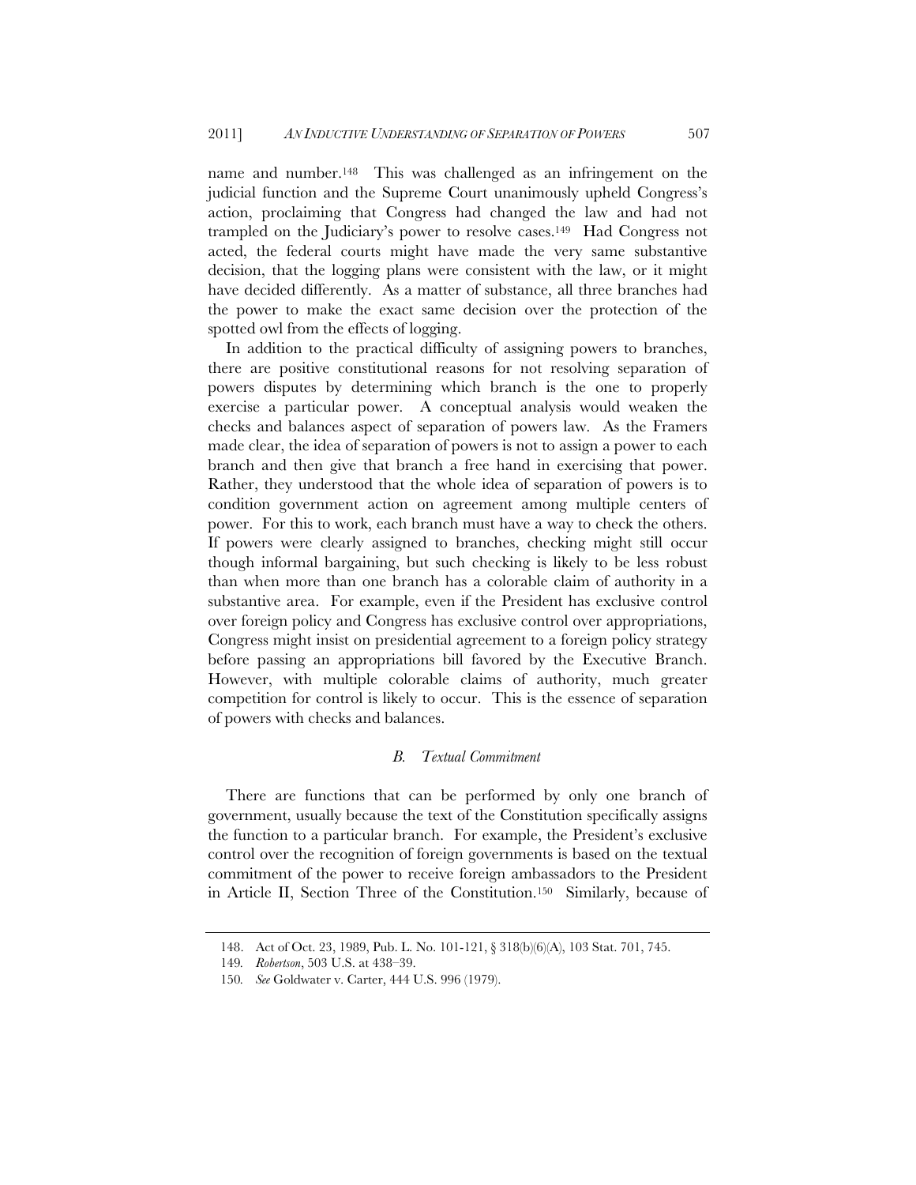name and number.[148] This was challenged as an infringement on the judicial function and the Supreme Court unanimously upheld Congress's action, proclaiming that Congress had changed the law and had not trampled on the Judiciary's power to resolve cases.[149] Had Congress not acted, the federal courts might have made the very same substantive decision, that the logging plans were consistent with the law, or it might have decided differently. As a matter of substance, all three branches had the power to make the exact same decision over the protection of the spotted owl from the effects of logging.

In addition to the practical difficulty of assigning powers to branches, there are positive constitutional reasons for not resolving separation of powers disputes by determining which branch is the one to properly exercise a particular power. A conceptual analysis would weaken the checks and balances aspect of separation of powers law. As the Framers made clear, the idea of separation of powers is not to assign a power to each branch and then give that branch a free hand in exercising that power. Rather, they understood that the whole idea of separation of powers is to condition government action on agreement among multiple centers of power. For this to work, each branch must have a way to check the others. If powers were clearly assigned to branches, checking might still occur though informal bargaining, but such checking is likely to be less robust than when more than one branch has a colorable claim of authority in a substantive area. For example, even if the President has exclusive control over foreign policy and Congress has exclusive control over appropriations, Congress might insist on presidential agreement to a foreign policy strategy before passing an appropriations bill favored by the Executive Branch. However, with multiple colorable claims of authority, much greater competition for control is likely to occur. This is the essence of separation of powers with checks and balances.

### *B. Textual Commitment*

There are functions that can be performed by only one branch of government, usually because the text of the Constitution specifically assigns the function to a particular branch. For example, the President's exclusive control over the recognition of foreign governments is based on the textual commitment of the power to receive foreign ambassadors to the President in Article II, Section Three of the Constitution.[150] Similarly, because of

---

148. Act of Oct. 23, 1989, Pub. L. No. 101-121, § 318(b)(6)(A), 103 Stat. 701, 745.

149. *Robertson*, 503 U.S. at 438–39.

150. *See* Goldwater v. Carter, 444 U.S. 996 (1979).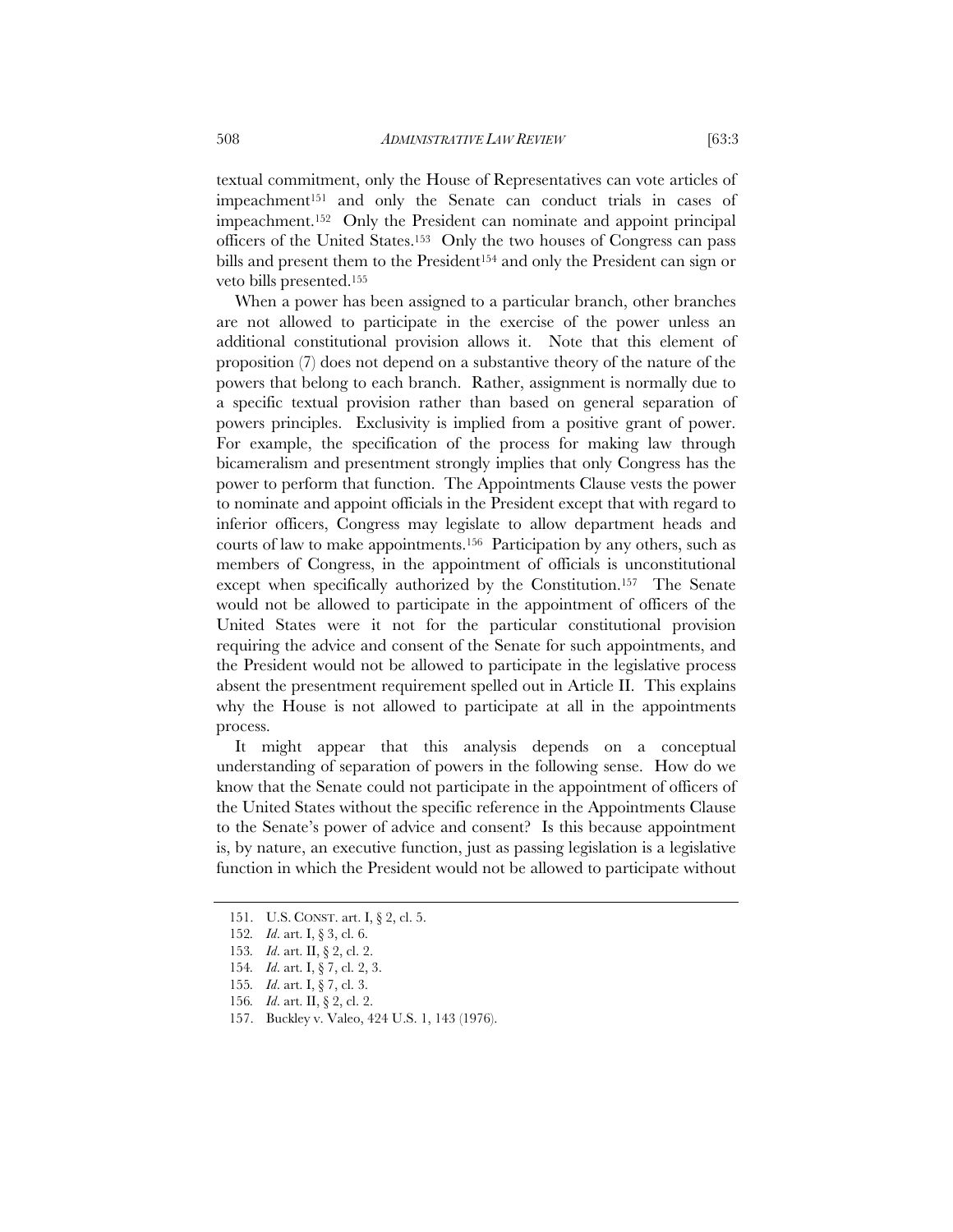textual commitment, only the House of Representatives can vote articles of impeachment[151] and only the Senate can conduct trials in cases of impeachment.[152] Only the President can nominate and appoint principal officers of the United States.[153] Only the two houses of Congress can pass bills and present them to the President[154] and only the President can sign or veto bills presented.[155]

When a power has been assigned to a particular branch, other branches are not allowed to participate in the exercise of the power unless an additional constitutional provision allows it. Note that this element of proposition (7) does not depend on a substantive theory of the nature of the powers that belong to each branch. Rather, assignment is normally due to a specific textual provision rather than based on general separation of powers principles. Exclusivity is implied from a positive grant of power. For example, the specification of the process for making law through bicameralism and presentment strongly implies that only Congress has the power to perform that function. The Appointments Clause vests the power to nominate and appoint officials in the President except that with regard to inferior officers, Congress may legislate to allow department heads and courts of law to make appointments.[156] Participation by any others, such as members of Congress, in the appointment of officials is unconstitutional except when specifically authorized by the Constitution.[157] The Senate would not be allowed to participate in the appointment of officers of the United States were it not for the particular constitutional provision requiring the advice and consent of the Senate for such appointments, and the President would not be allowed to participate in the legislative process absent the presentment requirement spelled out in Article II. This explains why the House is not allowed to participate at all in the appointments process.

It might appear that this analysis depends on a conceptual understanding of separation of powers in the following sense. How do we know that the Senate could not participate in the appointment of officers of the United States without the specific reference in the Appointments Clause to the Senate's power of advice and consent? Is this because appointment is, by nature, an executive function, just as passing legislation is a legislative function in which the President would not be allowed to participate without

---

151. U.S. CONST. art. I, § 2, cl. 5.

152. *Id.* art. I, § 3, cl. 6.

153. *Id.* art. II, § 2, cl. 2.

154. *Id.* art. I, § 7, cl. 2, 3.

155. *Id.* art. I, § 7, cl. 3.

156. *Id.* art. II, § 2, cl. 2.

157. Buckley v. Valeo, 424 U.S. 1, 143 (1976).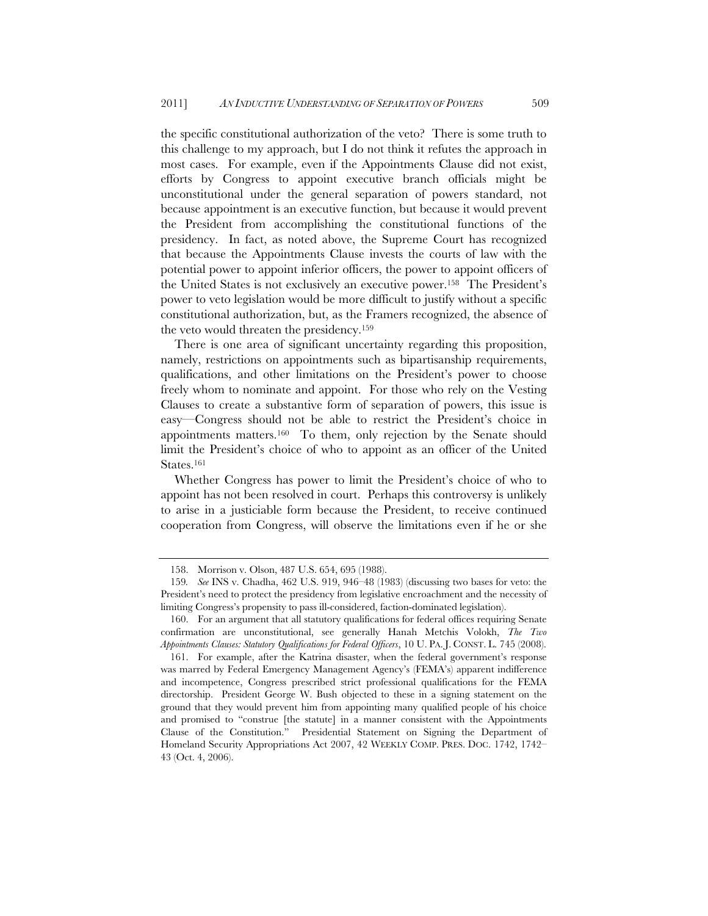the specific constitutional authorization of the veto? There is some truth to this challenge to my approach, but I do not think it refutes the approach in most cases. For example, even if the Appointments Clause did not exist, efforts by Congress to appoint executive branch officials might be unconstitutional under the general separation of powers standard, not because appointment is an executive function, but because it would prevent the President from accomplishing the constitutional functions of the presidency. In fact, as noted above, the Supreme Court has recognized that because the Appointments Clause invests the courts of law with the potential power to appoint inferior officers, the power to appoint officers of the United States is not exclusively an executive power.[158] The President's power to veto legislation would be more difficult to justify without a specific constitutional authorization, but, as the Framers recognized, the absence of the veto would threaten the presidency.[159]

There is one area of significant uncertainty regarding this proposition, namely, restrictions on appointments such as bipartisanship requirements, qualifications, and other limitations on the President's power to choose freely whom to nominate and appoint. For those who rely on the Vesting Clauses to create a substantive form of separation of powers, this issue is easy—Congress should not be able to restrict the President's choice in appointments matters.[160] To them, only rejection by the Senate should limit the President's choice of who to appoint as an officer of the United States.[161]

Whether Congress has power to limit the President's choice of who to appoint has not been resolved in court. Perhaps this controversy is unlikely to arise in a justiciable form because the President, to receive continued cooperation from Congress, will observe the limitations even if he or she

---

158. Morrison v. Olson, 487 U.S. 654, 695 (1988).

159. *See* INS v. Chadha, 462 U.S. 919, 946–48 (1983) (discussing two bases for veto: the President's need to protect the presidency from legislative encroachment and the necessity of limiting Congress's propensity to pass ill-considered, faction-dominated legislation).

160. For an argument that all statutory qualifications for federal offices requiring Senate confirmation are unconstitutional, see generally Hanah Metchis Volokh, *The Two Appointments Clauses: Statutory Qualifications for Federal Officers*, 10 U. PA. J. CONST. L. 745 (2008).

161. For example, after the Katrina disaster, when the federal government's response was marred by Federal Emergency Management Agency's (FEMA's) apparent indifference and incompetence, Congress prescribed strict professional qualifications for the FEMA directorship. President George W. Bush objected to these in a signing statement on the ground that they would prevent him from appointing many qualified people of his choice and promised to "construe [the statute] in a manner consistent with the Appointments Clause of the Constitution." Presidential Statement on Signing the Department of Homeland Security Appropriations Act 2007, 42 WEEKLY COMP. PRES. DOC. 1742, 1742–43 (Oct. 4, 2006).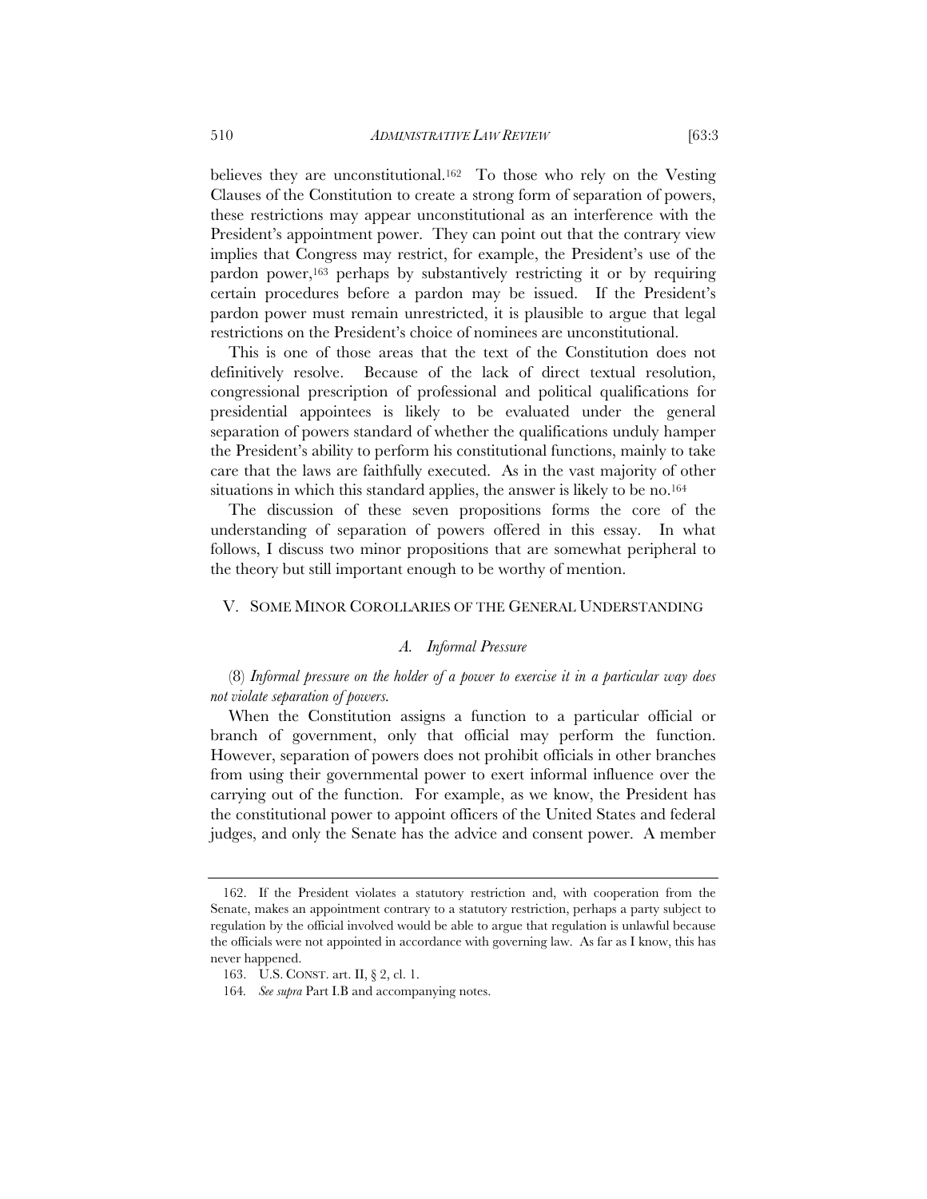believes they are unconstitutional.[162] To those who rely on the Vesting Clauses of the Constitution to create a strong form of separation of powers, these restrictions may appear unconstitutional as an interference with the President's appointment power. They can point out that the contrary view implies that Congress may restrict, for example, the President's use of the pardon power,[163] perhaps by substantively restricting it or by requiring certain procedures before a pardon may be issued. If the President's pardon power must remain unrestricted, it is plausible to argue that legal restrictions on the President's choice of nominees are unconstitutional.

This is one of those areas that the text of the Constitution does not definitively resolve. Because of the lack of direct textual resolution, congressional prescription of professional and political qualifications for presidential appointees is likely to be evaluated under the general separation of powers standard of whether the qualifications unduly hamper the President's ability to perform his constitutional functions, mainly to take care that the laws are faithfully executed. As in the vast majority of other situations in which this standard applies, the answer is likely to be no.[164]

The discussion of these seven propositions forms the core of the understanding of separation of powers offered in this essay. In what follows, I discuss two minor propositions that are somewhat peripheral to the theory but still important enough to be worthy of mention.

## V. SOME MINOR COROLLARIES OF THE GENERAL UNDERSTANDING

### *A. Informal Pressure*

(8) *Informal pressure on the holder of a power to exercise it in a particular way does not violate separation of powers.*

When the Constitution assigns a function to a particular official or branch of government, only that official may perform the function. However, separation of powers does not prohibit officials in other branches from using their governmental power to exert informal influence over the carrying out of the function. For example, as we know, the President has the constitutional power to appoint officers of the United States and federal judges, and only the Senate has the advice and consent power. A member

---

162. If the President violates a statutory restriction and, with cooperation from the Senate, makes an appointment contrary to a statutory restriction, perhaps a party subject to regulation by the official involved would be able to argue that regulation is unlawful because the officials were not appointed in accordance with governing law. As far as I know, this has never happened.

163. U.S. CONST. art. II, § 2, cl. 1.

164. *See supra* Part I.B and accompanying notes.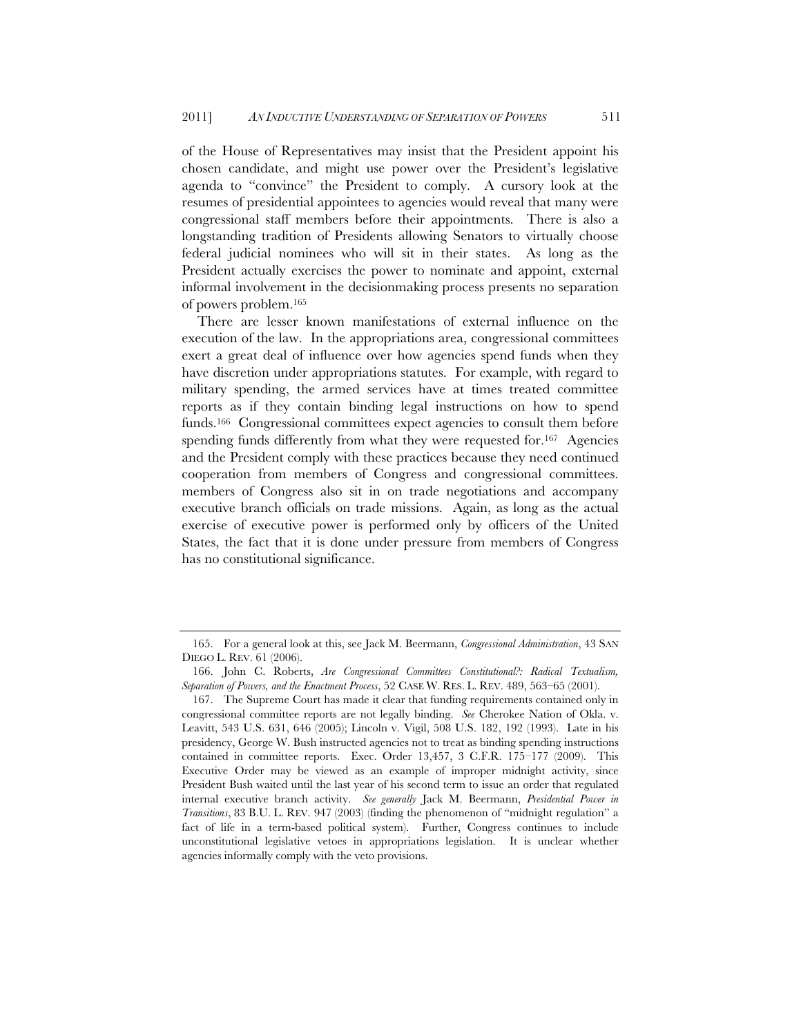of the House of Representatives may insist that the President appoint his chosen candidate, and might use power over the President's legislative agenda to "convince" the President to comply. A cursory look at the resumes of presidential appointees to agencies would reveal that many were congressional staff members before their appointments. There is also a longstanding tradition of Presidents allowing Senators to virtually choose federal judicial nominees who will sit in their states. As long as the President actually exercises the power to nominate and appoint, external informal involvement in the decisionmaking process presents no separation of powers problem.[165]

There are lesser known manifestations of external influence on the execution of the law. In the appropriations area, congressional committees exert a great deal of influence over how agencies spend funds when they have discretion under appropriations statutes. For example, with regard to military spending, the armed services have at times treated committee reports as if they contain binding legal instructions on how to spend funds.[166] Congressional committees expect agencies to consult them before spending funds differently from what they were requested for.[167] Agencies and the President comply with these practices because they need continued cooperation from members of Congress and congressional committees. members of Congress also sit in on trade negotiations and accompany executive branch officials on trade missions. Again, as long as the actual exercise of executive power is performed only by officers of the United States, the fact that it is done under pressure from members of Congress has no constitutional significance.

---

165. For a general look at this, see Jack M. Beermann, *Congressional Administration*, 43 SAN DIEGO L. REV. 61 (2006).

166. John C. Roberts, *Are Congressional Committees Constitutional?: Radical Textualism, Separation of Powers, and the Enactment Process*, 52 CASE W. RES. L. REV. 489, 563–65 (2001).

167. The Supreme Court has made it clear that funding requirements contained only in congressional committee reports are not legally binding. *See* Cherokee Nation of Okla. v. Leavitt, 543 U.S. 631, 646 (2005); Lincoln v. Vigil, 508 U.S. 182, 192 (1993). Late in his presidency, George W. Bush instructed agencies not to treat as binding spending instructions contained in committee reports. Exec. Order 13,457, 3 C.F.R. 175–177 (2009). This Executive Order may be viewed as an example of improper midnight activity, since President Bush waited until the last year of his second term to issue an order that regulated internal executive branch activity. *See generally* Jack M. Beermann, *Presidential Power in Transitions*, 83 B.U. L. REV. 947 (2003) (finding the phenomenon of "midnight regulation" a fact of life in a term-based political system). Further, Congress continues to include unconstitutional legislative vetoes in appropriations legislation. It is unclear whether agencies informally comply with the veto provisions.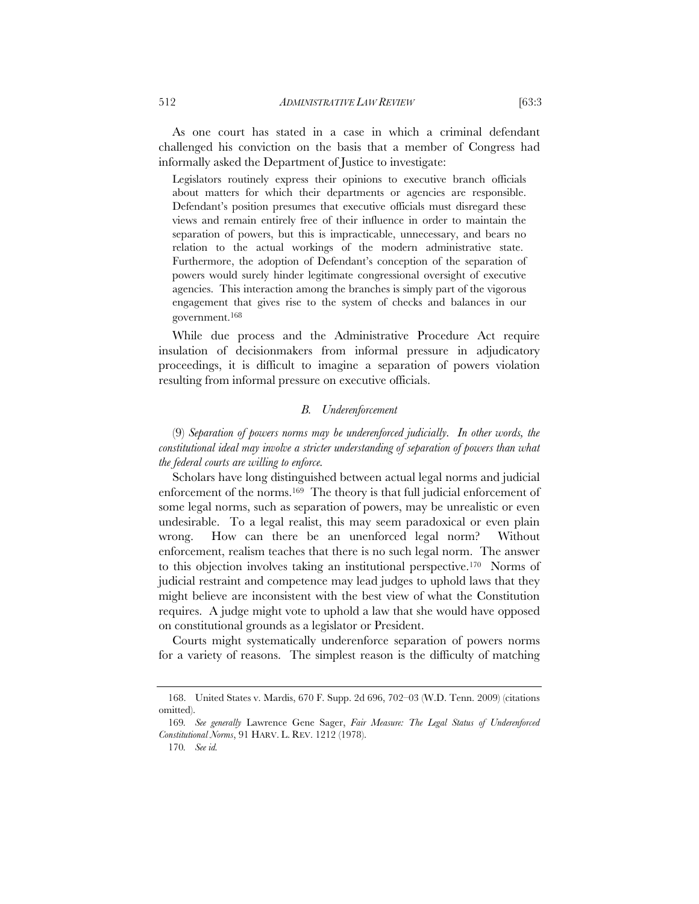As one court has stated in a case in which a criminal defendant challenged his conviction on the basis that a member of Congress had informally asked the Department of Justice to investigate:

> Legislators routinely express their opinions to executive branch officials about matters for which their departments or agencies are responsible. Defendant's position presumes that executive officials must disregard these views and remain entirely free of their influence in order to maintain the separation of powers, but this is impracticable, unnecessary, and bears no relation to the actual workings of the modern administrative state. Furthermore, the adoption of Defendant's conception of the separation of powers would surely hinder legitimate congressional oversight of executive agencies. This interaction among the branches is simply part of the vigorous engagement that gives rise to the system of checks and balances in our government.[168]

While due process and the Administrative Procedure Act require insulation of decisionmakers from informal pressure in adjudicatory proceedings, it is difficult to imagine a separation of powers violation resulting from informal pressure on executive officials.

### *B. Underenforcement*

(9) *Separation of powers norms may be underenforced judicially. In other words, the constitutional ideal may involve a stricter understanding of separation of powers than what the federal courts are willing to enforce.*

Scholars have long distinguished between actual legal norms and judicial enforcement of the norms.[169] The theory is that full judicial enforcement of some legal norms, such as separation of powers, may be unrealistic or even undesirable. To a legal realist, this may seem paradoxical or even plain wrong. How can there be an unenforced legal norm? Without enforcement, realism teaches that there is no such legal norm. The answer to this objection involves taking an institutional perspective.[170] Norms of judicial restraint and competence may lead judges to uphold laws that they might believe are inconsistent with the best view of what the Constitution requires. A judge might vote to uphold a law that she would have opposed on constitutional grounds as a legislator or President.

Courts might systematically underenforce separation of powers norms for a variety of reasons. The simplest reason is the difficulty of matching

---

168. United States v. Mardis, 670 F. Supp. 2d 696, 702–03 (W.D. Tenn. 2009) (citations omitted).

169. *See generally* Lawrence Gene Sager, *Fair Measure: The Legal Status of Underenforced Constitutional Norms*, 91 HARV. L. REV. 1212 (1978).

170. *See id.*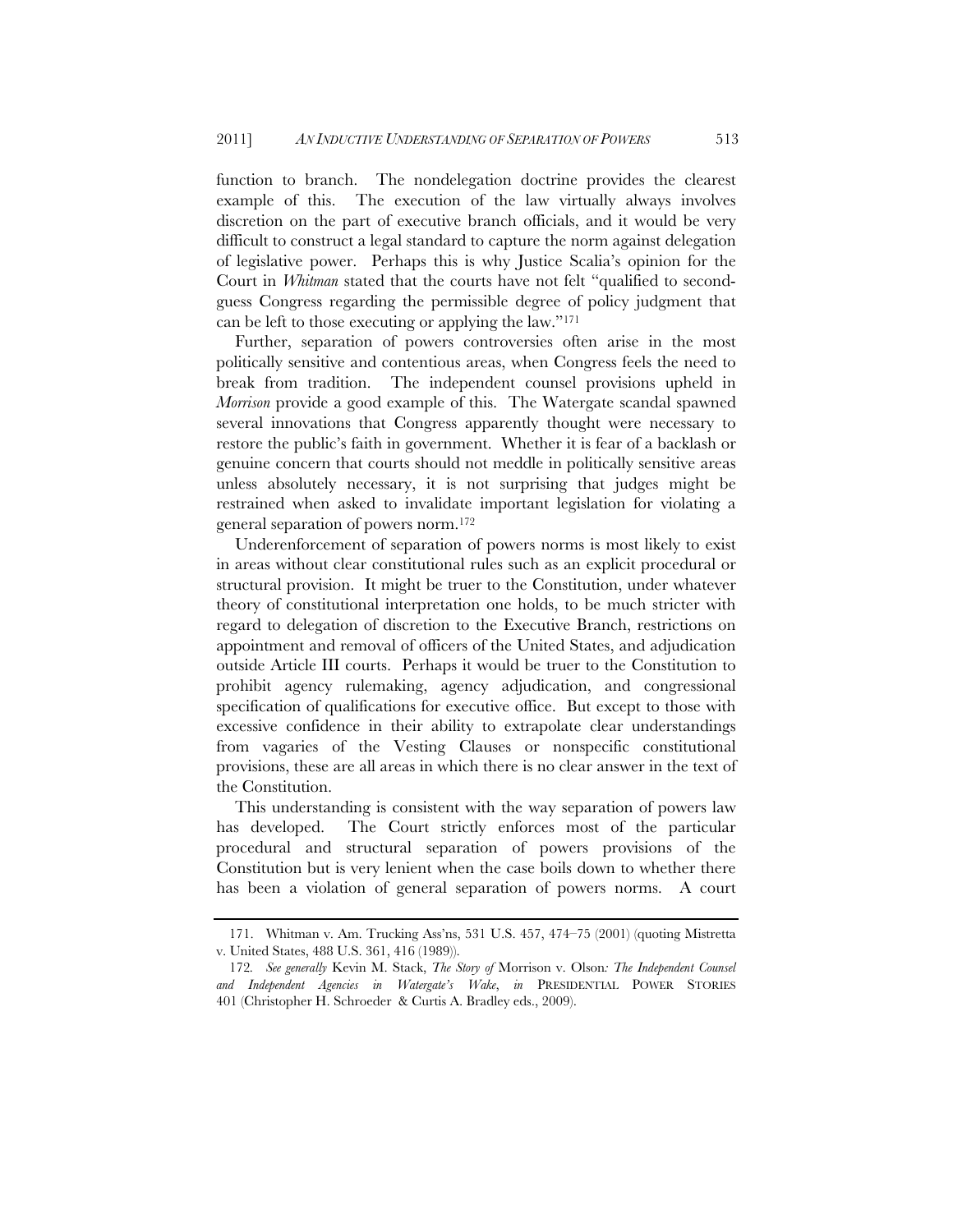function to branch. The nondelegation doctrine provides the clearest example of this. The execution of the law virtually always involves discretion on the part of executive branch officials, and it would be very difficult to construct a legal standard to capture the norm against delegation of legislative power. Perhaps this is why Justice Scalia's opinion for the Court in *Whitman* stated that the courts have not felt "qualified to second-guess Congress regarding the permissible degree of policy judgment that can be left to those executing or applying the law."[171]

Further, separation of powers controversies often arise in the most politically sensitive and contentious areas, when Congress feels the need to break from tradition. The independent counsel provisions upheld in *Morrison* provide a good example of this. The Watergate scandal spawned several innovations that Congress apparently thought were necessary to restore the public's faith in government. Whether it is fear of a backlash or genuine concern that courts should not meddle in politically sensitive areas unless absolutely necessary, it is not surprising that judges might be restrained when asked to invalidate important legislation for violating a general separation of powers norm.[172]

Underenforcement of separation of powers norms is most likely to exist in areas without clear constitutional rules such as an explicit procedural or structural provision. It might be truer to the Constitution, under whatever theory of constitutional interpretation one holds, to be much stricter with regard to delegation of discretion to the Executive Branch, restrictions on appointment and removal of officers of the United States, and adjudication outside Article III courts. Perhaps it would be truer to the Constitution to prohibit agency rulemaking, agency adjudication, and congressional specification of qualifications for executive office. But except to those with excessive confidence in their ability to extrapolate clear understandings from vagaries of the Vesting Clauses or nonspecific constitutional provisions, these are all areas in which there is no clear answer in the text of the Constitution.

This understanding is consistent with the way separation of powers law has developed. The Court strictly enforces most of the particular procedural and structural separation of powers provisions of the Constitution but is very lenient when the case boils down to whether there has been a violation of general separation of powers norms. A court

---

171. Whitman v. Am. Trucking Ass'ns, 531 U.S. 457, 474–75 (2001) (quoting Mistretta v. United States, 488 U.S. 361, 416 (1989)).

172. *See generally* Kevin M. Stack, *The Story of* Morrison v. Olson*: The Independent Counsel and Independent Agencies in Watergate's Wake*, *in* PRESIDENTIAL POWER STORIES 401 (Christopher H. Schroeder & Curtis A. Bradley eds., 2009).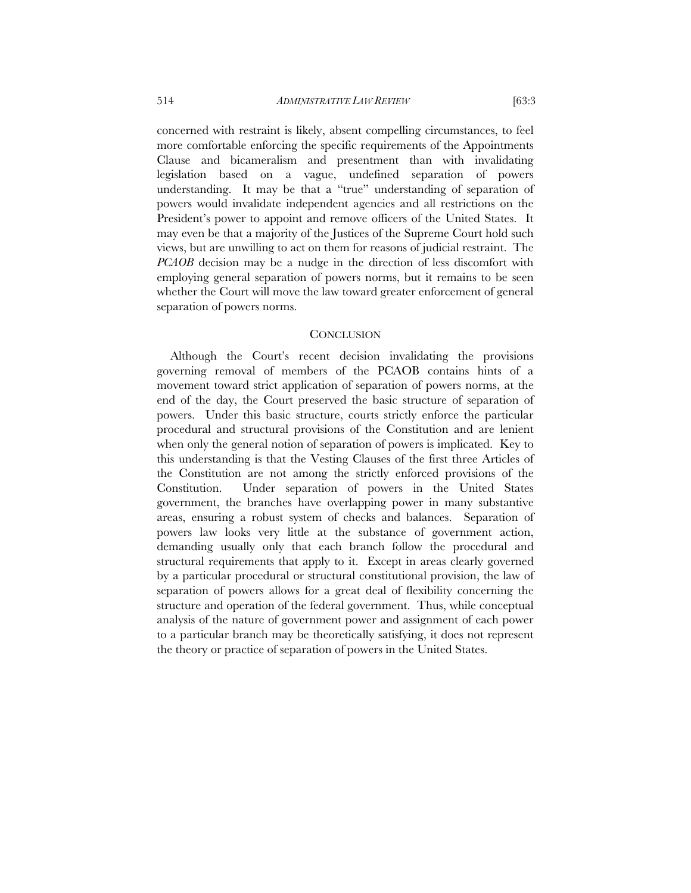concerned with restraint is likely, absent compelling circumstances, to feel more comfortable enforcing the specific requirements of the Appointments Clause and bicameralism and presentment than with invalidating legislation based on a vague, undefined separation of powers understanding. It may be that a "true" understanding of separation of powers would invalidate independent agencies and all restrictions on the President's power to appoint and remove officers of the United States. It may even be that a majority of the Justices of the Supreme Court hold such views, but are unwilling to act on them for reasons of judicial restraint. The *PCAOB* decision may be a nudge in the direction of less discomfort with employing general separation of powers norms, but it remains to be seen whether the Court will move the law toward greater enforcement of general separation of powers norms.

## CONCLUSION

Although the Court's recent decision invalidating the provisions governing removal of members of the PCAOB contains hints of a movement toward strict application of separation of powers norms, at the end of the day, the Court preserved the basic structure of separation of powers. Under this basic structure, courts strictly enforce the particular procedural and structural provisions of the Constitution and are lenient when only the general notion of separation of powers is implicated. Key to this understanding is that the Vesting Clauses of the first three Articles of the Constitution are not among the strictly enforced provisions of the Constitution. Under separation of powers in the United States government, the branches have overlapping power in many substantive areas, ensuring a robust system of checks and balances. Separation of powers law looks very little at the substance of government action, demanding usually only that each branch follow the procedural and structural requirements that apply to it. Except in areas clearly governed by a particular procedural or structural constitutional provision, the law of separation of powers allows for a great deal of flexibility concerning the structure and operation of the federal government. Thus, while conceptual analysis of the nature of government power and assignment of each power to a particular branch may be theoretically satisfying, it does not represent the theory or practice of separation of powers in the United States.